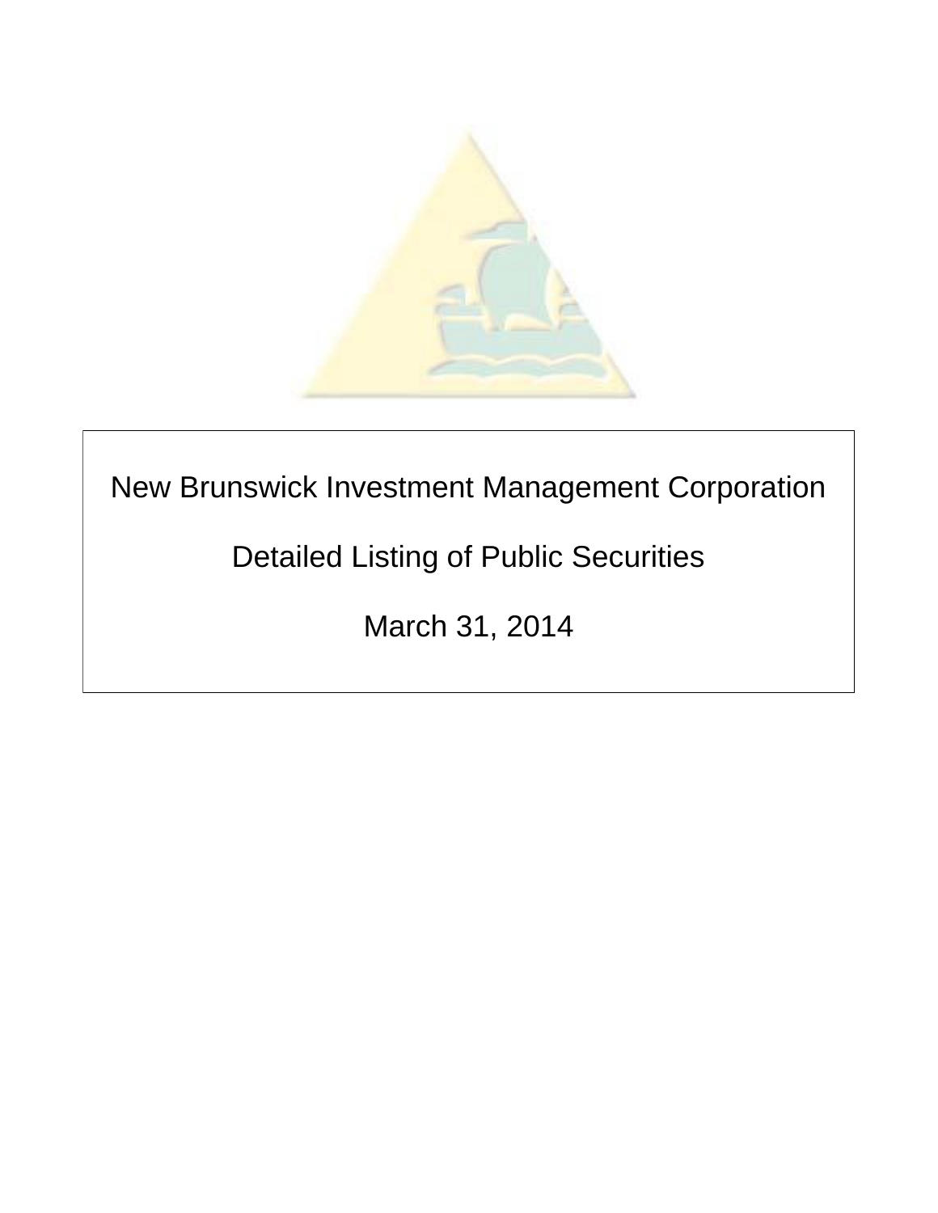# New Brunswick Investment Management Corporation

## Detailed Listing of Public Securities

### March 31, 2014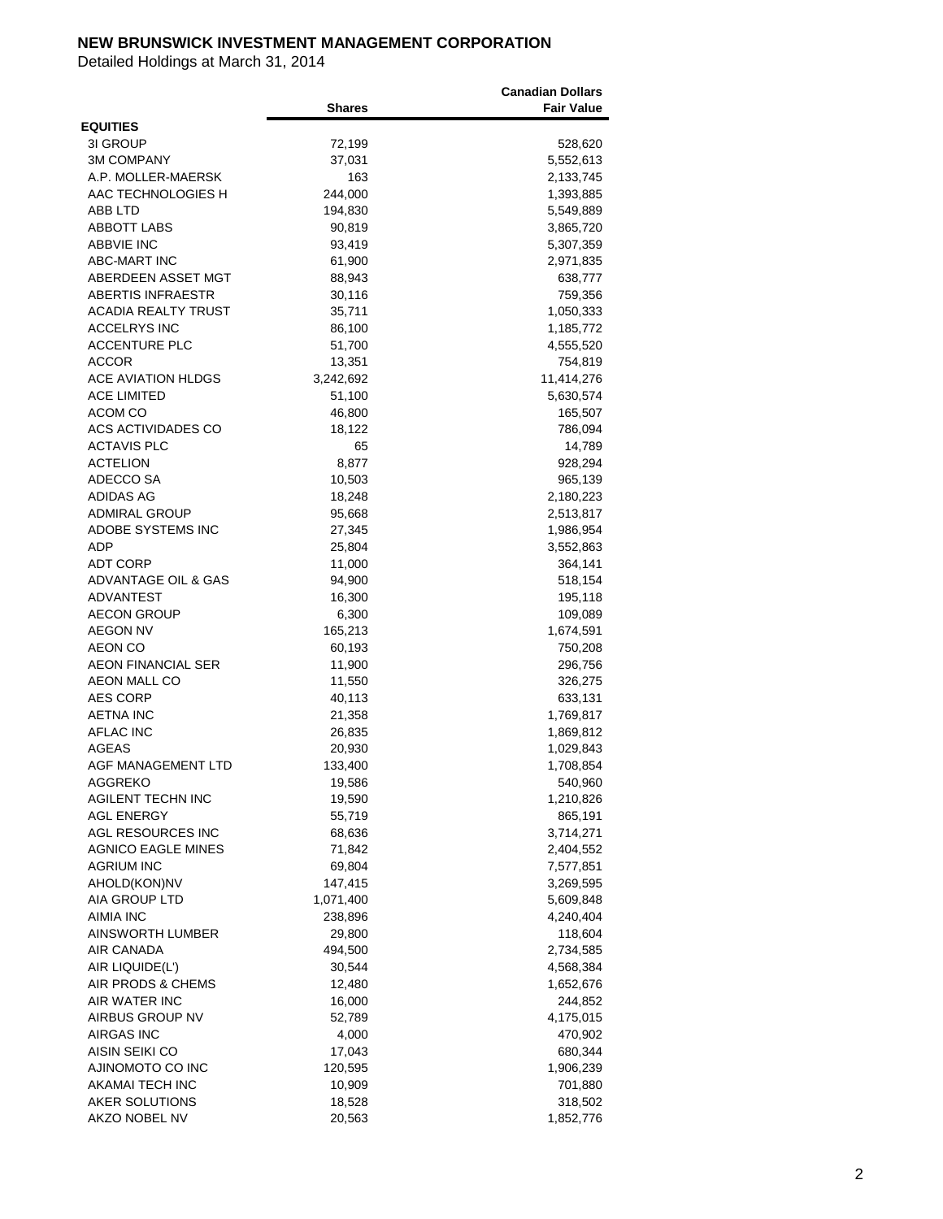**NEW BRUNSWICK INVESTMENT MANAGEMENT CORPORATION**

Detailed Holdings at March 31, 2014

| | Shares | Canadian Dollars Fair Value |
|---|---|---|
| **EQUITIES** | | |
| 3I GROUP | 72,199 | 528,620 |
| 3M COMPANY | 37,031 | 5,552,613 |
| A.P. MOLLER-MAERSK | 163 | 2,133,745 |
| AAC TECHNOLOGIES H | 244,000 | 1,393,885 |
| ABB LTD | 194,830 | 5,549,889 |
| ABBOTT LABS | 90,819 | 3,865,720 |
| ABBVIE INC | 93,419 | 5,307,359 |
| ABC-MART INC | 61,900 | 2,971,835 |
| ABERDEEN ASSET MGT | 88,943 | 638,777 |
| ABERTIS INFRAESTR | 30,116 | 759,356 |
| ACADIA REALTY TRUST | 35,711 | 1,050,333 |
| ACCELRYS INC | 86,100 | 1,185,772 |
| ACCENTURE PLC | 51,700 | 4,555,520 |
| ACCOR | 13,351 | 754,819 |
| ACE AVIATION HLDGS | 3,242,692 | 11,414,276 |
| ACE LIMITED | 51,100 | 5,630,574 |
| ACOM CO | 46,800 | 165,507 |
| ACS ACTIVIDADES CO | 18,122 | 786,094 |
| ACTAVIS PLC | 65 | 14,789 |
| ACTELION | 8,877 | 928,294 |
| ADECCO SA | 10,503 | 965,139 |
| ADIDAS AG | 18,248 | 2,180,223 |
| ADMIRAL GROUP | 95,668 | 2,513,817 |
| ADOBE SYSTEMS INC | 27,345 | 1,986,954 |
| ADP | 25,804 | 3,552,863 |
| ADT CORP | 11,000 | 364,141 |
| ADVANTAGE OIL & GAS | 94,900 | 518,154 |
| ADVANTEST | 16,300 | 195,118 |
| AECON GROUP | 6,300 | 109,089 |
| AEGON NV | 165,213 | 1,674,591 |
| AEON CO | 60,193 | 750,208 |
| AEON FINANCIAL SER | 11,900 | 296,756 |
| AEON MALL CO | 11,550 | 326,275 |
| AES CORP | 40,113 | 633,131 |
| AETNA INC | 21,358 | 1,769,817 |
| AFLAC INC | 26,835 | 1,869,812 |
| AGEAS | 20,930 | 1,029,843 |
| AGF MANAGEMENT LTD | 133,400 | 1,708,854 |
| AGGREKO | 19,586 | 540,960 |
| AGILENT TECHN INC | 19,590 | 1,210,826 |
| AGL ENERGY | 55,719 | 865,191 |
| AGL RESOURCES INC | 68,636 | 3,714,271 |
| AGNICO EAGLE MINES | 71,842 | 2,404,552 |
| AGRIUM INC | 69,804 | 7,577,851 |
| AHOLD(KON)NV | 147,415 | 3,269,595 |
| AIA GROUP LTD | 1,071,400 | 5,609,848 |
| AIMIA INC | 238,896 | 4,240,404 |
| AINSWORTH LUMBER | 29,800 | 118,604 |
| AIR CANADA | 494,500 | 2,734,585 |
| AIR LIQUIDE(L') | 30,544 | 4,568,384 |
| AIR PRODS & CHEMS | 12,480 | 1,652,676 |
| AIR WATER INC | 16,000 | 244,852 |
| AIRBUS GROUP NV | 52,789 | 4,175,015 |
| AIRGAS INC | 4,000 | 470,902 |
| AISIN SEIKI CO | 17,043 | 680,344 |
| AJINOMOTO CO INC | 120,595 | 1,906,239 |
| AKAMAI TECH INC | 10,909 | 701,880 |
| AKER SOLUTIONS | 18,528 | 318,502 |
| AKZO NOBEL NV | 20,563 | 1,852,776 |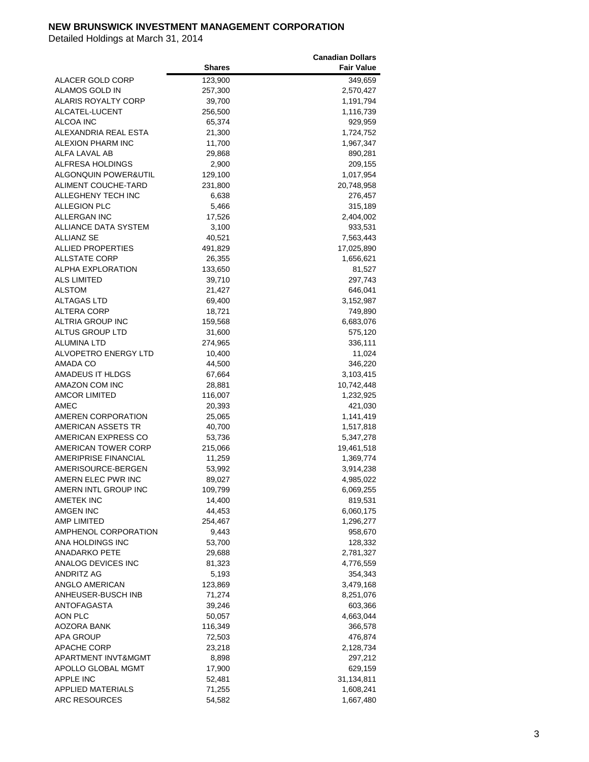**NEW BRUNSWICK INVESTMENT MANAGEMENT CORPORATION**

Detailed Holdings at March 31, 2014

| | Shares | Canadian Dollars Fair Value |
|---|---|---|
| ALACER GOLD CORP | 123,900 | 349,659 |
| ALAMOS GOLD IN | 257,300 | 2,570,427 |
| ALARIS ROYALTY CORP | 39,700 | 1,191,794 |
| ALCATEL-LUCENT | 256,500 | 1,116,739 |
| ALCOA INC | 65,374 | 929,959 |
| ALEXANDRIA REAL ESTA | 21,300 | 1,724,752 |
| ALEXION PHARM INC | 11,700 | 1,967,347 |
| ALFA LAVAL AB | 29,868 | 890,281 |
| ALFRESA HOLDINGS | 2,900 | 209,155 |
| ALGONQUIN POWER&UTIL | 129,100 | 1,017,954 |
| ALIMENT COUCHE-TARD | 231,800 | 20,748,958 |
| ALLEGHENY TECH INC | 6,638 | 276,457 |
| ALLEGION PLC | 5,466 | 315,189 |
| ALLERGAN INC | 17,526 | 2,404,002 |
| ALLIANCE DATA SYSTEM | 3,100 | 933,531 |
| ALLIANZ SE | 40,521 | 7,563,443 |
| ALLIED PROPERTIES | 491,829 | 17,025,890 |
| ALLSTATE CORP | 26,355 | 1,656,621 |
| ALPHA EXPLORATION | 133,650 | 81,527 |
| ALS LIMITED | 39,710 | 297,743 |
| ALSTOM | 21,427 | 646,041 |
| ALTAGAS LTD | 69,400 | 3,152,987 |
| ALTERA CORP | 18,721 | 749,890 |
| ALTRIA GROUP INC | 159,568 | 6,683,076 |
| ALTUS GROUP LTD | 31,600 | 575,120 |
| ALUMINA LTD | 274,965 | 336,111 |
| ALVOPETRO ENERGY LTD | 10,400 | 11,024 |
| AMADA CO | 44,500 | 346,220 |
| AMADEUS IT HLDGS | 67,664 | 3,103,415 |
| AMAZON COM INC | 28,881 | 10,742,448 |
| AMCOR LIMITED | 116,007 | 1,232,925 |
| AMEC | 20,393 | 421,030 |
| AMEREN CORPORATION | 25,065 | 1,141,419 |
| AMERICAN ASSETS TR | 40,700 | 1,517,818 |
| AMERICAN EXPRESS CO | 53,736 | 5,347,278 |
| AMERICAN TOWER CORP | 215,066 | 19,461,518 |
| AMERIPRISE FINANCIAL | 11,259 | 1,369,774 |
| AMERISOURCE-BERGEN | 53,992 | 3,914,238 |
| AMERN ELEC PWR INC | 89,027 | 4,985,022 |
| AMERN INTL GROUP INC | 109,799 | 6,069,255 |
| AMETEK INC | 14,400 | 819,531 |
| AMGEN INC | 44,453 | 6,060,175 |
| AMP LIMITED | 254,467 | 1,296,277 |
| AMPHENOL CORPORATION | 9,443 | 958,670 |
| ANA HOLDINGS INC | 53,700 | 128,332 |
| ANADARKO PETE | 29,688 | 2,781,327 |
| ANALOG DEVICES INC | 81,323 | 4,776,559 |
| ANDRITZ AG | 5,193 | 354,343 |
| ANGLO AMERICAN | 123,869 | 3,479,168 |
| ANHEUSER-BUSCH INB | 71,274 | 8,251,076 |
| ANTOFAGASTA | 39,246 | 603,366 |
| AON PLC | 50,057 | 4,663,044 |
| AOZORA BANK | 116,349 | 366,578 |
| APA GROUP | 72,503 | 476,874 |
| APACHE CORP | 23,218 | 2,128,734 |
| APARTMENT INVT&MGMT | 8,898 | 297,212 |
| APOLLO GLOBAL MGMT | 17,900 | 629,159 |
| APPLE INC | 52,481 | 31,134,811 |
| APPLIED MATERIALS | 71,255 | 1,608,241 |
| ARC RESOURCES | 54,582 | 1,667,480 |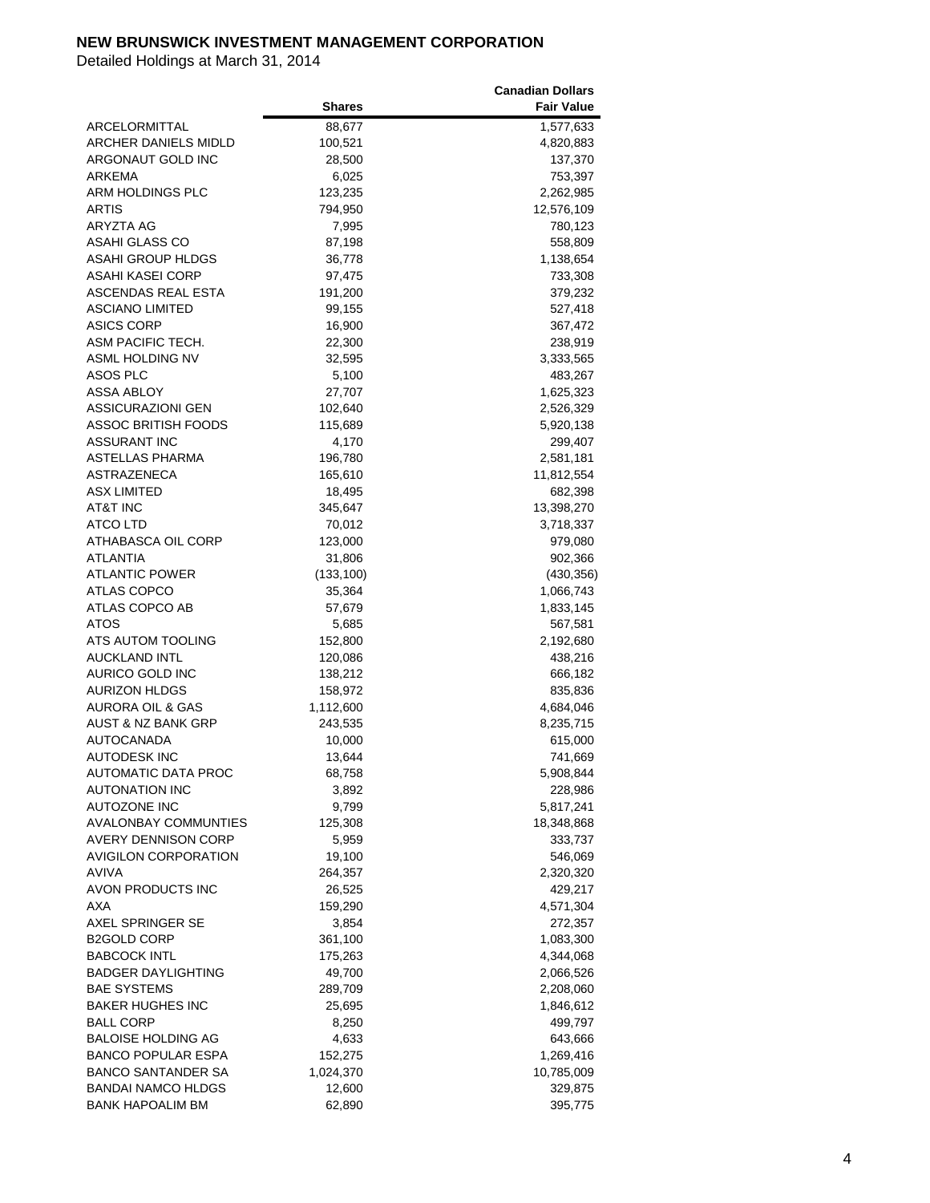**NEW BRUNSWICK INVESTMENT MANAGEMENT CORPORATION**

Detailed Holdings at March 31, 2014

| | Shares | Canadian Dollars Fair Value |
|---|---|---|
| ARCELORMITTAL | 88,677 | 1,577,633 |
| ARCHER DANIELS MIDLD | 100,521 | 4,820,883 |
| ARGONAUT GOLD INC | 28,500 | 137,370 |
| ARKEMA | 6,025 | 753,397 |
| ARM HOLDINGS PLC | 123,235 | 2,262,985 |
| ARTIS | 794,950 | 12,576,109 |
| ARYZTA AG | 7,995 | 780,123 |
| ASAHI GLASS CO | 87,198 | 558,809 |
| ASAHI GROUP HLDGS | 36,778 | 1,138,654 |
| ASAHI KASEI CORP | 97,475 | 733,308 |
| ASCENDAS REAL ESTA | 191,200 | 379,232 |
| ASCIANO LIMITED | 99,155 | 527,418 |
| ASICS CORP | 16,900 | 367,472 |
| ASM PACIFIC TECH. | 22,300 | 238,919 |
| ASML HOLDING NV | 32,595 | 3,333,565 |
| ASOS PLC | 5,100 | 483,267 |
| ASSA ABLOY | 27,707 | 1,625,323 |
| ASSICURAZIONI GEN | 102,640 | 2,526,329 |
| ASSOC BRITISH FOODS | 115,689 | 5,920,138 |
| ASSURANT INC | 4,170 | 299,407 |
| ASTELLAS PHARMA | 196,780 | 2,581,181 |
| ASTRAZENECA | 165,610 | 11,812,554 |
| ASX LIMITED | 18,495 | 682,398 |
| AT&T INC | 345,647 | 13,398,270 |
| ATCO LTD | 70,012 | 3,718,337 |
| ATHABASCA OIL CORP | 123,000 | 979,080 |
| ATLANTIA | 31,806 | 902,366 |
| ATLANTIC POWER | (133,100) | (430,356) |
| ATLAS COPCO | 35,364 | 1,066,743 |
| ATLAS COPCO AB | 57,679 | 1,833,145 |
| ATOS | 5,685 | 567,581 |
| ATS AUTOM TOOLING | 152,800 | 2,192,680 |
| AUCKLAND INTL | 120,086 | 438,216 |
| AURICO GOLD INC | 138,212 | 666,182 |
| AURIZON HLDGS | 158,972 | 835,836 |
| AURORA OIL & GAS | 1,112,600 | 4,684,046 |
| AUST & NZ BANK GRP | 243,535 | 8,235,715 |
| AUTOCANADA | 10,000 | 615,000 |
| AUTODESK INC | 13,644 | 741,669 |
| AUTOMATIC DATA PROC | 68,758 | 5,908,844 |
| AUTONATION INC | 3,892 | 228,986 |
| AUTOZONE INC | 9,799 | 5,817,241 |
| AVALONBAY COMMUNTIES | 125,308 | 18,348,868 |
| AVERY DENNISON CORP | 5,959 | 333,737 |
| AVIGILON CORPORATION | 19,100 | 546,069 |
| AVIVA | 264,357 | 2,320,320 |
| AVON PRODUCTS INC | 26,525 | 429,217 |
| AXA | 159,290 | 4,571,304 |
| AXEL SPRINGER SE | 3,854 | 272,357 |
| B2GOLD CORP | 361,100 | 1,083,300 |
| BABCOCK INTL | 175,263 | 4,344,068 |
| BADGER DAYLIGHTING | 49,700 | 2,066,526 |
| BAE SYSTEMS | 289,709 | 2,208,060 |
| BAKER HUGHES INC | 25,695 | 1,846,612 |
| BALL CORP | 8,250 | 499,797 |
| BALOISE HOLDING AG | 4,633 | 643,666 |
| BANCO POPULAR ESPA | 152,275 | 1,269,416 |
| BANCO SANTANDER SA | 1,024,370 | 10,785,009 |
| BANDAI NAMCO HLDGS | 12,600 | 329,875 |
| BANK HAPOALIM BM | 62,890 | 395,775 |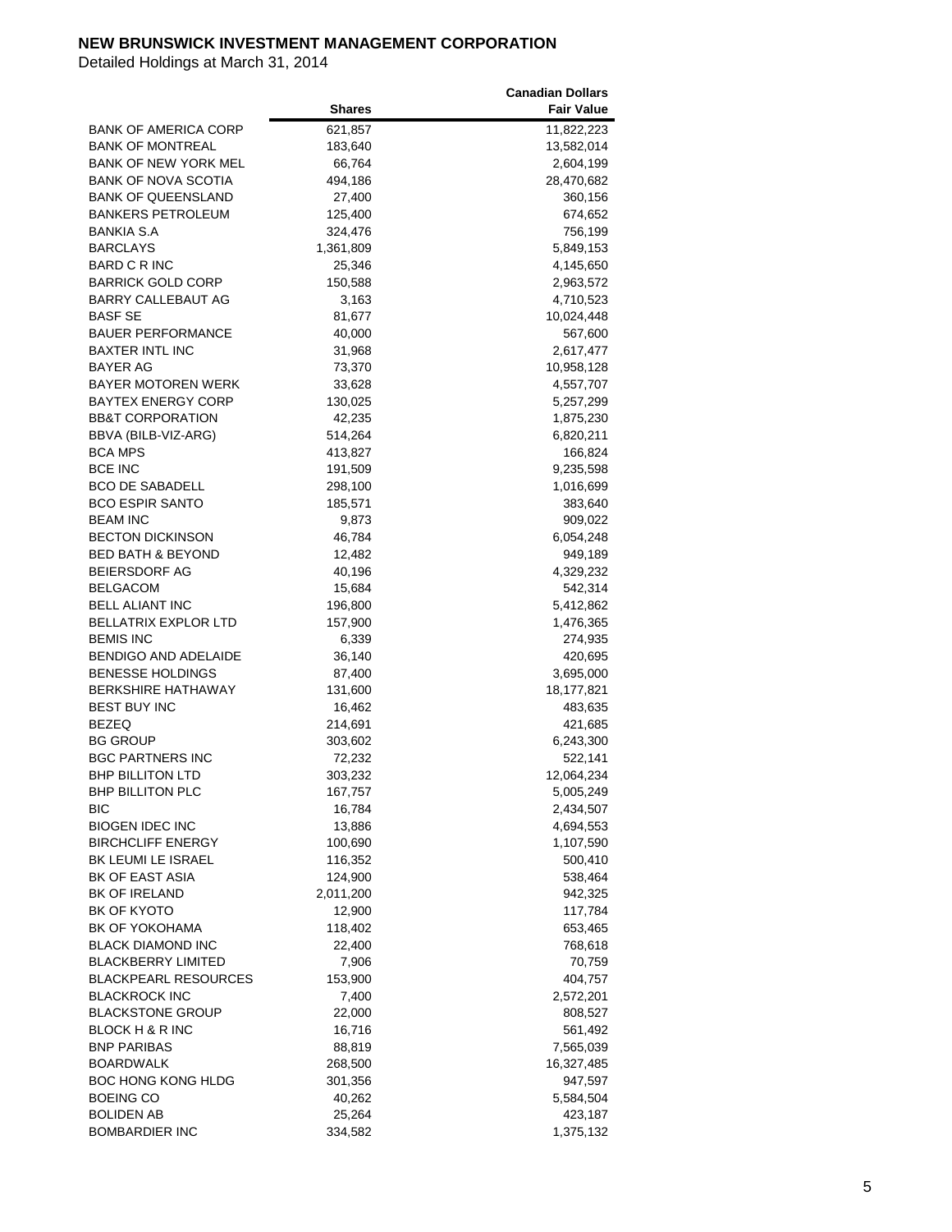**NEW BRUNSWICK INVESTMENT MANAGEMENT CORPORATION**

Detailed Holdings at March 31, 2014

| | Shares | Canadian Dollars Fair Value |
|---|---|---|
| BANK OF AMERICA CORP | 621,857 | 11,822,223 |
| BANK OF MONTREAL | 183,640 | 13,582,014 |
| BANK OF NEW YORK MEL | 66,764 | 2,604,199 |
| BANK OF NOVA SCOTIA | 494,186 | 28,470,682 |
| BANK OF QUEENSLAND | 27,400 | 360,156 |
| BANKERS PETROLEUM | 125,400 | 674,652 |
| BANKIA S.A | 324,476 | 756,199 |
| BARCLAYS | 1,361,809 | 5,849,153 |
| BARD C R INC | 25,346 | 4,145,650 |
| BARRICK GOLD CORP | 150,588 | 2,963,572 |
| BARRY CALLEBAUT AG | 3,163 | 4,710,523 |
| BASF SE | 81,677 | 10,024,448 |
| BAUER PERFORMANCE | 40,000 | 567,600 |
| BAXTER INTL INC | 31,968 | 2,617,477 |
| BAYER AG | 73,370 | 10,958,128 |
| BAYER MOTOREN WERK | 33,628 | 4,557,707 |
| BAYTEX ENERGY CORP | 130,025 | 5,257,299 |
| BB&T CORPORATION | 42,235 | 1,875,230 |
| BBVA (BILB-VIZ-ARG) | 514,264 | 6,820,211 |
| BCA MPS | 413,827 | 166,824 |
| BCE INC | 191,509 | 9,235,598 |
| BCO DE SABADELL | 298,100 | 1,016,699 |
| BCO ESPIR SANTO | 185,571 | 383,640 |
| BEAM INC | 9,873 | 909,022 |
| BECTON DICKINSON | 46,784 | 6,054,248 |
| BED BATH & BEYOND | 12,482 | 949,189 |
| BEIERSDORF AG | 40,196 | 4,329,232 |
| BELGACOM | 15,684 | 542,314 |
| BELL ALIANT INC | 196,800 | 5,412,862 |
| BELLATRIX EXPLOR LTD | 157,900 | 1,476,365 |
| BEMIS INC | 6,339 | 274,935 |
| BENDIGO AND ADELAIDE | 36,140 | 420,695 |
| BENESSE HOLDINGS | 87,400 | 3,695,000 |
| BERKSHIRE HATHAWAY | 131,600 | 18,177,821 |
| BEST BUY INC | 16,462 | 483,635 |
| BEZEQ | 214,691 | 421,685 |
| BG GROUP | 303,602 | 6,243,300 |
| BGC PARTNERS INC | 72,232 | 522,141 |
| BHP BILLITON LTD | 303,232 | 12,064,234 |
| BHP BILLITON PLC | 167,757 | 5,005,249 |
| BIC | 16,784 | 2,434,507 |
| BIOGEN IDEC INC | 13,886 | 4,694,553 |
| BIRCHCLIFF ENERGY | 100,690 | 1,107,590 |
| BK LEUMI LE ISRAEL | 116,352 | 500,410 |
| BK OF EAST ASIA | 124,900 | 538,464 |
| BK OF IRELAND | 2,011,200 | 942,325 |
| BK OF KYOTO | 12,900 | 117,784 |
| BK OF YOKOHAMA | 118,402 | 653,465 |
| BLACK DIAMOND INC | 22,400 | 768,618 |
| BLACKBERRY LIMITED | 7,906 | 70,759 |
| BLACKPEARL RESOURCES | 153,900 | 404,757 |
| BLACKROCK INC | 7,400 | 2,572,201 |
| BLACKSTONE GROUP | 22,000 | 808,527 |
| BLOCK H & R INC | 16,716 | 561,492 |
| BNP PARIBAS | 88,819 | 7,565,039 |
| BOARDWALK | 268,500 | 16,327,485 |
| BOC HONG KONG HLDG | 301,356 | 947,597 |
| BOEING CO | 40,262 | 5,584,504 |
| BOLIDEN AB | 25,264 | 423,187 |
| BOMBARDIER INC | 334,582 | 1,375,132 |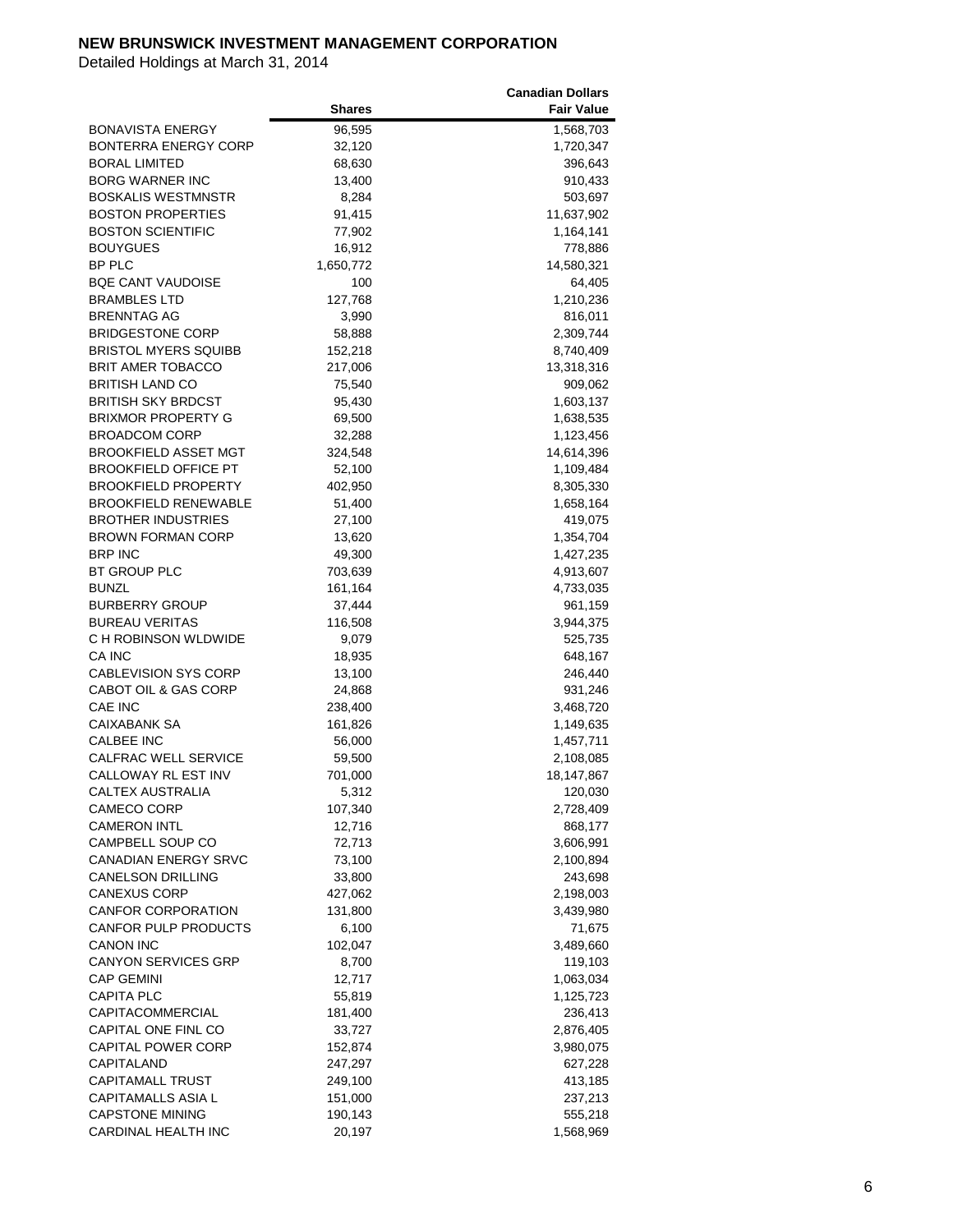**NEW BRUNSWICK INVESTMENT MANAGEMENT CORPORATION**

Detailed Holdings at March 31, 2014

| | Shares | Canadian Dollars Fair Value |
|---|---|---|
| BONAVISTA ENERGY | 96,595 | 1,568,703 |
| BONTERRA ENERGY CORP | 32,120 | 1,720,347 |
| BORAL LIMITED | 68,630 | 396,643 |
| BORG WARNER INC | 13,400 | 910,433 |
| BOSKALIS WESTMNSTR | 8,284 | 503,697 |
| BOSTON PROPERTIES | 91,415 | 11,637,902 |
| BOSTON SCIENTIFIC | 77,902 | 1,164,141 |
| BOUYGUES | 16,912 | 778,886 |
| BP PLC | 1,650,772 | 14,580,321 |
| BQE CANT VAUDOISE | 100 | 64,405 |
| BRAMBLES LTD | 127,768 | 1,210,236 |
| BRENNTAG AG | 3,990 | 816,011 |
| BRIDGESTONE CORP | 58,888 | 2,309,744 |
| BRISTOL MYERS SQUIBB | 152,218 | 8,740,409 |
| BRIT AMER TOBACCO | 217,006 | 13,318,316 |
| BRITISH LAND CO | 75,540 | 909,062 |
| BRITISH SKY BRDCST | 95,430 | 1,603,137 |
| BRIXMOR PROPERTY G | 69,500 | 1,638,535 |
| BROADCOM CORP | 32,288 | 1,123,456 |
| BROOKFIELD ASSET MGT | 324,548 | 14,614,396 |
| BROOKFIELD OFFICE PT | 52,100 | 1,109,484 |
| BROOKFIELD PROPERTY | 402,950 | 8,305,330 |
| BROOKFIELD RENEWABLE | 51,400 | 1,658,164 |
| BROTHER INDUSTRIES | 27,100 | 419,075 |
| BROWN FORMAN CORP | 13,620 | 1,354,704 |
| BRP INC | 49,300 | 1,427,235 |
| BT GROUP PLC | 703,639 | 4,913,607 |
| BUNZL | 161,164 | 4,733,035 |
| BURBERRY GROUP | 37,444 | 961,159 |
| BUREAU VERITAS | 116,508 | 3,944,375 |
| C H ROBINSON WLDWIDE | 9,079 | 525,735 |
| CA INC | 18,935 | 648,167 |
| CABLEVISION SYS CORP | 13,100 | 246,440 |
| CABOT OIL & GAS CORP | 24,868 | 931,246 |
| CAE INC | 238,400 | 3,468,720 |
| CAIXABANK SA | 161,826 | 1,149,635 |
| CALBEE INC | 56,000 | 1,457,711 |
| CALFRAC WELL SERVICE | 59,500 | 2,108,085 |
| CALLOWAY RL EST INV | 701,000 | 18,147,867 |
| CALTEX AUSTRALIA | 5,312 | 120,030 |
| CAMECO CORP | 107,340 | 2,728,409 |
| CAMERON INTL | 12,716 | 868,177 |
| CAMPBELL SOUP CO | 72,713 | 3,606,991 |
| CANADIAN ENERGY SRVC | 73,100 | 2,100,894 |
| CANELSON DRILLING | 33,800 | 243,698 |
| CANEXUS CORP | 427,062 | 2,198,003 |
| CANFOR CORPORATION | 131,800 | 3,439,980 |
| CANFOR PULP PRODUCTS | 6,100 | 71,675 |
| CANON INC | 102,047 | 3,489,660 |
| CANYON SERVICES GRP | 8,700 | 119,103 |
| CAP GEMINI | 12,717 | 1,063,034 |
| CAPITA PLC | 55,819 | 1,125,723 |
| CAPITACOMMERCIAL | 181,400 | 236,413 |
| CAPITAL ONE FINL CO | 33,727 | 2,876,405 |
| CAPITAL POWER CORP | 152,874 | 3,980,075 |
| CAPITALAND | 247,297 | 627,228 |
| CAPITAMALL TRUST | 249,100 | 413,185 |
| CAPITAMALLS ASIA L | 151,000 | 237,213 |
| CAPSTONE MINING | 190,143 | 555,218 |
| CARDINAL HEALTH INC | 20,197 | 1,568,969 |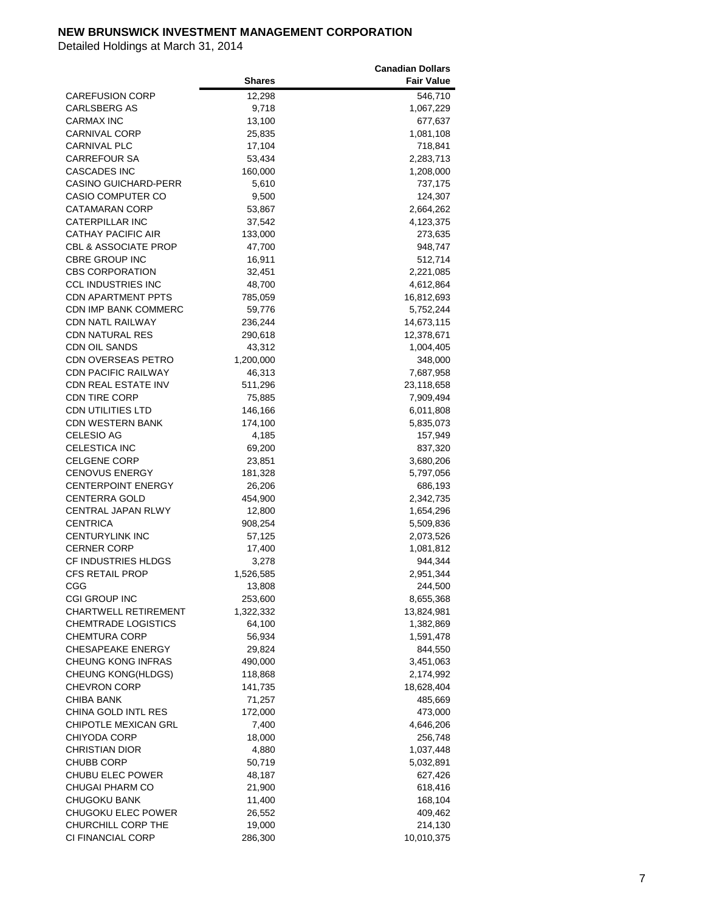**NEW BRUNSWICK INVESTMENT MANAGEMENT CORPORATION**

Detailed Holdings at March 31, 2014

| | Shares | Canadian Dollars Fair Value |
|---|---|---|
| CAREFUSION CORP | 12,298 | 546,710 |
| CARLSBERG AS | 9,718 | 1,067,229 |
| CARMAX INC | 13,100 | 677,637 |
| CARNIVAL CORP | 25,835 | 1,081,108 |
| CARNIVAL PLC | 17,104 | 718,841 |
| CARREFOUR SA | 53,434 | 2,283,713 |
| CASCADES INC | 160,000 | 1,208,000 |
| CASINO GUICHARD-PERR | 5,610 | 737,175 |
| CASIO COMPUTER CO | 9,500 | 124,307 |
| CATAMARAN CORP | 53,867 | 2,664,262 |
| CATERPILLAR INC | 37,542 | 4,123,375 |
| CATHAY PACIFIC AIR | 133,000 | 273,635 |
| CBL & ASSOCIATE PROP | 47,700 | 948,747 |
| CBRE GROUP INC | 16,911 | 512,714 |
| CBS CORPORATION | 32,451 | 2,221,085 |
| CCL INDUSTRIES INC | 48,700 | 4,612,864 |
| CDN APARTMENT PPTS | 785,059 | 16,812,693 |
| CDN IMP BANK COMMERC | 59,776 | 5,752,244 |
| CDN NATL RAILWAY | 236,244 | 14,673,115 |
| CDN NATURAL RES | 290,618 | 12,378,671 |
| CDN OIL SANDS | 43,312 | 1,004,405 |
| CDN OVERSEAS PETRO | 1,200,000 | 348,000 |
| CDN PACIFIC RAILWAY | 46,313 | 7,687,958 |
| CDN REAL ESTATE INV | 511,296 | 23,118,658 |
| CDN TIRE CORP | 75,885 | 7,909,494 |
| CDN UTILITIES LTD | 146,166 | 6,011,808 |
| CDN WESTERN BANK | 174,100 | 5,835,073 |
| CELESIO AG | 4,185 | 157,949 |
| CELESTICA INC | 69,200 | 837,320 |
| CELGENE CORP | 23,851 | 3,680,206 |
| CENOVUS ENERGY | 181,328 | 5,797,056 |
| CENTERPOINT ENERGY | 26,206 | 686,193 |
| CENTERRA GOLD | 454,900 | 2,342,735 |
| CENTRAL JAPAN RLWY | 12,800 | 1,654,296 |
| CENTRICA | 908,254 | 5,509,836 |
| CENTURYLINK INC | 57,125 | 2,073,526 |
| CERNER CORP | 17,400 | 1,081,812 |
| CF INDUSTRIES HLDGS | 3,278 | 944,344 |
| CFS RETAIL PROP | 1,526,585 | 2,951,344 |
| CGG | 13,808 | 244,500 |
| CGI GROUP INC | 253,600 | 8,655,368 |
| CHARTWELL RETIREMENT | 1,322,332 | 13,824,981 |
| CHEMTRADE LOGISTICS | 64,100 | 1,382,869 |
| CHEMTURA CORP | 56,934 | 1,591,478 |
| CHESAPEAKE ENERGY | 29,824 | 844,550 |
| CHEUNG KONG INFRAS | 490,000 | 3,451,063 |
| CHEUNG KONG(HLDGS) | 118,868 | 2,174,992 |
| CHEVRON CORP | 141,735 | 18,628,404 |
| CHIBA BANK | 71,257 | 485,669 |
| CHINA GOLD INTL RES | 172,000 | 473,000 |
| CHIPOTLE MEXICAN GRL | 7,400 | 4,646,206 |
| CHIYODA CORP | 18,000 | 256,748 |
| CHRISTIAN DIOR | 4,880 | 1,037,448 |
| CHUBB CORP | 50,719 | 5,032,891 |
| CHUBU ELEC POWER | 48,187 | 627,426 |
| CHUGAI PHARM CO | 21,900 | 618,416 |
| CHUGOKU BANK | 11,400 | 168,104 |
| CHUGOKU ELEC POWER | 26,552 | 409,462 |
| CHURCHILL CORP THE | 19,000 | 214,130 |
| CI FINANCIAL CORP | 286,300 | 10,010,375 |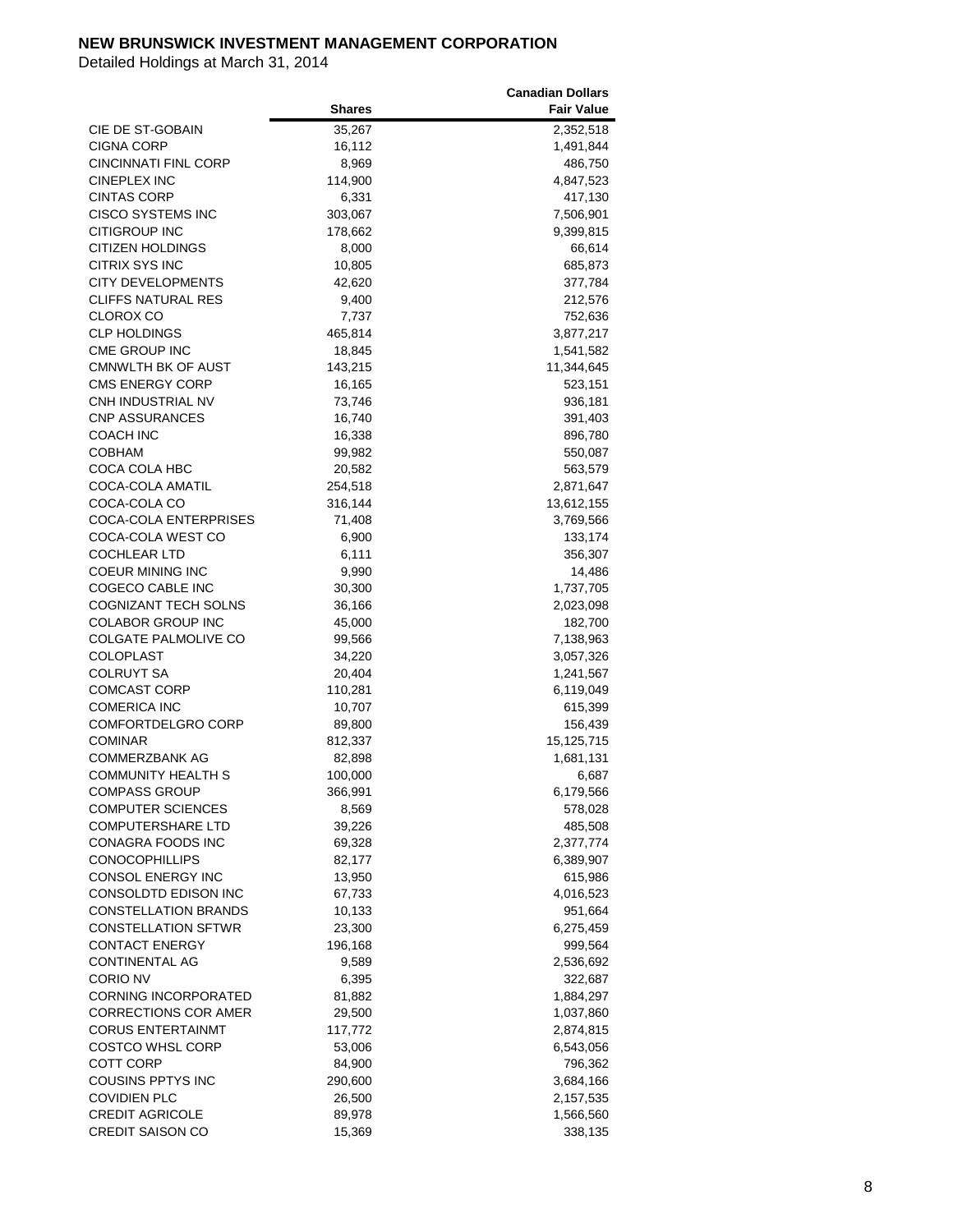**NEW BRUNSWICK INVESTMENT MANAGEMENT CORPORATION**

Detailed Holdings at March 31, 2014

| | Shares | Canadian Dollars Fair Value |
|---|---|---|
| CIE DE ST-GOBAIN | 35,267 | 2,352,518 |
| CIGNA CORP | 16,112 | 1,491,844 |
| CINCINNATI FINL CORP | 8,969 | 486,750 |
| CINEPLEX INC | 114,900 | 4,847,523 |
| CINTAS CORP | 6,331 | 417,130 |
| CISCO SYSTEMS INC | 303,067 | 7,506,901 |
| CITIGROUP INC | 178,662 | 9,399,815 |
| CITIZEN HOLDINGS | 8,000 | 66,614 |
| CITRIX SYS INC | 10,805 | 685,873 |
| CITY DEVELOPMENTS | 42,620 | 377,784 |
| CLIFFS NATURAL RES | 9,400 | 212,576 |
| CLOROX CO | 7,737 | 752,636 |
| CLP HOLDINGS | 465,814 | 3,877,217 |
| CME GROUP INC | 18,845 | 1,541,582 |
| CMNWLTH BK OF AUST | 143,215 | 11,344,645 |
| CMS ENERGY CORP | 16,165 | 523,151 |
| CNH INDUSTRIAL NV | 73,746 | 936,181 |
| CNP ASSURANCES | 16,740 | 391,403 |
| COACH INC | 16,338 | 896,780 |
| COBHAM | 99,982 | 550,087 |
| COCA COLA HBC | 20,582 | 563,579 |
| COCA-COLA AMATIL | 254,518 | 2,871,647 |
| COCA-COLA CO | 316,144 | 13,612,155 |
| COCA-COLA ENTERPRISES | 71,408 | 3,769,566 |
| COCA-COLA WEST CO | 6,900 | 133,174 |
| COCHLEAR LTD | 6,111 | 356,307 |
| COEUR MINING INC | 9,990 | 14,486 |
| COGECO CABLE INC | 30,300 | 1,737,705 |
| COGNIZANT TECH SOLNS | 36,166 | 2,023,098 |
| COLABOR GROUP INC | 45,000 | 182,700 |
| COLGATE PALMOLIVE CO | 99,566 | 7,138,963 |
| COLOPLAST | 34,220 | 3,057,326 |
| COLRUYT SA | 20,404 | 1,241,567 |
| COMCAST CORP | 110,281 | 6,119,049 |
| COMERICA INC | 10,707 | 615,399 |
| COMFORTDELGRO CORP | 89,800 | 156,439 |
| COMINAR | 812,337 | 15,125,715 |
| COMMERZBANK AG | 82,898 | 1,681,131 |
| COMMUNITY HEALTH S | 100,000 | 6,687 |
| COMPASS GROUP | 366,991 | 6,179,566 |
| COMPUTER SCIENCES | 8,569 | 578,028 |
| COMPUTERSHARE LTD | 39,226 | 485,508 |
| CONAGRA FOODS INC | 69,328 | 2,377,774 |
| CONOCOPHILLIPS | 82,177 | 6,389,907 |
| CONSOL ENERGY INC | 13,950 | 615,986 |
| CONSOLDTD EDISON INC | 67,733 | 4,016,523 |
| CONSTELLATION BRANDS | 10,133 | 951,664 |
| CONSTELLATION SFTWR | 23,300 | 6,275,459 |
| CONTACT ENERGY | 196,168 | 999,564 |
| CONTINENTAL AG | 9,589 | 2,536,692 |
| CORIO NV | 6,395 | 322,687 |
| CORNING INCORPORATED | 81,882 | 1,884,297 |
| CORRECTIONS COR AMER | 29,500 | 1,037,860 |
| CORUS ENTERTAINMT | 117,772 | 2,874,815 |
| COSTCO WHSL CORP | 53,006 | 6,543,056 |
| COTT CORP | 84,900 | 796,362 |
| COUSINS PPTYS INC | 290,600 | 3,684,166 |
| COVIDIEN PLC | 26,500 | 2,157,535 |
| CREDIT AGRICOLE | 89,978 | 1,566,560 |
| CREDIT SAISON CO | 15,369 | 338,135 |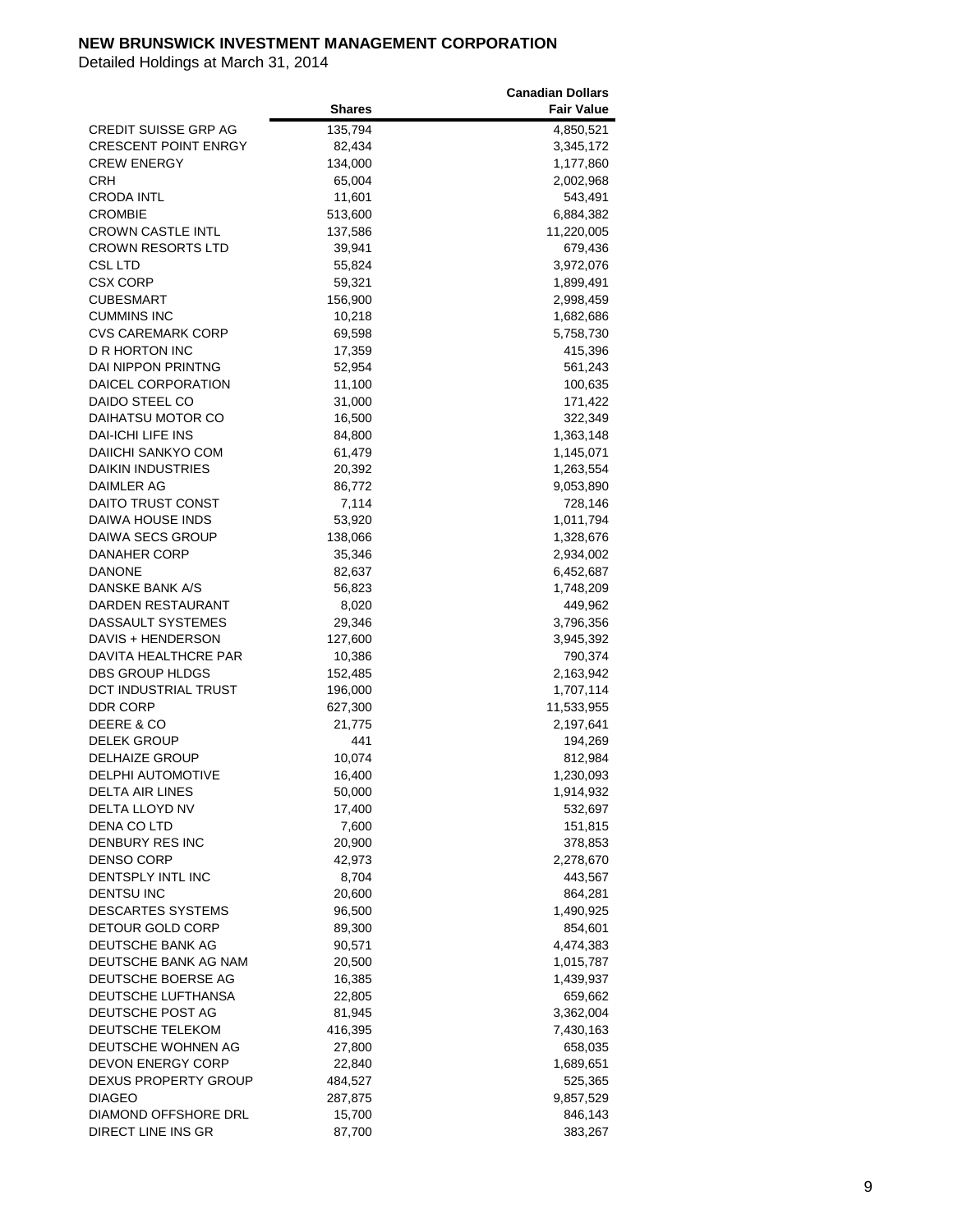**NEW BRUNSWICK INVESTMENT MANAGEMENT CORPORATION**

Detailed Holdings at March 31, 2014

| | Shares | Canadian Dollars Fair Value |
|---|---|---|
| CREDIT SUISSE GRP AG | 135,794 | 4,850,521 |
| CRESCENT POINT ENRGY | 82,434 | 3,345,172 |
| CREW ENERGY | 134,000 | 1,177,860 |
| CRH | 65,004 | 2,002,968 |
| CRODA INTL | 11,601 | 543,491 |
| CROMBIE | 513,600 | 6,884,382 |
| CROWN CASTLE INTL | 137,586 | 11,220,005 |
| CROWN RESORTS LTD | 39,941 | 679,436 |
| CSL LTD | 55,824 | 3,972,076 |
| CSX CORP | 59,321 | 1,899,491 |
| CUBESMART | 156,900 | 2,998,459 |
| CUMMINS INC | 10,218 | 1,682,686 |
| CVS CAREMARK CORP | 69,598 | 5,758,730 |
| D R HORTON INC | 17,359 | 415,396 |
| DAI NIPPON PRINTNG | 52,954 | 561,243 |
| DAICEL CORPORATION | 11,100 | 100,635 |
| DAIDO STEEL CO | 31,000 | 171,422 |
| DAIHATSU MOTOR CO | 16,500 | 322,349 |
| DAI-ICHI LIFE INS | 84,800 | 1,363,148 |
| DAIICHI SANKYO COM | 61,479 | 1,145,071 |
| DAIKIN INDUSTRIES | 20,392 | 1,263,554 |
| DAIMLER AG | 86,772 | 9,053,890 |
| DAITO TRUST CONST | 7,114 | 728,146 |
| DAIWA HOUSE INDS | 53,920 | 1,011,794 |
| DAIWA SECS GROUP | 138,066 | 1,328,676 |
| DANAHER CORP | 35,346 | 2,934,002 |
| DANONE | 82,637 | 6,452,687 |
| DANSKE BANK A/S | 56,823 | 1,748,209 |
| DARDEN RESTAURANT | 8,020 | 449,962 |
| DASSAULT SYSTEMES | 29,346 | 3,796,356 |
| DAVIS + HENDERSON | 127,600 | 3,945,392 |
| DAVITA HEALTHCRE PAR | 10,386 | 790,374 |
| DBS GROUP HLDGS | 152,485 | 2,163,942 |
| DCT INDUSTRIAL TRUST | 196,000 | 1,707,114 |
| DDR CORP | 627,300 | 11,533,955 |
| DEERE & CO | 21,775 | 2,197,641 |
| DELEK GROUP | 441 | 194,269 |
| DELHAIZE GROUP | 10,074 | 812,984 |
| DELPHI AUTOMOTIVE | 16,400 | 1,230,093 |
| DELTA AIR LINES | 50,000 | 1,914,932 |
| DELTA LLOYD NV | 17,400 | 532,697 |
| DENA CO LTD | 7,600 | 151,815 |
| DENBURY RES INC | 20,900 | 378,853 |
| DENSO CORP | 42,973 | 2,278,670 |
| DENTSPLY INTL INC | 8,704 | 443,567 |
| DENTSU INC | 20,600 | 864,281 |
| DESCARTES SYSTEMS | 96,500 | 1,490,925 |
| DETOUR GOLD CORP | 89,300 | 854,601 |
| DEUTSCHE BANK AG | 90,571 | 4,474,383 |
| DEUTSCHE BANK AG NAM | 20,500 | 1,015,787 |
| DEUTSCHE BOERSE AG | 16,385 | 1,439,937 |
| DEUTSCHE LUFTHANSA | 22,805 | 659,662 |
| DEUTSCHE POST AG | 81,945 | 3,362,004 |
| DEUTSCHE TELEKOM | 416,395 | 7,430,163 |
| DEUTSCHE WOHNEN AG | 27,800 | 658,035 |
| DEVON ENERGY CORP | 22,840 | 1,689,651 |
| DEXUS PROPERTY GROUP | 484,527 | 525,365 |
| DIAGEO | 287,875 | 9,857,529 |
| DIAMOND OFFSHORE DRL | 15,700 | 846,143 |
| DIRECT LINE INS GR | 87,700 | 383,267 |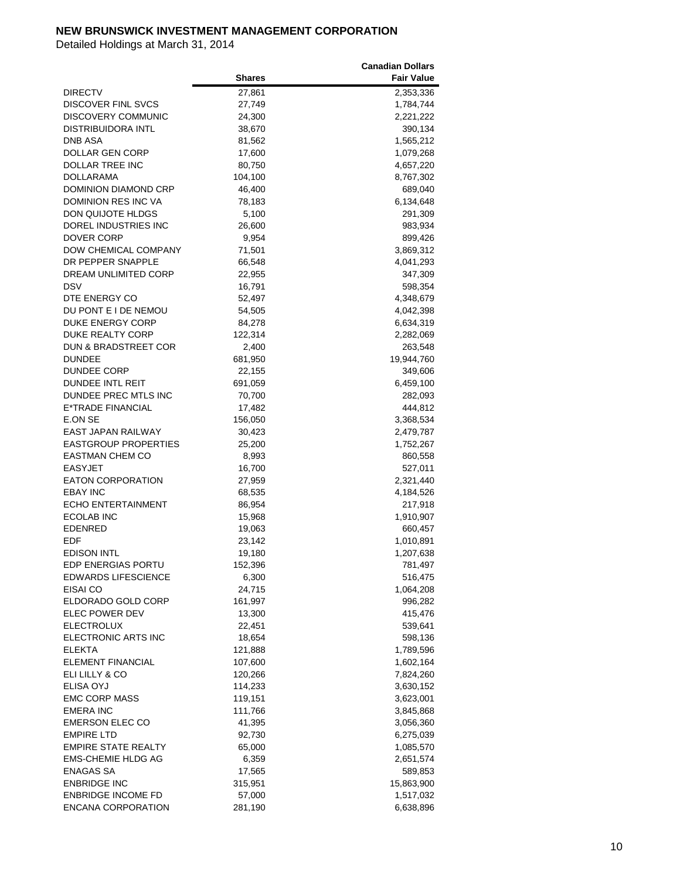**NEW BRUNSWICK INVESTMENT MANAGEMENT CORPORATION**

Detailed Holdings at March 31, 2014

| | Shares | Canadian Dollars Fair Value |
|---|---|---|
| DIRECTV | 27,861 | 2,353,336 |
| DISCOVER FINL SVCS | 27,749 | 1,784,744 |
| DISCOVERY COMMUNIC | 24,300 | 2,221,222 |
| DISTRIBUIDORA INTL | 38,670 | 390,134 |
| DNB ASA | 81,562 | 1,565,212 |
| DOLLAR GEN CORP | 17,600 | 1,079,268 |
| DOLLAR TREE INC | 80,750 | 4,657,220 |
| DOLLARAMA | 104,100 | 8,767,302 |
| DOMINION DIAMOND CRP | 46,400 | 689,040 |
| DOMINION RES INC VA | 78,183 | 6,134,648 |
| DON QUIJOTE HLDGS | 5,100 | 291,309 |
| DOREL INDUSTRIES INC | 26,600 | 983,934 |
| DOVER CORP | 9,954 | 899,426 |
| DOW CHEMICAL COMPANY | 71,501 | 3,869,312 |
| DR PEPPER SNAPPLE | 66,548 | 4,041,293 |
| DREAM UNLIMITED CORP | 22,955 | 347,309 |
| DSV | 16,791 | 598,354 |
| DTE ENERGY CO | 52,497 | 4,348,679 |
| DU PONT E I DE NEMOU | 54,505 | 4,042,398 |
| DUKE ENERGY CORP | 84,278 | 6,634,319 |
| DUKE REALTY CORP | 122,314 | 2,282,069 |
| DUN & BRADSTREET COR | 2,400 | 263,548 |
| DUNDEE | 681,950 | 19,944,760 |
| DUNDEE CORP | 22,155 | 349,606 |
| DUNDEE INTL REIT | 691,059 | 6,459,100 |
| DUNDEE PREC MTLS INC | 70,700 | 282,093 |
| E*TRADE FINANCIAL | 17,482 | 444,812 |
| E.ON SE | 156,050 | 3,368,534 |
| EAST JAPAN RAILWAY | 30,423 | 2,479,787 |
| EASTGROUP PROPERTIES | 25,200 | 1,752,267 |
| EASTMAN CHEM CO | 8,993 | 860,558 |
| EASYJET | 16,700 | 527,011 |
| EATON CORPORATION | 27,959 | 2,321,440 |
| EBAY INC | 68,535 | 4,184,526 |
| ECHO ENTERTAINMENT | 86,954 | 217,918 |
| ECOLAB INC | 15,968 | 1,910,907 |
| EDENRED | 19,063 | 660,457 |
| EDF | 23,142 | 1,010,891 |
| EDISON INTL | 19,180 | 1,207,638 |
| EDP ENERGIAS PORTU | 152,396 | 781,497 |
| EDWARDS LIFESCIENCE | 6,300 | 516,475 |
| EISAI CO | 24,715 | 1,064,208 |
| ELDORADO GOLD CORP | 161,997 | 996,282 |
| ELEC POWER DEV | 13,300 | 415,476 |
| ELECTROLUX | 22,451 | 539,641 |
| ELECTRONIC ARTS INC | 18,654 | 598,136 |
| ELEKTA | 121,888 | 1,789,596 |
| ELEMENT FINANCIAL | 107,600 | 1,602,164 |
| ELI LILLY & CO | 120,266 | 7,824,260 |
| ELISA OYJ | 114,233 | 3,630,152 |
| EMC CORP MASS | 119,151 | 3,623,001 |
| EMERA INC | 111,766 | 3,845,868 |
| EMERSON ELEC CO | 41,395 | 3,056,360 |
| EMPIRE LTD | 92,730 | 6,275,039 |
| EMPIRE STATE REALTY | 65,000 | 1,085,570 |
| EMS-CHEMIE HLDG AG | 6,359 | 2,651,574 |
| ENAGAS SA | 17,565 | 589,853 |
| ENBRIDGE INC | 315,951 | 15,863,900 |
| ENBRIDGE INCOME FD | 57,000 | 1,517,032 |
| ENCANA CORPORATION | 281,190 | 6,638,896 |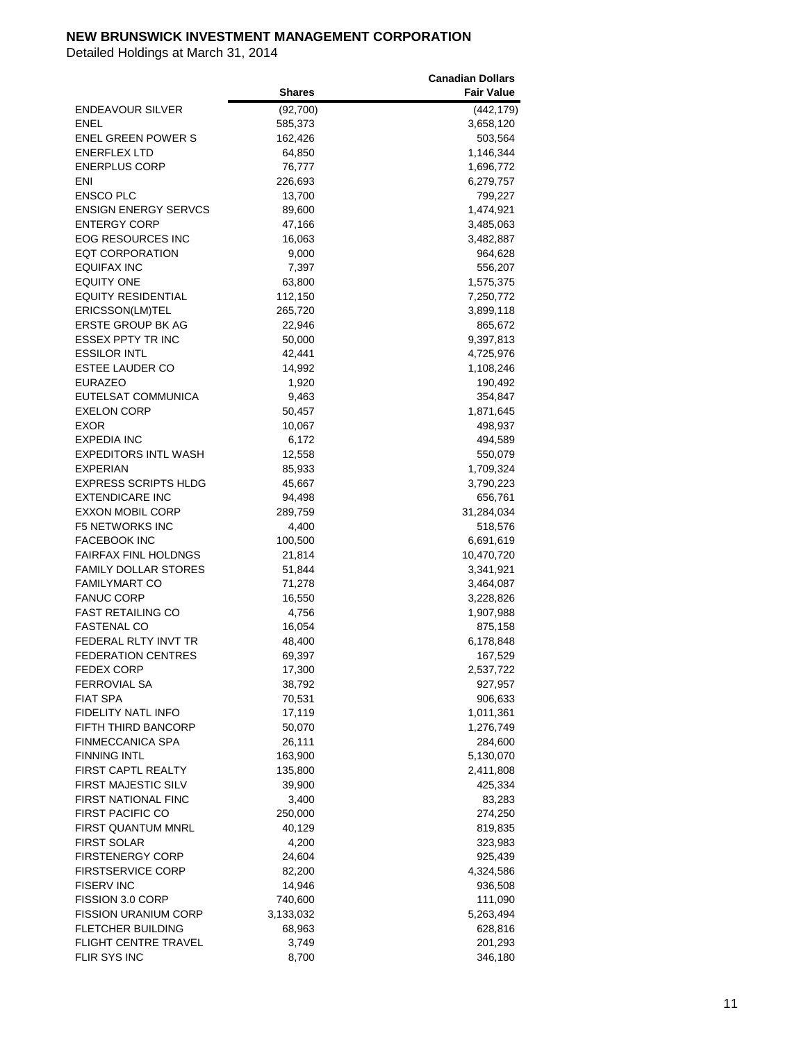**NEW BRUNSWICK INVESTMENT MANAGEMENT CORPORATION**

Detailed Holdings at March 31, 2014

| | Shares | Canadian Dollars Fair Value |
|---|---|---|
| ENDEAVOUR SILVER | (92,700) | (442,179) |
| ENEL | 585,373 | 3,658,120 |
| ENEL GREEN POWER S | 162,426 | 503,564 |
| ENERFLEX LTD | 64,850 | 1,146,344 |
| ENERPLUS CORP | 76,777 | 1,696,772 |
| ENI | 226,693 | 6,279,757 |
| ENSCO PLC | 13,700 | 799,227 |
| ENSIGN ENERGY SERVCS | 89,600 | 1,474,921 |
| ENTERGY CORP | 47,166 | 3,485,063 |
| EOG RESOURCES INC | 16,063 | 3,482,887 |
| EQT CORPORATION | 9,000 | 964,628 |
| EQUIFAX INC | 7,397 | 556,207 |
| EQUITY ONE | 63,800 | 1,575,375 |
| EQUITY RESIDENTIAL | 112,150 | 7,250,772 |
| ERICSSON(LM)TEL | 265,720 | 3,899,118 |
| ERSTE GROUP BK AG | 22,946 | 865,672 |
| ESSEX PPTY TR INC | 50,000 | 9,397,813 |
| ESSILOR INTL | 42,441 | 4,725,976 |
| ESTEE LAUDER CO | 14,992 | 1,108,246 |
| EURAZEO | 1,920 | 190,492 |
| EUTELSAT COMMUNICA | 9,463 | 354,847 |
| EXELON CORP | 50,457 | 1,871,645 |
| EXOR | 10,067 | 498,937 |
| EXPEDIA INC | 6,172 | 494,589 |
| EXPEDITORS INTL WASH | 12,558 | 550,079 |
| EXPERIAN | 85,933 | 1,709,324 |
| EXPRESS SCRIPTS HLDG | 45,667 | 3,790,223 |
| EXTENDICARE INC | 94,498 | 656,761 |
| EXXON MOBIL CORP | 289,759 | 31,284,034 |
| F5 NETWORKS INC | 4,400 | 518,576 |
| FACEBOOK INC | 100,500 | 6,691,619 |
| FAIRFAX FINL HOLDNGS | 21,814 | 10,470,720 |
| FAMILY DOLLAR STORES | 51,844 | 3,341,921 |
| FAMILYMART CO | 71,278 | 3,464,087 |
| FANUC CORP | 16,550 | 3,228,826 |
| FAST RETAILING CO | 4,756 | 1,907,988 |
| FASTENAL CO | 16,054 | 875,158 |
| FEDERAL RLTY INVT TR | 48,400 | 6,178,848 |
| FEDERATION CENTRES | 69,397 | 167,529 |
| FEDEX CORP | 17,300 | 2,537,722 |
| FERROVIAL SA | 38,792 | 927,957 |
| FIAT SPA | 70,531 | 906,633 |
| FIDELITY NATL INFO | 17,119 | 1,011,361 |
| FIFTH THIRD BANCORP | 50,070 | 1,276,749 |
| FINMECCANICA SPA | 26,111 | 284,600 |
| FINNING INTL | 163,900 | 5,130,070 |
| FIRST CAPTL REALTY | 135,800 | 2,411,808 |
| FIRST MAJESTIC SILV | 39,900 | 425,334 |
| FIRST NATIONAL FINC | 3,400 | 83,283 |
| FIRST PACIFIC CO | 250,000 | 274,250 |
| FIRST QUANTUM MNRL | 40,129 | 819,835 |
| FIRST SOLAR | 4,200 | 323,983 |
| FIRSTENERGY CORP | 24,604 | 925,439 |
| FIRSTSERVICE CORP | 82,200 | 4,324,586 |
| FISERV INC | 14,946 | 936,508 |
| FISSION 3.0 CORP | 740,600 | 111,090 |
| FISSION URANIUM CORP | 3,133,032 | 5,263,494 |
| FLETCHER BUILDING | 68,963 | 628,816 |
| FLIGHT CENTRE TRAVEL | 3,749 | 201,293 |
| FLIR SYS INC | 8,700 | 346,180 |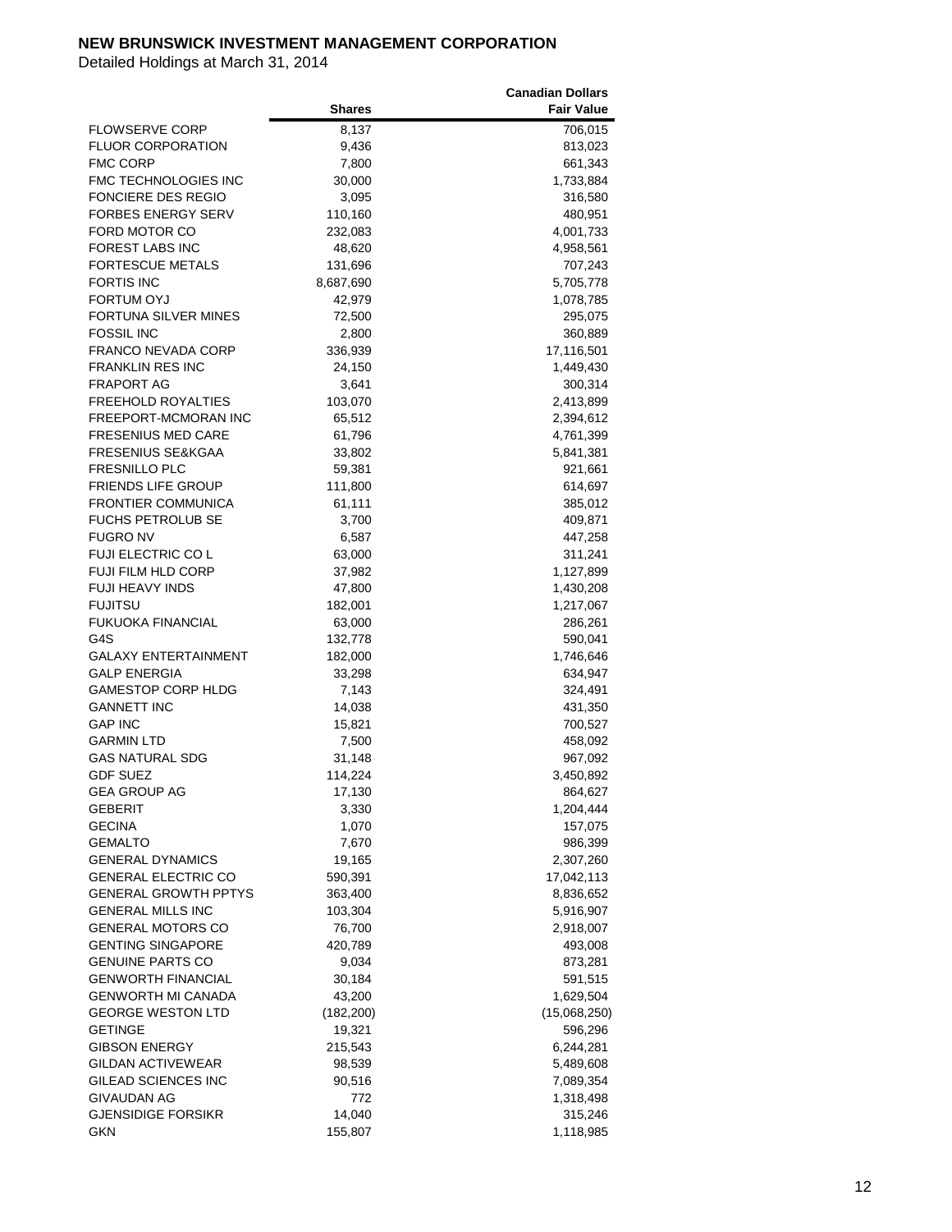**NEW BRUNSWICK INVESTMENT MANAGEMENT CORPORATION**

Detailed Holdings at March 31, 2014

| | Shares | Canadian Dollars Fair Value |
|---|---|---|
| FLOWSERVE CORP | 8,137 | 706,015 |
| FLUOR CORPORATION | 9,436 | 813,023 |
| FMC CORP | 7,800 | 661,343 |
| FMC TECHNOLOGIES INC | 30,000 | 1,733,884 |
| FONCIERE DES REGIO | 3,095 | 316,580 |
| FORBES ENERGY SERV | 110,160 | 480,951 |
| FORD MOTOR CO | 232,083 | 4,001,733 |
| FOREST LABS INC | 48,620 | 4,958,561 |
| FORTESCUE METALS | 131,696 | 707,243 |
| FORTIS INC | 8,687,690 | 5,705,778 |
| FORTUM OYJ | 42,979 | 1,078,785 |
| FORTUNA SILVER MINES | 72,500 | 295,075 |
| FOSSIL INC | 2,800 | 360,889 |
| FRANCO NEVADA CORP | 336,939 | 17,116,501 |
| FRANKLIN RES INC | 24,150 | 1,449,430 |
| FRAPORT AG | 3,641 | 300,314 |
| FREEHOLD ROYALTIES | 103,070 | 2,413,899 |
| FREEPORT-MCMORAN INC | 65,512 | 2,394,612 |
| FRESENIUS MED CARE | 61,796 | 4,761,399 |
| FRESENIUS SE&KGAA | 33,802 | 5,841,381 |
| FRESNILLO PLC | 59,381 | 921,661 |
| FRIENDS LIFE GROUP | 111,800 | 614,697 |
| FRONTIER COMMUNICA | 61,111 | 385,012 |
| FUCHS PETROLUB SE | 3,700 | 409,871 |
| FUGRO NV | 6,587 | 447,258 |
| FUJI ELECTRIC CO L | 63,000 | 311,241 |
| FUJI FILM HLD CORP | 37,982 | 1,127,899 |
| FUJI HEAVY INDS | 47,800 | 1,430,208 |
| FUJITSU | 182,001 | 1,217,067 |
| FUKUOKA FINANCIAL | 63,000 | 286,261 |
| G4S | 132,778 | 590,041 |
| GALAXY ENTERTAINMENT | 182,000 | 1,746,646 |
| GALP ENERGIA | 33,298 | 634,947 |
| GAMESTOP CORP HLDG | 7,143 | 324,491 |
| GANNETT INC | 14,038 | 431,350 |
| GAP INC | 15,821 | 700,527 |
| GARMIN LTD | 7,500 | 458,092 |
| GAS NATURAL SDG | 31,148 | 967,092 |
| GDF SUEZ | 114,224 | 3,450,892 |
| GEA GROUP AG | 17,130 | 864,627 |
| GEBERIT | 3,330 | 1,204,444 |
| GECINA | 1,070 | 157,075 |
| GEMALTO | 7,670 | 986,399 |
| GENERAL DYNAMICS | 19,165 | 2,307,260 |
| GENERAL ELECTRIC CO | 590,391 | 17,042,113 |
| GENERAL GROWTH PPTYS | 363,400 | 8,836,652 |
| GENERAL MILLS INC | 103,304 | 5,916,907 |
| GENERAL MOTORS CO | 76,700 | 2,918,007 |
| GENTING SINGAPORE | 420,789 | 493,008 |
| GENUINE PARTS CO | 9,034 | 873,281 |
| GENWORTH FINANCIAL | 30,184 | 591,515 |
| GENWORTH MI CANADA | 43,200 | 1,629,504 |
| GEORGE WESTON LTD | (182,200) | (15,068,250) |
| GETINGE | 19,321 | 596,296 |
| GIBSON ENERGY | 215,543 | 6,244,281 |
| GILDAN ACTIVEWEAR | 98,539 | 5,489,608 |
| GILEAD SCIENCES INC | 90,516 | 7,089,354 |
| GIVAUDAN AG | 772 | 1,318,498 |
| GJENSIDIGE FORSIKR | 14,040 | 315,246 |
| GKN | 155,807 | 1,118,985 |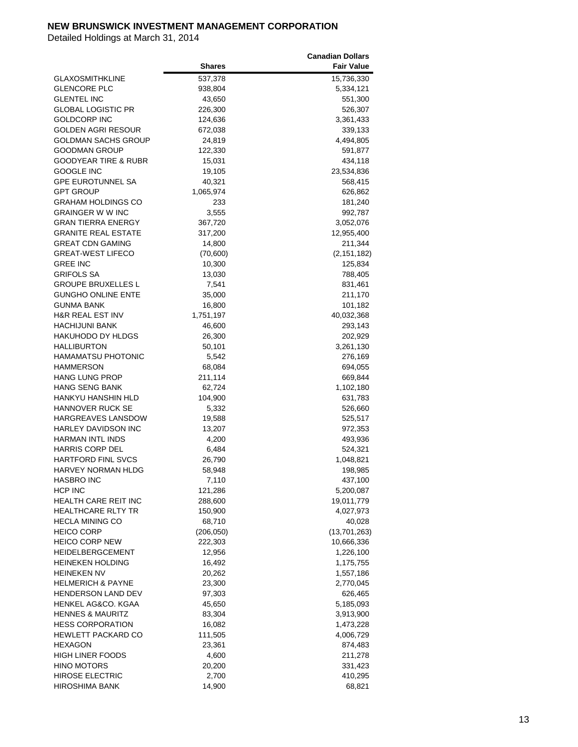**NEW BRUNSWICK INVESTMENT MANAGEMENT CORPORATION**

Detailed Holdings at March 31, 2014

| | Shares | Canadian Dollars Fair Value |
|---|---|---|
| GLAXOSMITHKLINE | 537,378 | 15,736,330 |
| GLENCORE PLC | 938,804 | 5,334,121 |
| GLENTEL INC | 43,650 | 551,300 |
| GLOBAL LOGISTIC PR | 226,300 | 526,307 |
| GOLDCORP INC | 124,636 | 3,361,433 |
| GOLDEN AGRI RESOUR | 672,038 | 339,133 |
| GOLDMAN SACHS GROUP | 24,819 | 4,494,805 |
| GOODMAN GROUP | 122,330 | 591,877 |
| GOODYEAR TIRE & RUBR | 15,031 | 434,118 |
| GOOGLE INC | 19,105 | 23,534,836 |
| GPE EUROTUNNEL SA | 40,321 | 568,415 |
| GPT GROUP | 1,065,974 | 626,862 |
| GRAHAM HOLDINGS CO | 233 | 181,240 |
| GRAINGER W W INC | 3,555 | 992,787 |
| GRAN TIERRA ENERGY | 367,720 | 3,052,076 |
| GRANITE REAL ESTATE | 317,200 | 12,955,400 |
| GREAT CDN GAMING | 14,800 | 211,344 |
| GREAT-WEST LIFECO | (70,600) | (2,151,182) |
| GREE INC | 10,300 | 125,834 |
| GRIFOLS SA | 13,030 | 788,405 |
| GROUPE BRUXELLES L | 7,541 | 831,461 |
| GUNGHO ONLINE ENTE | 35,000 | 211,170 |
| GUNMA BANK | 16,800 | 101,182 |
| H&R REAL EST INV | 1,751,197 | 40,032,368 |
| HACHIJUNI BANK | 46,600 | 293,143 |
| HAKUHODO DY HLDGS | 26,300 | 202,929 |
| HALLIBURTON | 50,101 | 3,261,130 |
| HAMAMATSU PHOTONIC | 5,542 | 276,169 |
| HAMMERSON | 68,084 | 694,055 |
| HANG LUNG PROP | 211,114 | 669,844 |
| HANG SENG BANK | 62,724 | 1,102,180 |
| HANKYU HANSHIN HLD | 104,900 | 631,783 |
| HANNOVER RUCK SE | 5,332 | 526,660 |
| HARGREAVES LANSDOW | 19,588 | 525,517 |
| HARLEY DAVIDSON INC | 13,207 | 972,353 |
| HARMAN INTL INDS | 4,200 | 493,936 |
| HARRIS CORP DEL | 6,484 | 524,321 |
| HARTFORD FINL SVCS | 26,790 | 1,048,821 |
| HARVEY NORMAN HLDG | 58,948 | 198,985 |
| HASBRO INC | 7,110 | 437,100 |
| HCP INC | 121,286 | 5,200,087 |
| HEALTH CARE REIT INC | 288,600 | 19,011,779 |
| HEALTHCARE RLTY TR | 150,900 | 4,027,973 |
| HECLA MINING CO | 68,710 | 40,028 |
| HEICO CORP | (206,050) | (13,701,263) |
| HEICO CORP NEW | 222,303 | 10,666,336 |
| HEIDELBERGCEMENT | 12,956 | 1,226,100 |
| HEINEKEN HOLDING | 16,492 | 1,175,755 |
| HEINEKEN NV | 20,262 | 1,557,186 |
| HELMERICH & PAYNE | 23,300 | 2,770,045 |
| HENDERSON LAND DEV | 97,303 | 626,465 |
| HENKEL AG&CO. KGAA | 45,650 | 5,185,093 |
| HENNES & MAURITZ | 83,304 | 3,913,900 |
| HESS CORPORATION | 16,082 | 1,473,228 |
| HEWLETT PACKARD CO | 111,505 | 4,006,729 |
| HEXAGON | 23,361 | 874,483 |
| HIGH LINER FOODS | 4,600 | 211,278 |
| HINO MOTORS | 20,200 | 331,423 |
| HIROSE ELECTRIC | 2,700 | 410,295 |
| HIROSHIMA BANK | 14,900 | 68,821 |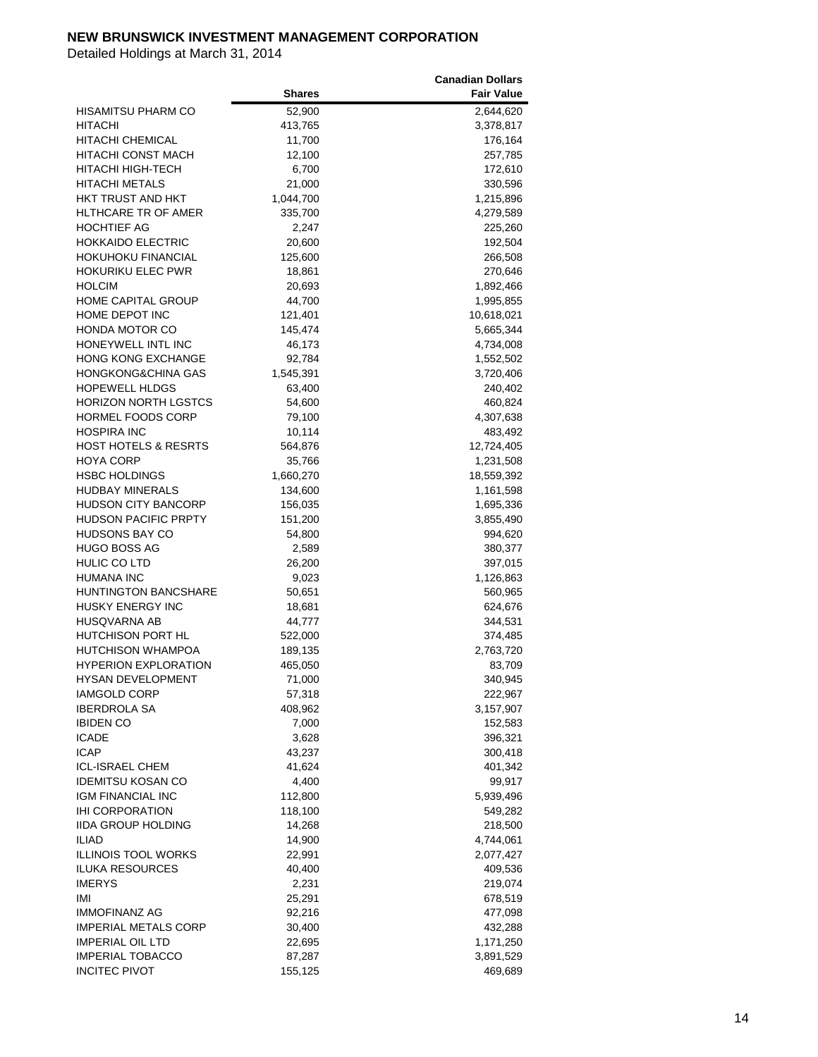**NEW BRUNSWICK INVESTMENT MANAGEMENT CORPORATION**

Detailed Holdings at March 31, 2014

| | Shares | Canadian Dollars Fair Value |
|---|---|---|
| HISAMITSU PHARM CO | 52,900 | 2,644,620 |
| HITACHI | 413,765 | 3,378,817 |
| HITACHI CHEMICAL | 11,700 | 176,164 |
| HITACHI CONST MACH | 12,100 | 257,785 |
| HITACHI HIGH-TECH | 6,700 | 172,610 |
| HITACHI METALS | 21,000 | 330,596 |
| HKT TRUST AND HKT | 1,044,700 | 1,215,896 |
| HLTHCARE TR OF AMER | 335,700 | 4,279,589 |
| HOCHTIEF AG | 2,247 | 225,260 |
| HOKKAIDO ELECTRIC | 20,600 | 192,504 |
| HOKUHOKU FINANCIAL | 125,600 | 266,508 |
| HOKURIKU ELEC PWR | 18,861 | 270,646 |
| HOLCIM | 20,693 | 1,892,466 |
| HOME CAPITAL GROUP | 44,700 | 1,995,855 |
| HOME DEPOT INC | 121,401 | 10,618,021 |
| HONDA MOTOR CO | 145,474 | 5,665,344 |
| HONEYWELL INTL INC | 46,173 | 4,734,008 |
| HONG KONG EXCHANGE | 92,784 | 1,552,502 |
| HONGKONG&CHINA GAS | 1,545,391 | 3,720,406 |
| HOPEWELL HLDGS | 63,400 | 240,402 |
| HORIZON NORTH LGSTCS | 54,600 | 460,824 |
| HORMEL FOODS CORP | 79,100 | 4,307,638 |
| HOSPIRA INC | 10,114 | 483,492 |
| HOST HOTELS & RESRTS | 564,876 | 12,724,405 |
| HOYA CORP | 35,766 | 1,231,508 |
| HSBC HOLDINGS | 1,660,270 | 18,559,392 |
| HUDBAY MINERALS | 134,600 | 1,161,598 |
| HUDSON CITY BANCORP | 156,035 | 1,695,336 |
| HUDSON PACIFIC PRPTY | 151,200 | 3,855,490 |
| HUDSONS BAY CO | 54,800 | 994,620 |
| HUGO BOSS AG | 2,589 | 380,377 |
| HULIC CO LTD | 26,200 | 397,015 |
| HUMANA INC | 9,023 | 1,126,863 |
| HUNTINGTON BANCSHARE | 50,651 | 560,965 |
| HUSKY ENERGY INC | 18,681 | 624,676 |
| HUSQVARNA AB | 44,777 | 344,531 |
| HUTCHISON PORT HL | 522,000 | 374,485 |
| HUTCHISON WHAMPOA | 189,135 | 2,763,720 |
| HYPERION EXPLORATION | 465,050 | 83,709 |
| HYSAN DEVELOPMENT | 71,000 | 340,945 |
| IAMGOLD CORP | 57,318 | 222,967 |
| IBERDROLA SA | 408,962 | 3,157,907 |
| IBIDEN CO | 7,000 | 152,583 |
| ICADE | 3,628 | 396,321 |
| ICAP | 43,237 | 300,418 |
| ICL-ISRAEL CHEM | 41,624 | 401,342 |
| IDEMITSU KOSAN CO | 4,400 | 99,917 |
| IGM FINANCIAL INC | 112,800 | 5,939,496 |
| IHI CORPORATION | 118,100 | 549,282 |
| IIDA GROUP HOLDING | 14,268 | 218,500 |
| ILIAD | 14,900 | 4,744,061 |
| ILLINOIS TOOL WORKS | 22,991 | 2,077,427 |
| ILUKA RESOURCES | 40,400 | 409,536 |
| IMERYS | 2,231 | 219,074 |
| IMI | 25,291 | 678,519 |
| IMMOFINANZ AG | 92,216 | 477,098 |
| IMPERIAL METALS CORP | 30,400 | 432,288 |
| IMPERIAL OIL LTD | 22,695 | 1,171,250 |
| IMPERIAL TOBACCO | 87,287 | 3,891,529 |
| INCITEC PIVOT | 155,125 | 469,689 |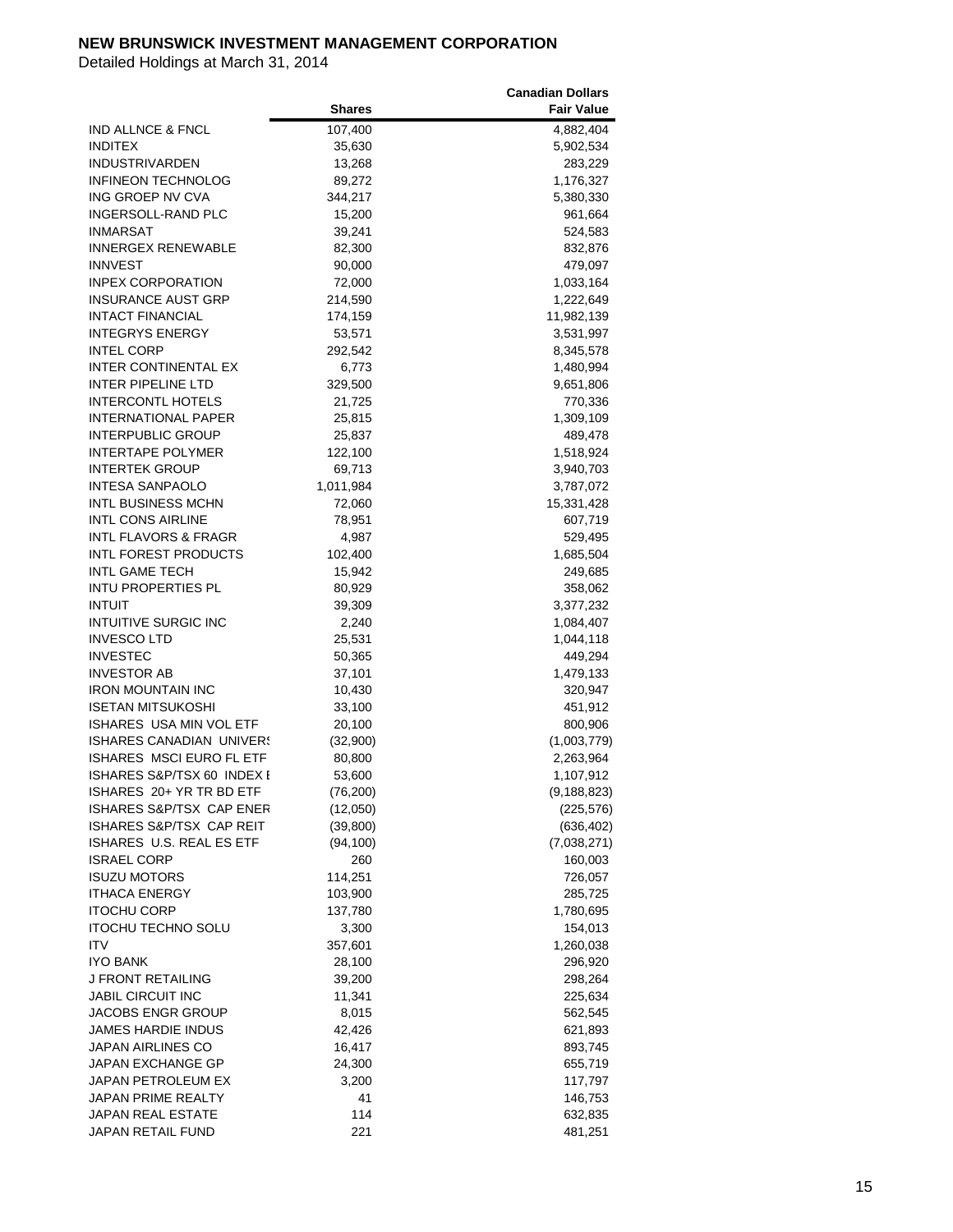**NEW BRUNSWICK INVESTMENT MANAGEMENT CORPORATION**

Detailed Holdings at March 31, 2014

| | Shares | Canadian Dollars Fair Value |
|---|---|---|
| IND ALLNCE & FNCL | 107,400 | 4,882,404 |
| INDITEX | 35,630 | 5,902,534 |
| INDUSTRIVARDEN | 13,268 | 283,229 |
| INFINEON TECHNOLOG | 89,272 | 1,176,327 |
| ING GROEP NV CVA | 344,217 | 5,380,330 |
| INGERSOLL-RAND PLC | 15,200 | 961,664 |
| INMARSAT | 39,241 | 524,583 |
| INNERGEX RENEWABLE | 82,300 | 832,876 |
| INNVEST | 90,000 | 479,097 |
| INPEX CORPORATION | 72,000 | 1,033,164 |
| INSURANCE AUST GRP | 214,590 | 1,222,649 |
| INTACT FINANCIAL | 174,159 | 11,982,139 |
| INTEGRYS ENERGY | 53,571 | 3,531,997 |
| INTEL CORP | 292,542 | 8,345,578 |
| INTER CONTINENTAL EX | 6,773 | 1,480,994 |
| INTER PIPELINE LTD | 329,500 | 9,651,806 |
| INTERCONTL HOTELS | 21,725 | 770,336 |
| INTERNATIONAL PAPER | 25,815 | 1,309,109 |
| INTERPUBLIC GROUP | 25,837 | 489,478 |
| INTERTAPE POLYMER | 122,100 | 1,518,924 |
| INTERTEK GROUP | 69,713 | 3,940,703 |
| INTESA SANPAOLO | 1,011,984 | 3,787,072 |
| INTL BUSINESS MCHN | 72,060 | 15,331,428 |
| INTL CONS AIRLINE | 78,951 | 607,719 |
| INTL FLAVORS & FRAGR | 4,987 | 529,495 |
| INTL FOREST PRODUCTS | 102,400 | 1,685,504 |
| INTL GAME TECH | 15,942 | 249,685 |
| INTU PROPERTIES PL | 80,929 | 358,062 |
| INTUIT | 39,309 | 3,377,232 |
| INTUITIVE SURGIC INC | 2,240 | 1,084,407 |
| INVESCO LTD | 25,531 | 1,044,118 |
| INVESTEC | 50,365 | 449,294 |
| INVESTOR AB | 37,101 | 1,479,133 |
| IRON MOUNTAIN INC | 10,430 | 320,947 |
| ISETAN MITSUKOSHI | 33,100 | 451,912 |
| ISHARES USA MIN VOL ETF | 20,100 | 800,906 |
| ISHARES CANADIAN UNIVERS | (32,900) | (1,003,779) |
| ISHARES MSCI EURO FL ETF | 80,800 | 2,263,964 |
| ISHARES S&P/TSX 60 INDEX E | 53,600 | 1,107,912 |
| ISHARES 20+ YR TR BD ETF | (76,200) | (9,188,823) |
| ISHARES S&P/TSX CAP ENER | (12,050) | (225,576) |
| ISHARES S&P/TSX CAP REIT | (39,800) | (636,402) |
| ISHARES U.S. REAL ES ETF | (94,100) | (7,038,271) |
| ISRAEL CORP | 260 | 160,003 |
| ISUZU MOTORS | 114,251 | 726,057 |
| ITHACA ENERGY | 103,900 | 285,725 |
| ITOCHU CORP | 137,780 | 1,780,695 |
| ITOCHU TECHNO SOLU | 3,300 | 154,013 |
| ITV | 357,601 | 1,260,038 |
| IYO BANK | 28,100 | 296,920 |
| J FRONT RETAILING | 39,200 | 298,264 |
| JABIL CIRCUIT INC | 11,341 | 225,634 |
| JACOBS ENGR GROUP | 8,015 | 562,545 |
| JAMES HARDIE INDUS | 42,426 | 621,893 |
| JAPAN AIRLINES CO | 16,417 | 893,745 |
| JAPAN EXCHANGE GP | 24,300 | 655,719 |
| JAPAN PETROLEUM EX | 3,200 | 117,797 |
| JAPAN PRIME REALTY | 41 | 146,753 |
| JAPAN REAL ESTATE | 114 | 632,835 |
| JAPAN RETAIL FUND | 221 | 481,251 |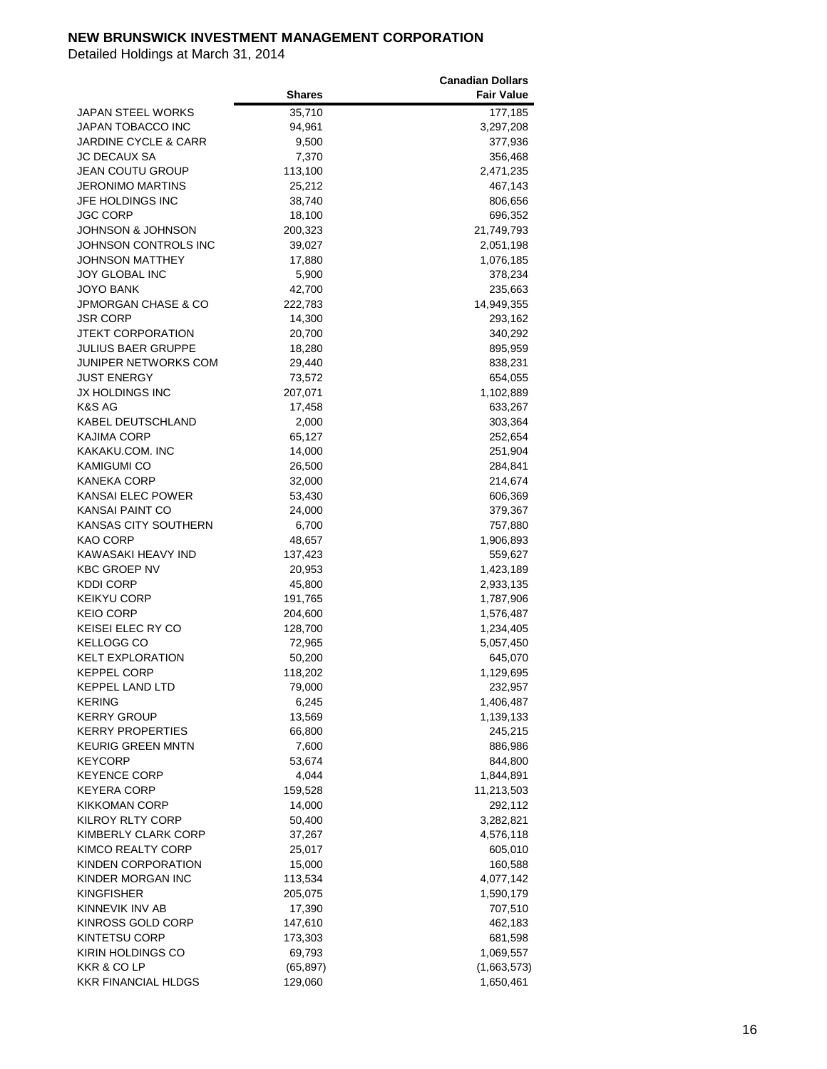**NEW BRUNSWICK INVESTMENT MANAGEMENT CORPORATION**

Detailed Holdings at March 31, 2014

| | Shares | Canadian Dollars Fair Value |
|---|---|---|
| JAPAN STEEL WORKS | 35,710 | 177,185 |
| JAPAN TOBACCO INC | 94,961 | 3,297,208 |
| JARDINE CYCLE & CARR | 9,500 | 377,936 |
| JC DECAUX SA | 7,370 | 356,468 |
| JEAN COUTU GROUP | 113,100 | 2,471,235 |
| JERONIMO MARTINS | 25,212 | 467,143 |
| JFE HOLDINGS INC | 38,740 | 806,656 |
| JGC CORP | 18,100 | 696,352 |
| JOHNSON & JOHNSON | 200,323 | 21,749,793 |
| JOHNSON CONTROLS INC | 39,027 | 2,051,198 |
| JOHNSON MATTHEY | 17,880 | 1,076,185 |
| JOY GLOBAL INC | 5,900 | 378,234 |
| JOYO BANK | 42,700 | 235,663 |
| JPMORGAN CHASE & CO | 222,783 | 14,949,355 |
| JSR CORP | 14,300 | 293,162 |
| JTEKT CORPORATION | 20,700 | 340,292 |
| JULIUS BAER GRUPPE | 18,280 | 895,959 |
| JUNIPER NETWORKS COM | 29,440 | 838,231 |
| JUST ENERGY | 73,572 | 654,055 |
| JX HOLDINGS INC | 207,071 | 1,102,889 |
| K&S AG | 17,458 | 633,267 |
| KABEL DEUTSCHLAND | 2,000 | 303,364 |
| KAJIMA CORP | 65,127 | 252,654 |
| KAKAKU.COM. INC | 14,000 | 251,904 |
| KAMIGUMI CO | 26,500 | 284,841 |
| KANEKA CORP | 32,000 | 214,674 |
| KANSAI ELEC POWER | 53,430 | 606,369 |
| KANSAI PAINT CO | 24,000 | 379,367 |
| KANSAS CITY SOUTHERN | 6,700 | 757,880 |
| KAO CORP | 48,657 | 1,906,893 |
| KAWASAKI HEAVY IND | 137,423 | 559,627 |
| KBC GROEP NV | 20,953 | 1,423,189 |
| KDDI CORP | 45,800 | 2,933,135 |
| KEIKYU CORP | 191,765 | 1,787,906 |
| KEIO CORP | 204,600 | 1,576,487 |
| KEISEI ELEC RY CO | 128,700 | 1,234,405 |
| KELLOGG CO | 72,965 | 5,057,450 |
| KELT EXPLORATION | 50,200 | 645,070 |
| KEPPEL CORP | 118,202 | 1,129,695 |
| KEPPEL LAND LTD | 79,000 | 232,957 |
| KERING | 6,245 | 1,406,487 |
| KERRY GROUP | 13,569 | 1,139,133 |
| KERRY PROPERTIES | 66,800 | 245,215 |
| KEURIG GREEN MNTN | 7,600 | 886,986 |
| KEYCORP | 53,674 | 844,800 |
| KEYENCE CORP | 4,044 | 1,844,891 |
| KEYERA CORP | 159,528 | 11,213,503 |
| KIKKOMAN CORP | 14,000 | 292,112 |
| KILROY RLTY CORP | 50,400 | 3,282,821 |
| KIMBERLY CLARK CORP | 37,267 | 4,576,118 |
| KIMCO REALTY CORP | 25,017 | 605,010 |
| KINDEN CORPORATION | 15,000 | 160,588 |
| KINDER MORGAN INC | 113,534 | 4,077,142 |
| KINGFISHER | 205,075 | 1,590,179 |
| KINNEVIK INV AB | 17,390 | 707,510 |
| KINROSS GOLD CORP | 147,610 | 462,183 |
| KINTETSU CORP | 173,303 | 681,598 |
| KIRIN HOLDINGS CO | 69,793 | 1,069,557 |
| KKR & CO LP | (65,897) | (1,663,573) |
| KKR FINANCIAL HLDGS | 129,060 | 1,650,461 |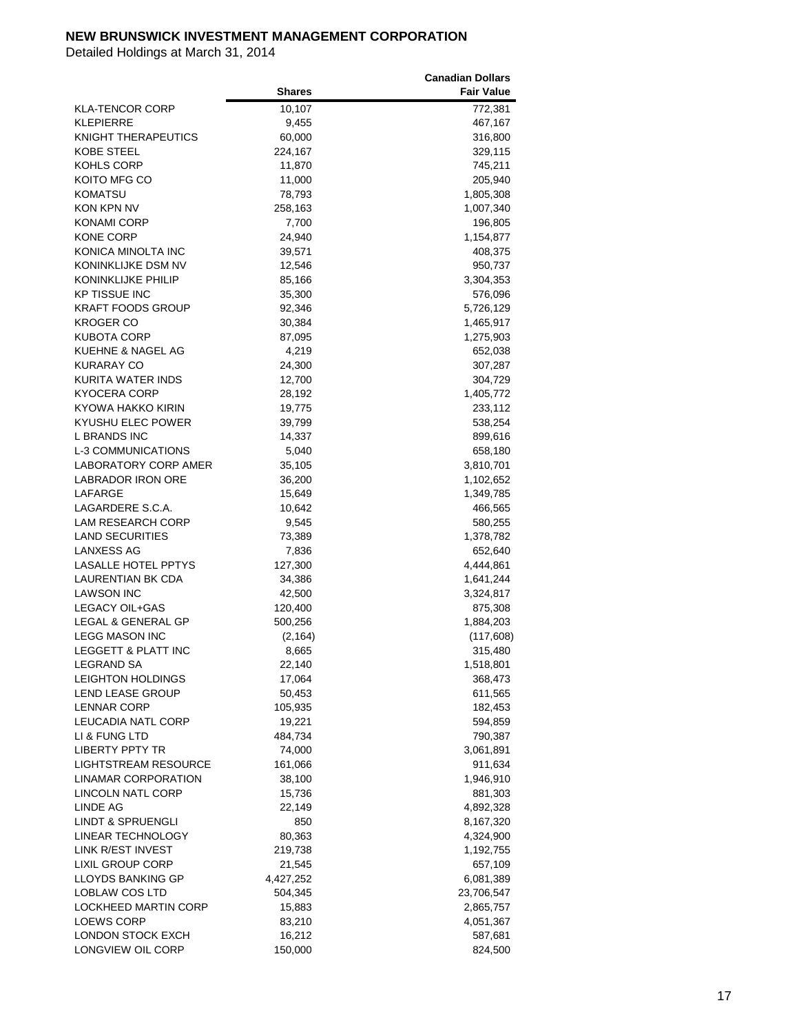**NEW BRUNSWICK INVESTMENT MANAGEMENT CORPORATION**

Detailed Holdings at March 31, 2014

| | Shares | Canadian Dollars Fair Value |
|---|---|---|
| KLA-TENCOR CORP | 10,107 | 772,381 |
| KLEPIERRE | 9,455 | 467,167 |
| KNIGHT THERAPEUTICS | 60,000 | 316,800 |
| KOBE STEEL | 224,167 | 329,115 |
| KOHLS CORP | 11,870 | 745,211 |
| KOITO MFG CO | 11,000 | 205,940 |
| KOMATSU | 78,793 | 1,805,308 |
| KON KPN NV | 258,163 | 1,007,340 |
| KONAMI CORP | 7,700 | 196,805 |
| KONE CORP | 24,940 | 1,154,877 |
| KONICA MINOLTA INC | 39,571 | 408,375 |
| KONINKLIJKE DSM NV | 12,546 | 950,737 |
| KONINKLIJKE PHILIP | 85,166 | 3,304,353 |
| KP TISSUE INC | 35,300 | 576,096 |
| KRAFT FOODS GROUP | 92,346 | 5,726,129 |
| KROGER CO | 30,384 | 1,465,917 |
| KUBOTA CORP | 87,095 | 1,275,903 |
| KUEHNE & NAGEL AG | 4,219 | 652,038 |
| KURARAY CO | 24,300 | 307,287 |
| KURITA WATER INDS | 12,700 | 304,729 |
| KYOCERA CORP | 28,192 | 1,405,772 |
| KYOWA HAKKO KIRIN | 19,775 | 233,112 |
| KYUSHU ELEC POWER | 39,799 | 538,254 |
| L BRANDS INC | 14,337 | 899,616 |
| L-3 COMMUNICATIONS | 5,040 | 658,180 |
| LABORATORY CORP AMER | 35,105 | 3,810,701 |
| LABRADOR IRON ORE | 36,200 | 1,102,652 |
| LAFARGE | 15,649 | 1,349,785 |
| LAGARDERE S.C.A. | 10,642 | 466,565 |
| LAM RESEARCH CORP | 9,545 | 580,255 |
| LAND SECURITIES | 73,389 | 1,378,782 |
| LANXESS AG | 7,836 | 652,640 |
| LASALLE HOTEL PPTYS | 127,300 | 4,444,861 |
| LAURENTIAN BK CDA | 34,386 | 1,641,244 |
| LAWSON INC | 42,500 | 3,324,817 |
| LEGACY OIL+GAS | 120,400 | 875,308 |
| LEGAL & GENERAL GP | 500,256 | 1,884,203 |
| LEGG MASON INC | (2,164) | (117,608) |
| LEGGETT & PLATT INC | 8,665 | 315,480 |
| LEGRAND SA | 22,140 | 1,518,801 |
| LEIGHTON HOLDINGS | 17,064 | 368,473 |
| LEND LEASE GROUP | 50,453 | 611,565 |
| LENNAR CORP | 105,935 | 182,453 |
| LEUCADIA NATL CORP | 19,221 | 594,859 |
| LI & FUNG LTD | 484,734 | 790,387 |
| LIBERTY PPTY TR | 74,000 | 3,061,891 |
| LIGHTSTREAM RESOURCE | 161,066 | 911,634 |
| LINAMAR CORPORATION | 38,100 | 1,946,910 |
| LINCOLN NATL CORP | 15,736 | 881,303 |
| LINDE AG | 22,149 | 4,892,328 |
| LINDT & SPRUENGLI | 850 | 8,167,320 |
| LINEAR TECHNOLOGY | 80,363 | 4,324,900 |
| LINK R/EST INVEST | 219,738 | 1,192,755 |
| LIXIL GROUP CORP | 21,545 | 657,109 |
| LLOYDS BANKING GP | 4,427,252 | 6,081,389 |
| LOBLAW COS LTD | 504,345 | 23,706,547 |
| LOCKHEED MARTIN CORP | 15,883 | 2,865,757 |
| LOEWS CORP | 83,210 | 4,051,367 |
| LONDON STOCK EXCH | 16,212 | 587,681 |
| LONGVIEW OIL CORP | 150,000 | 824,500 |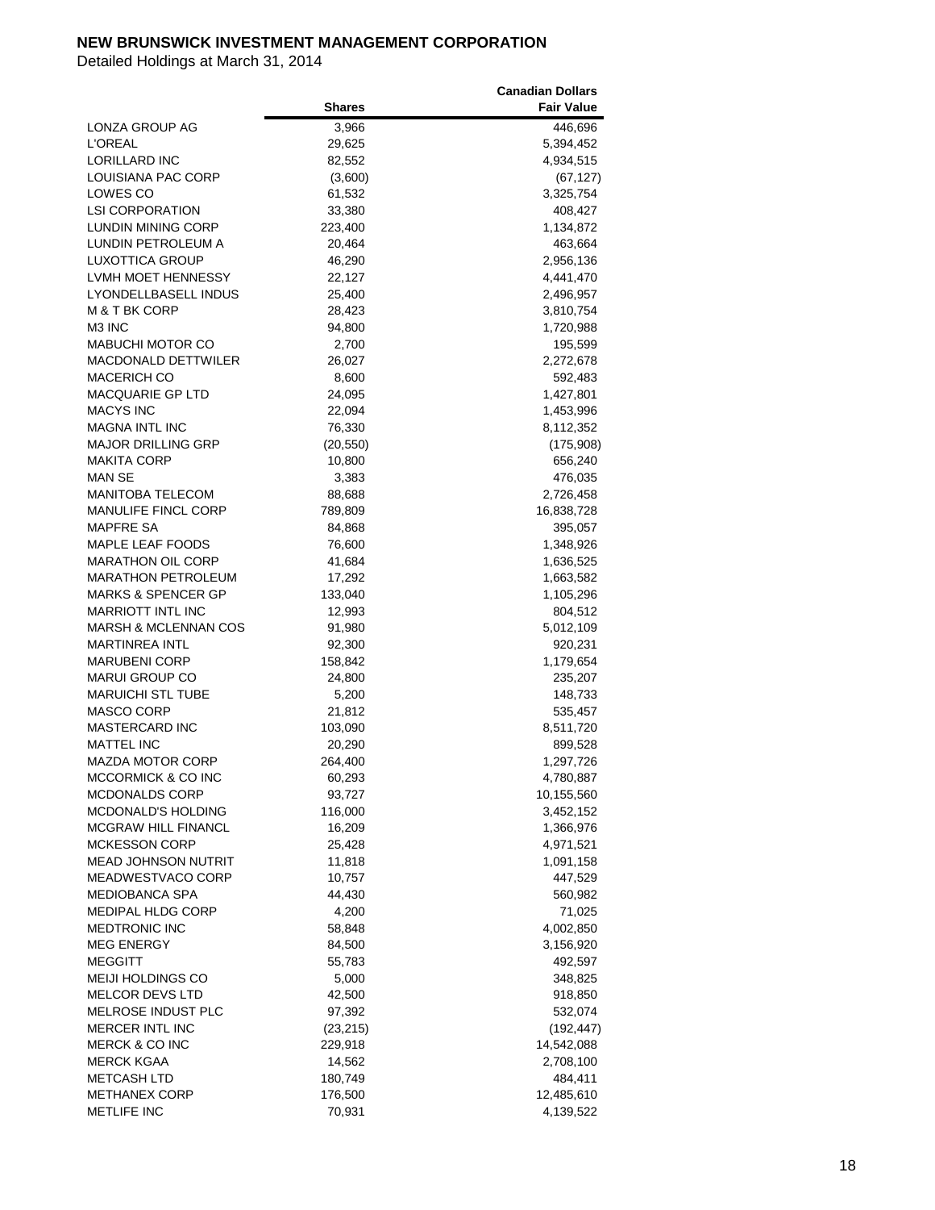**NEW BRUNSWICK INVESTMENT MANAGEMENT CORPORATION**

Detailed Holdings at March 31, 2014

| | Shares | Canadian Dollars Fair Value |
|---|---|---|
| LONZA GROUP AG | 3,966 | 446,696 |
| L'OREAL | 29,625 | 5,394,452 |
| LORILLARD INC | 82,552 | 4,934,515 |
| LOUISIANA PAC CORP | (3,600) | (67,127) |
| LOWES CO | 61,532 | 3,325,754 |
| LSI CORPORATION | 33,380 | 408,427 |
| LUNDIN MINING CORP | 223,400 | 1,134,872 |
| LUNDIN PETROLEUM A | 20,464 | 463,664 |
| LUXOTTICA GROUP | 46,290 | 2,956,136 |
| LVMH MOET HENNESSY | 22,127 | 4,441,470 |
| LYONDELLBASELL INDUS | 25,400 | 2,496,957 |
| M & T BK CORP | 28,423 | 3,810,754 |
| M3 INC | 94,800 | 1,720,988 |
| MABUCHI MOTOR CO | 2,700 | 195,599 |
| MACDONALD DETTWILER | 26,027 | 2,272,678 |
| MACERICH CO | 8,600 | 592,483 |
| MACQUARIE GP LTD | 24,095 | 1,427,801 |
| MACYS INC | 22,094 | 1,453,996 |
| MAGNA INTL INC | 76,330 | 8,112,352 |
| MAJOR DRILLING GRP | (20,550) | (175,908) |
| MAKITA CORP | 10,800 | 656,240 |
| MAN SE | 3,383 | 476,035 |
| MANITOBA TELECOM | 88,688 | 2,726,458 |
| MANULIFE FINCL CORP | 789,809 | 16,838,728 |
| MAPFRE SA | 84,868 | 395,057 |
| MAPLE LEAF FOODS | 76,600 | 1,348,926 |
| MARATHON OIL CORP | 41,684 | 1,636,525 |
| MARATHON PETROLEUM | 17,292 | 1,663,582 |
| MARKS & SPENCER GP | 133,040 | 1,105,296 |
| MARRIOTT INTL INC | 12,993 | 804,512 |
| MARSH & MCLENNAN COS | 91,980 | 5,012,109 |
| MARTINREA INTL | 92,300 | 920,231 |
| MARUBENI CORP | 158,842 | 1,179,654 |
| MARUI GROUP CO | 24,800 | 235,207 |
| MARUICHI STL TUBE | 5,200 | 148,733 |
| MASCO CORP | 21,812 | 535,457 |
| MASTERCARD INC | 103,090 | 8,511,720 |
| MATTEL INC | 20,290 | 899,528 |
| MAZDA MOTOR CORP | 264,400 | 1,297,726 |
| MCCORMICK & CO INC | 60,293 | 4,780,887 |
| MCDONALDS CORP | 93,727 | 10,155,560 |
| MCDONALD'S HOLDING | 116,000 | 3,452,152 |
| MCGRAW HILL FINANCL | 16,209 | 1,366,976 |
| MCKESSON CORP | 25,428 | 4,971,521 |
| MEAD JOHNSON NUTRIT | 11,818 | 1,091,158 |
| MEADWESTVACO CORP | 10,757 | 447,529 |
| MEDIOBANCA SPA | 44,430 | 560,982 |
| MEDIPAL HLDG CORP | 4,200 | 71,025 |
| MEDTRONIC INC | 58,848 | 4,002,850 |
| MEG ENERGY | 84,500 | 3,156,920 |
| MEGGITT | 55,783 | 492,597 |
| MEIJI HOLDINGS CO | 5,000 | 348,825 |
| MELCOR DEVS LTD | 42,500 | 918,850 |
| MELROSE INDUST PLC | 97,392 | 532,074 |
| MERCER INTL INC | (23,215) | (192,447) |
| MERCK & CO INC | 229,918 | 14,542,088 |
| MERCK KGAA | 14,562 | 2,708,100 |
| METCASH LTD | 180,749 | 484,411 |
| METHANEX CORP | 176,500 | 12,485,610 |
| METLIFE INC | 70,931 | 4,139,522 |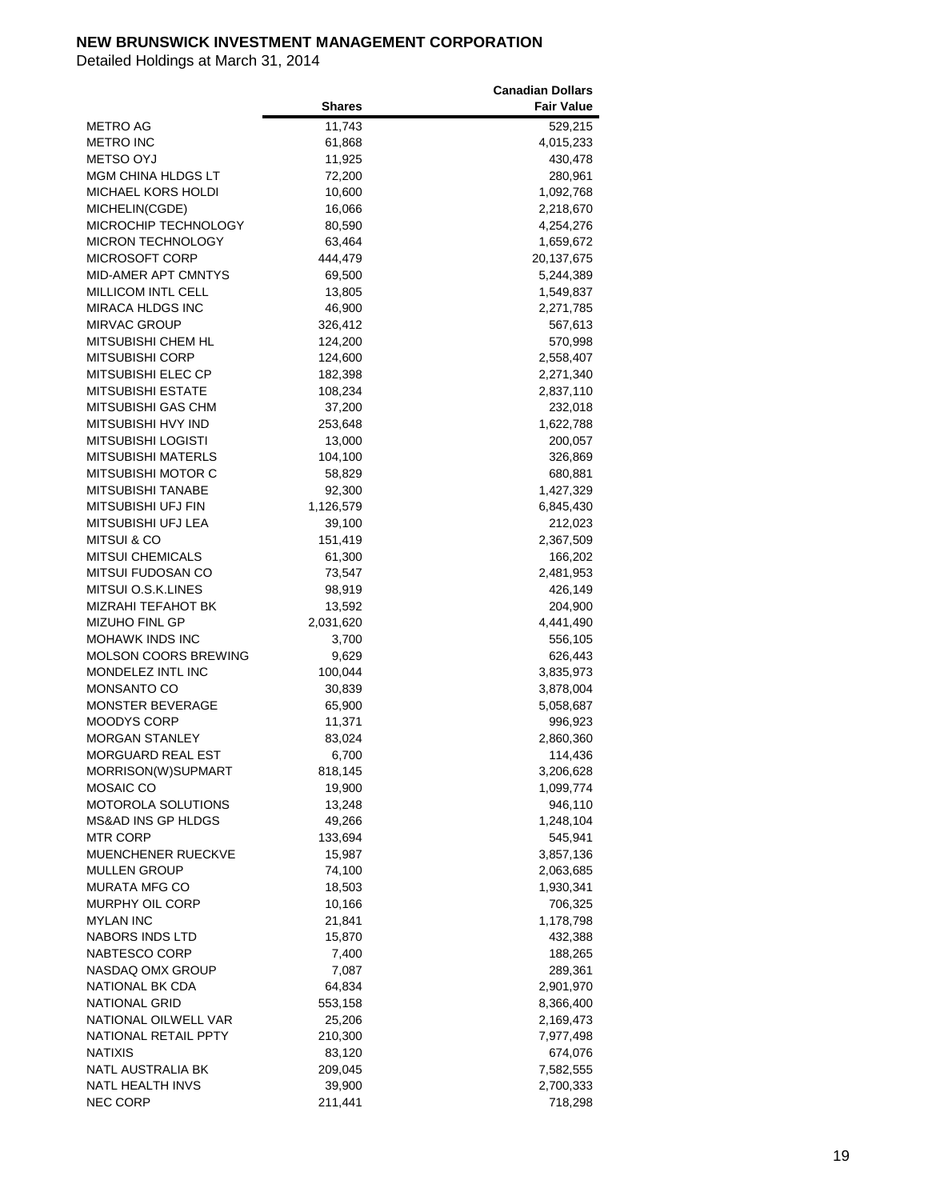**NEW BRUNSWICK INVESTMENT MANAGEMENT CORPORATION**

Detailed Holdings at March 31, 2014

| | Shares | Canadian Dollars Fair Value |
|---|---|---|
| METRO AG | 11,743 | 529,215 |
| METRO INC | 61,868 | 4,015,233 |
| METSO OYJ | 11,925 | 430,478 |
| MGM CHINA HLDGS LT | 72,200 | 280,961 |
| MICHAEL KORS HOLDI | 10,600 | 1,092,768 |
| MICHELIN(CGDE) | 16,066 | 2,218,670 |
| MICROCHIP TECHNOLOGY | 80,590 | 4,254,276 |
| MICRON TECHNOLOGY | 63,464 | 1,659,672 |
| MICROSOFT CORP | 444,479 | 20,137,675 |
| MID-AMER APT CMNTYS | 69,500 | 5,244,389 |
| MILLICOM INTL CELL | 13,805 | 1,549,837 |
| MIRACA HLDGS INC | 46,900 | 2,271,785 |
| MIRVAC GROUP | 326,412 | 567,613 |
| MITSUBISHI CHEM HL | 124,200 | 570,998 |
| MITSUBISHI CORP | 124,600 | 2,558,407 |
| MITSUBISHI ELEC CP | 182,398 | 2,271,340 |
| MITSUBISHI ESTATE | 108,234 | 2,837,110 |
| MITSUBISHI GAS CHM | 37,200 | 232,018 |
| MITSUBISHI HVY IND | 253,648 | 1,622,788 |
| MITSUBISHI LOGISTI | 13,000 | 200,057 |
| MITSUBISHI MATERLS | 104,100 | 326,869 |
| MITSUBISHI MOTOR C | 58,829 | 680,881 |
| MITSUBISHI TANABE | 92,300 | 1,427,329 |
| MITSUBISHI UFJ FIN | 1,126,579 | 6,845,430 |
| MITSUBISHI UFJ LEA | 39,100 | 212,023 |
| MITSUI & CO | 151,419 | 2,367,509 |
| MITSUI CHEMICALS | 61,300 | 166,202 |
| MITSUI FUDOSAN CO | 73,547 | 2,481,953 |
| MITSUI O.S.K.LINES | 98,919 | 426,149 |
| MIZRAHI TEFAHOT BK | 13,592 | 204,900 |
| MIZUHO FINL GP | 2,031,620 | 4,441,490 |
| MOHAWK INDS INC | 3,700 | 556,105 |
| MOLSON COORS BREWING | 9,629 | 626,443 |
| MONDELEZ INTL INC | 100,044 | 3,835,973 |
| MONSANTO CO | 30,839 | 3,878,004 |
| MONSTER BEVERAGE | 65,900 | 5,058,687 |
| MOODYS CORP | 11,371 | 996,923 |
| MORGAN STANLEY | 83,024 | 2,860,360 |
| MORGUARD REAL EST | 6,700 | 114,436 |
| MORRISON(W)SUPMART | 818,145 | 3,206,628 |
| MOSAIC CO | 19,900 | 1,099,774 |
| MOTOROLA SOLUTIONS | 13,248 | 946,110 |
| MS&AD INS GP HLDGS | 49,266 | 1,248,104 |
| MTR CORP | 133,694 | 545,941 |
| MUENCHENER RUECKVE | 15,987 | 3,857,136 |
| MULLEN GROUP | 74,100 | 2,063,685 |
| MURATA MFG CO | 18,503 | 1,930,341 |
| MURPHY OIL CORP | 10,166 | 706,325 |
| MYLAN INC | 21,841 | 1,178,798 |
| NABORS INDS LTD | 15,870 | 432,388 |
| NABTESCO CORP | 7,400 | 188,265 |
| NASDAQ OMX GROUP | 7,087 | 289,361 |
| NATIONAL BK CDA | 64,834 | 2,901,970 |
| NATIONAL GRID | 553,158 | 8,366,400 |
| NATIONAL OILWELL VAR | 25,206 | 2,169,473 |
| NATIONAL RETAIL PPTY | 210,300 | 7,977,498 |
| NATIXIS | 83,120 | 674,076 |
| NATL AUSTRALIA BK | 209,045 | 7,582,555 |
| NATL HEALTH INVS | 39,900 | 2,700,333 |
| NEC CORP | 211,441 | 718,298 |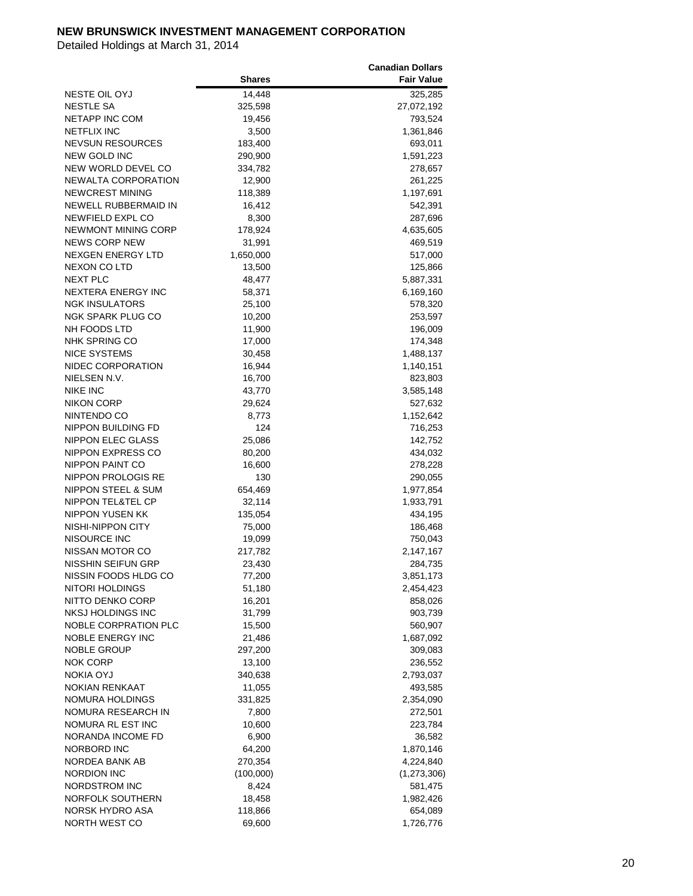**NEW BRUNSWICK INVESTMENT MANAGEMENT CORPORATION**

Detailed Holdings at March 31, 2014

| | Shares | Canadian Dollars Fair Value |
|---|---|---|
| NESTE OIL OYJ | 14,448 | 325,285 |
| NESTLE SA | 325,598 | 27,072,192 |
| NETAPP INC COM | 19,456 | 793,524 |
| NETFLIX INC | 3,500 | 1,361,846 |
| NEVSUN RESOURCES | 183,400 | 693,011 |
| NEW GOLD INC | 290,900 | 1,591,223 |
| NEW WORLD DEVEL CO | 334,782 | 278,657 |
| NEWALTA CORPORATION | 12,900 | 261,225 |
| NEWCREST MINING | 118,389 | 1,197,691 |
| NEWELL RUBBERMAID IN | 16,412 | 542,391 |
| NEWFIELD EXPL CO | 8,300 | 287,696 |
| NEWMONT MINING CORP | 178,924 | 4,635,605 |
| NEWS CORP NEW | 31,991 | 469,519 |
| NEXGEN ENERGY LTD | 1,650,000 | 517,000 |
| NEXON CO LTD | 13,500 | 125,866 |
| NEXT PLC | 48,477 | 5,887,331 |
| NEXTERA ENERGY INC | 58,371 | 6,169,160 |
| NGK INSULATORS | 25,100 | 578,320 |
| NGK SPARK PLUG CO | 10,200 | 253,597 |
| NH FOODS LTD | 11,900 | 196,009 |
| NHK SPRING CO | 17,000 | 174,348 |
| NICE SYSTEMS | 30,458 | 1,488,137 |
| NIDEC CORPORATION | 16,944 | 1,140,151 |
| NIELSEN N.V. | 16,700 | 823,803 |
| NIKE INC | 43,770 | 3,585,148 |
| NIKON CORP | 29,624 | 527,632 |
| NINTENDO CO | 8,773 | 1,152,642 |
| NIPPON BUILDING FD | 124 | 716,253 |
| NIPPON ELEC GLASS | 25,086 | 142,752 |
| NIPPON EXPRESS CO | 80,200 | 434,032 |
| NIPPON PAINT CO | 16,600 | 278,228 |
| NIPPON PROLOGIS RE | 130 | 290,055 |
| NIPPON STEEL & SUM | 654,469 | 1,977,854 |
| NIPPON TEL&TEL CP | 32,114 | 1,933,791 |
| NIPPON YUSEN KK | 135,054 | 434,195 |
| NISHI-NIPPON CITY | 75,000 | 186,468 |
| NISOURCE INC | 19,099 | 750,043 |
| NISSAN MOTOR CO | 217,782 | 2,147,167 |
| NISSHIN SEIFUN GRP | 23,430 | 284,735 |
| NISSIN FOODS HLDG CO | 77,200 | 3,851,173 |
| NITORI HOLDINGS | 51,180 | 2,454,423 |
| NITTO DENKO CORP | 16,201 | 858,026 |
| NKSJ HOLDINGS INC | 31,799 | 903,739 |
| NOBLE CORPRATION PLC | 15,500 | 560,907 |
| NOBLE ENERGY INC | 21,486 | 1,687,092 |
| NOBLE GROUP | 297,200 | 309,083 |
| NOK CORP | 13,100 | 236,552 |
| NOKIA OYJ | 340,638 | 2,793,037 |
| NOKIAN RENKAAT | 11,055 | 493,585 |
| NOMURA HOLDINGS | 331,825 | 2,354,090 |
| NOMURA RESEARCH IN | 7,800 | 272,501 |
| NOMURA RL EST INC | 10,600 | 223,784 |
| NORANDA INCOME FD | 6,900 | 36,582 |
| NORBORD INC | 64,200 | 1,870,146 |
| NORDEA BANK AB | 270,354 | 4,224,840 |
| NORDION INC | (100,000) | (1,273,306) |
| NORDSTROM INC | 8,424 | 581,475 |
| NORFOLK SOUTHERN | 18,458 | 1,982,426 |
| NORSK HYDRO ASA | 118,866 | 654,089 |
| NORTH WEST CO | 69,600 | 1,726,776 |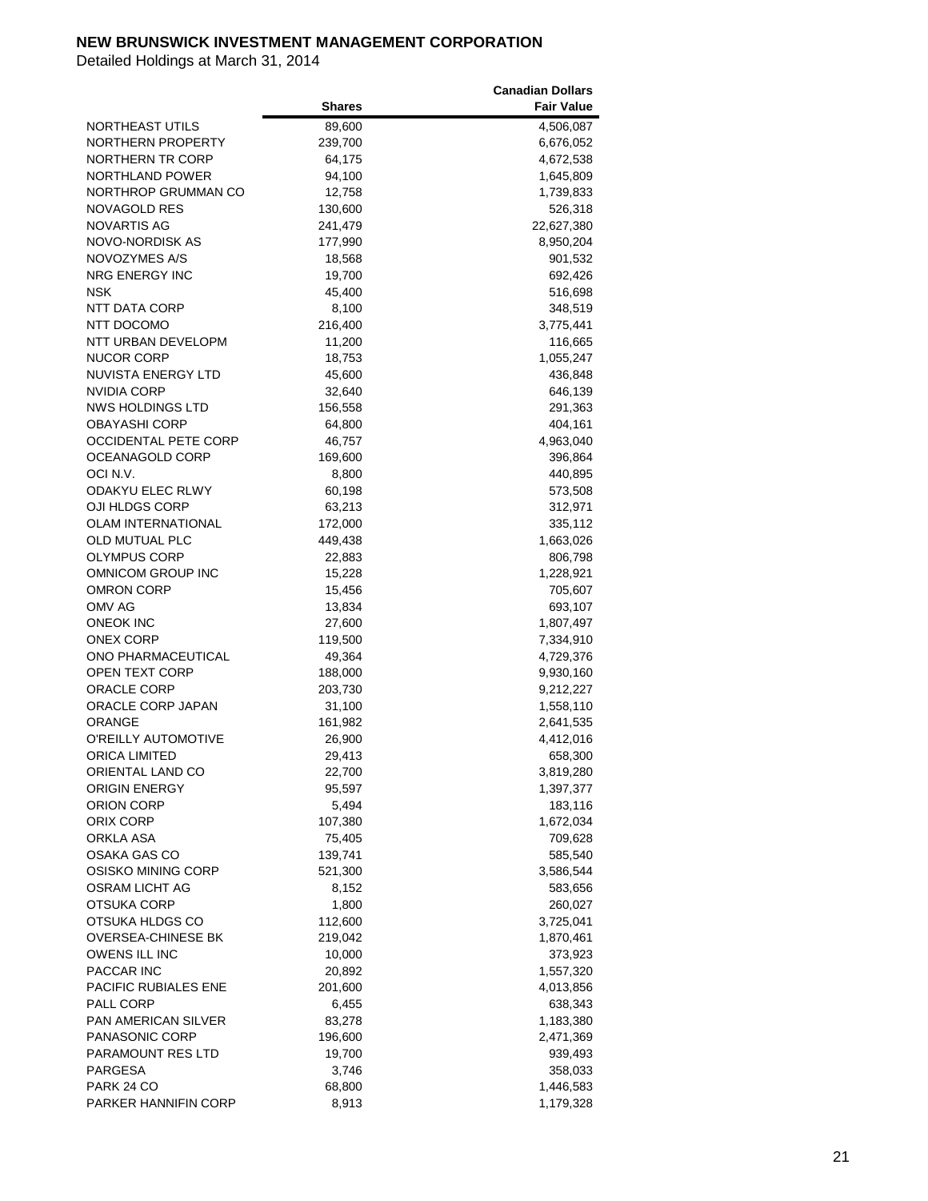**NEW BRUNSWICK INVESTMENT MANAGEMENT CORPORATION**

Detailed Holdings at March 31, 2014

| | Shares | Canadian Dollars Fair Value |
|---|---|---|
| NORTHEAST UTILS | 89,600 | 4,506,087 |
| NORTHERN PROPERTY | 239,700 | 6,676,052 |
| NORTHERN TR CORP | 64,175 | 4,672,538 |
| NORTHLAND POWER | 94,100 | 1,645,809 |
| NORTHROP GRUMMAN CO | 12,758 | 1,739,833 |
| NOVAGOLD RES | 130,600 | 526,318 |
| NOVARTIS AG | 241,479 | 22,627,380 |
| NOVO-NORDISK AS | 177,990 | 8,950,204 |
| NOVOZYMES A/S | 18,568 | 901,532 |
| NRG ENERGY INC | 19,700 | 692,426 |
| NSK | 45,400 | 516,698 |
| NTT DATA CORP | 8,100 | 348,519 |
| NTT DOCOMO | 216,400 | 3,775,441 |
| NTT URBAN DEVELOPM | 11,200 | 116,665 |
| NUCOR CORP | 18,753 | 1,055,247 |
| NUVISTA ENERGY LTD | 45,600 | 436,848 |
| NVIDIA CORP | 32,640 | 646,139 |
| NWS HOLDINGS LTD | 156,558 | 291,363 |
| OBAYASHI CORP | 64,800 | 404,161 |
| OCCIDENTAL PETE CORP | 46,757 | 4,963,040 |
| OCEANAGOLD CORP | 169,600 | 396,864 |
| OCI N.V. | 8,800 | 440,895 |
| ODAKYU ELEC RLWY | 60,198 | 573,508 |
| OJI HLDGS CORP | 63,213 | 312,971 |
| OLAM INTERNATIONAL | 172,000 | 335,112 |
| OLD MUTUAL PLC | 449,438 | 1,663,026 |
| OLYMPUS CORP | 22,883 | 806,798 |
| OMNICOM GROUP INC | 15,228 | 1,228,921 |
| OMRON CORP | 15,456 | 705,607 |
| OMV AG | 13,834 | 693,107 |
| ONEOK INC | 27,600 | 1,807,497 |
| ONEX CORP | 119,500 | 7,334,910 |
| ONO PHARMACEUTICAL | 49,364 | 4,729,376 |
| OPEN TEXT CORP | 188,000 | 9,930,160 |
| ORACLE CORP | 203,730 | 9,212,227 |
| ORACLE CORP JAPAN | 31,100 | 1,558,110 |
| ORANGE | 161,982 | 2,641,535 |
| O'REILLY AUTOMOTIVE | 26,900 | 4,412,016 |
| ORICA LIMITED | 29,413 | 658,300 |
| ORIENTAL LAND CO | 22,700 | 3,819,280 |
| ORIGIN ENERGY | 95,597 | 1,397,377 |
| ORION CORP | 5,494 | 183,116 |
| ORIX CORP | 107,380 | 1,672,034 |
| ORKLA ASA | 75,405 | 709,628 |
| OSAKA GAS CO | 139,741 | 585,540 |
| OSISKO MINING CORP | 521,300 | 3,586,544 |
| OSRAM LICHT AG | 8,152 | 583,656 |
| OTSUKA CORP | 1,800 | 260,027 |
| OTSUKA HLDGS CO | 112,600 | 3,725,041 |
| OVERSEA-CHINESE BK | 219,042 | 1,870,461 |
| OWENS ILL INC | 10,000 | 373,923 |
| PACCAR INC | 20,892 | 1,557,320 |
| PACIFIC RUBIALES ENE | 201,600 | 4,013,856 |
| PALL CORP | 6,455 | 638,343 |
| PAN AMERICAN SILVER | 83,278 | 1,183,380 |
| PANASONIC CORP | 196,600 | 2,471,369 |
| PARAMOUNT RES LTD | 19,700 | 939,493 |
| PARGESA | 3,746 | 358,033 |
| PARK 24 CO | 68,800 | 1,446,583 |
| PARKER HANNIFIN CORP | 8,913 | 1,179,328 |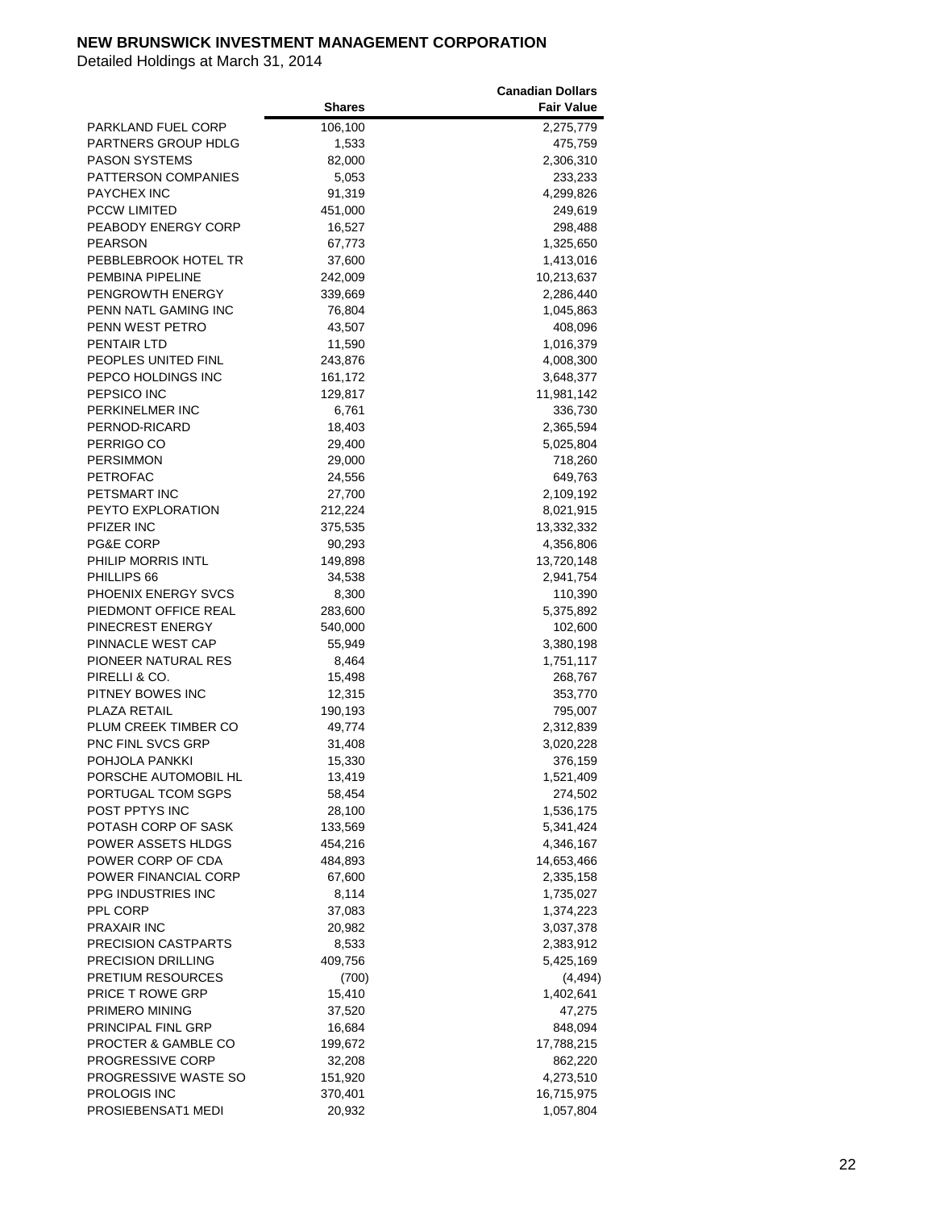**NEW BRUNSWICK INVESTMENT MANAGEMENT CORPORATION**

Detailed Holdings at March 31, 2014

| | Shares | Canadian Dollars Fair Value |
|---|---|---|
| PARKLAND FUEL CORP | 106,100 | 2,275,779 |
| PARTNERS GROUP HDLG | 1,533 | 475,759 |
| PASON SYSTEMS | 82,000 | 2,306,310 |
| PATTERSON COMPANIES | 5,053 | 233,233 |
| PAYCHEX INC | 91,319 | 4,299,826 |
| PCCW LIMITED | 451,000 | 249,619 |
| PEABODY ENERGY CORP | 16,527 | 298,488 |
| PEARSON | 67,773 | 1,325,650 |
| PEBBLEBROOK HOTEL TR | 37,600 | 1,413,016 |
| PEMBINA PIPELINE | 242,009 | 10,213,637 |
| PENGROWTH ENERGY | 339,669 | 2,286,440 |
| PENN NATL GAMING INC | 76,804 | 1,045,863 |
| PENN WEST PETRO | 43,507 | 408,096 |
| PENTAIR LTD | 11,590 | 1,016,379 |
| PEOPLES UNITED FINL | 243,876 | 4,008,300 |
| PEPCO HOLDINGS INC | 161,172 | 3,648,377 |
| PEPSICO INC | 129,817 | 11,981,142 |
| PERKINELMER INC | 6,761 | 336,730 |
| PERNOD-RICARD | 18,403 | 2,365,594 |
| PERRIGO CO | 29,400 | 5,025,804 |
| PERSIMMON | 29,000 | 718,260 |
| PETROFAC | 24,556 | 649,763 |
| PETSMART INC | 27,700 | 2,109,192 |
| PEYTO EXPLORATION | 212,224 | 8,021,915 |
| PFIZER INC | 375,535 | 13,332,332 |
| PG&E CORP | 90,293 | 4,356,806 |
| PHILIP MORRIS INTL | 149,898 | 13,720,148 |
| PHILLIPS 66 | 34,538 | 2,941,754 |
| PHOENIX ENERGY SVCS | 8,300 | 110,390 |
| PIEDMONT OFFICE REAL | 283,600 | 5,375,892 |
| PINECREST ENERGY | 540,000 | 102,600 |
| PINNACLE WEST CAP | 55,949 | 3,380,198 |
| PIONEER NATURAL RES | 8,464 | 1,751,117 |
| PIRELLI & CO. | 15,498 | 268,767 |
| PITNEY BOWES INC | 12,315 | 353,770 |
| PLAZA RETAIL | 190,193 | 795,007 |
| PLUM CREEK TIMBER CO | 49,774 | 2,312,839 |
| PNC FINL SVCS GRP | 31,408 | 3,020,228 |
| POHJOLA PANKKI | 15,330 | 376,159 |
| PORSCHE AUTOMOBIL HL | 13,419 | 1,521,409 |
| PORTUGAL TCOM SGPS | 58,454 | 274,502 |
| POST PPTYS INC | 28,100 | 1,536,175 |
| POTASH CORP OF SASK | 133,569 | 5,341,424 |
| POWER ASSETS HLDGS | 454,216 | 4,346,167 |
| POWER CORP OF CDA | 484,893 | 14,653,466 |
| POWER FINANCIAL CORP | 67,600 | 2,335,158 |
| PPG INDUSTRIES INC | 8,114 | 1,735,027 |
| PPL CORP | 37,083 | 1,374,223 |
| PRAXAIR INC | 20,982 | 3,037,378 |
| PRECISION CASTPARTS | 8,533 | 2,383,912 |
| PRECISION DRILLING | 409,756 | 5,425,169 |
| PRETIUM RESOURCES | (700) | (4,494) |
| PRICE T ROWE GRP | 15,410 | 1,402,641 |
| PRIMERO MINING | 37,520 | 47,275 |
| PRINCIPAL FINL GRP | 16,684 | 848,094 |
| PROCTER & GAMBLE CO | 199,672 | 17,788,215 |
| PROGRESSIVE CORP | 32,208 | 862,220 |
| PROGRESSIVE WASTE SO | 151,920 | 4,273,510 |
| PROLOGIS INC | 370,401 | 16,715,975 |
| PROSIEBENSAT1 MEDI | 20,932 | 1,057,804 |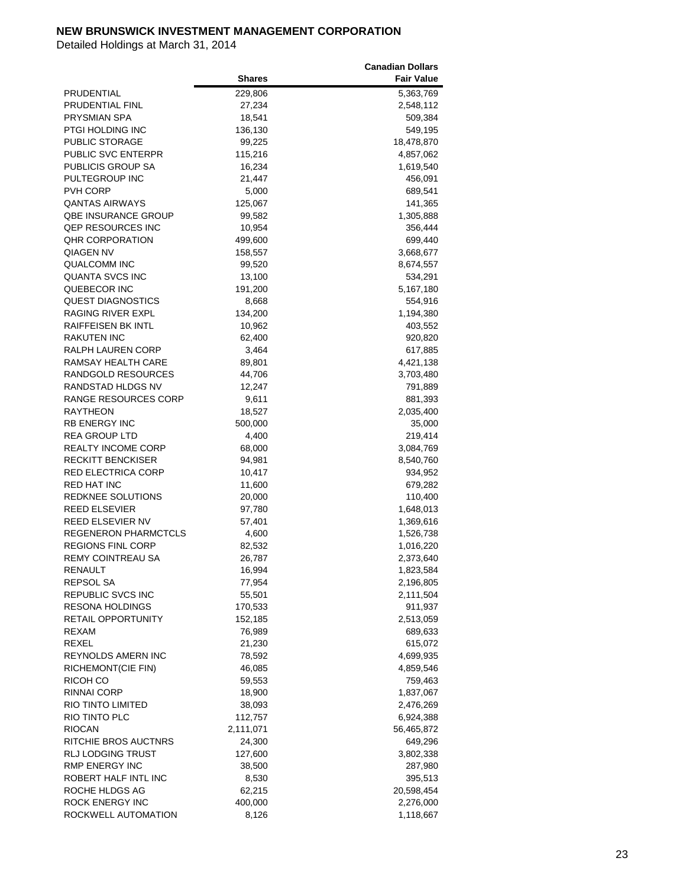**NEW BRUNSWICK INVESTMENT MANAGEMENT CORPORATION**

Detailed Holdings at March 31, 2014

| | Shares | Canadian Dollars Fair Value |
|---|---|---|
| PRUDENTIAL | 229,806 | 5,363,769 |
| PRUDENTIAL FINL | 27,234 | 2,548,112 |
| PRYSMIAN SPA | 18,541 | 509,384 |
| PTGI HOLDING INC | 136,130 | 549,195 |
| PUBLIC STORAGE | 99,225 | 18,478,870 |
| PUBLIC SVC ENTERPR | 115,216 | 4,857,062 |
| PUBLICIS GROUP SA | 16,234 | 1,619,540 |
| PULTEGROUP INC | 21,447 | 456,091 |
| PVH CORP | 5,000 | 689,541 |
| QANTAS AIRWAYS | 125,067 | 141,365 |
| QBE INSURANCE GROUP | 99,582 | 1,305,888 |
| QEP RESOURCES INC | 10,954 | 356,444 |
| QHR CORPORATION | 499,600 | 699,440 |
| QIAGEN NV | 158,557 | 3,668,677 |
| QUALCOMM INC | 99,520 | 8,674,557 |
| QUANTA SVCS INC | 13,100 | 534,291 |
| QUEBECOR INC | 191,200 | 5,167,180 |
| QUEST DIAGNOSTICS | 8,668 | 554,916 |
| RAGING RIVER EXPL | 134,200 | 1,194,380 |
| RAIFFEISEN BK INTL | 10,962 | 403,552 |
| RAKUTEN INC | 62,400 | 920,820 |
| RALPH LAUREN CORP | 3,464 | 617,885 |
| RAMSAY HEALTH CARE | 89,801 | 4,421,138 |
| RANDGOLD RESOURCES | 44,706 | 3,703,480 |
| RANDSTAD HLDGS NV | 12,247 | 791,889 |
| RANGE RESOURCES CORP | 9,611 | 881,393 |
| RAYTHEON | 18,527 | 2,035,400 |
| RB ENERGY INC | 500,000 | 35,000 |
| REA GROUP LTD | 4,400 | 219,414 |
| REALTY INCOME CORP | 68,000 | 3,084,769 |
| RECKITT BENCKISER | 94,981 | 8,540,760 |
| RED ELECTRICA CORP | 10,417 | 934,952 |
| RED HAT INC | 11,600 | 679,282 |
| REDKNEE SOLUTIONS | 20,000 | 110,400 |
| REED ELSEVIER | 97,780 | 1,648,013 |
| REED ELSEVIER NV | 57,401 | 1,369,616 |
| REGENERON PHARMCTCLS | 4,600 | 1,526,738 |
| REGIONS FINL CORP | 82,532 | 1,016,220 |
| REMY COINTREAU SA | 26,787 | 2,373,640 |
| RENAULT | 16,994 | 1,823,584 |
| REPSOL SA | 77,954 | 2,196,805 |
| REPUBLIC SVCS INC | 55,501 | 2,111,504 |
| RESONA HOLDINGS | 170,533 | 911,937 |
| RETAIL OPPORTUNITY | 152,185 | 2,513,059 |
| REXAM | 76,989 | 689,633 |
| REXEL | 21,230 | 615,072 |
| REYNOLDS AMERN INC | 78,592 | 4,699,935 |
| RICHEMONT(CIE FIN) | 46,085 | 4,859,546 |
| RICOH CO | 59,553 | 759,463 |
| RINNAI CORP | 18,900 | 1,837,067 |
| RIO TINTO LIMITED | 38,093 | 2,476,269 |
| RIO TINTO PLC | 112,757 | 6,924,388 |
| RIOCAN | 2,111,071 | 56,465,872 |
| RITCHIE BROS AUCTNRS | 24,300 | 649,296 |
| RLJ LODGING TRUST | 127,600 | 3,802,338 |
| RMP ENERGY INC | 38,500 | 287,980 |
| ROBERT HALF INTL INC | 8,530 | 395,513 |
| ROCHE HLDGS AG | 62,215 | 20,598,454 |
| ROCK ENERGY INC | 400,000 | 2,276,000 |
| ROCKWELL AUTOMATION | 8,126 | 1,118,667 |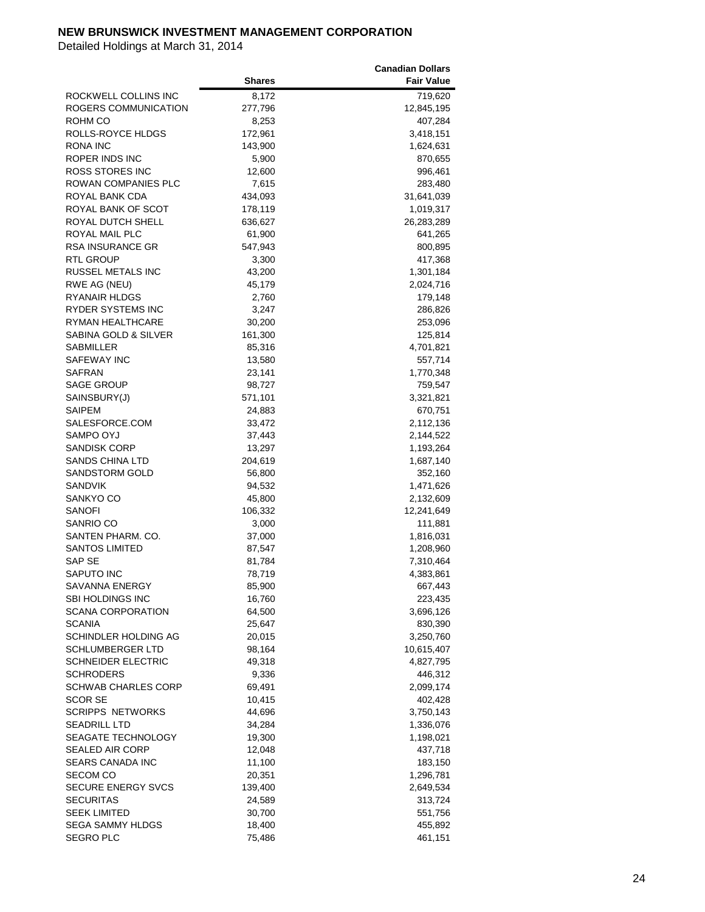**NEW BRUNSWICK INVESTMENT MANAGEMENT CORPORATION**

Detailed Holdings at March 31, 2014

| | Shares | Canadian Dollars Fair Value |
|---|---|---|
| ROCKWELL COLLINS INC | 8,172 | 719,620 |
| ROGERS COMMUNICATION | 277,796 | 12,845,195 |
| ROHM CO | 8,253 | 407,284 |
| ROLLS-ROYCE HLDGS | 172,961 | 3,418,151 |
| RONA INC | 143,900 | 1,624,631 |
| ROPER INDS INC | 5,900 | 870,655 |
| ROSS STORES INC | 12,600 | 996,461 |
| ROWAN COMPANIES PLC | 7,615 | 283,480 |
| ROYAL BANK CDA | 434,093 | 31,641,039 |
| ROYAL BANK OF SCOT | 178,119 | 1,019,317 |
| ROYAL DUTCH SHELL | 636,627 | 26,283,289 |
| ROYAL MAIL PLC | 61,900 | 641,265 |
| RSA INSURANCE GR | 547,943 | 800,895 |
| RTL GROUP | 3,300 | 417,368 |
| RUSSEL METALS INC | 43,200 | 1,301,184 |
| RWE AG (NEU) | 45,179 | 2,024,716 |
| RYANAIR HLDGS | 2,760 | 179,148 |
| RYDER SYSTEMS INC | 3,247 | 286,826 |
| RYMAN HEALTHCARE | 30,200 | 253,096 |
| SABINA GOLD & SILVER | 161,300 | 125,814 |
| SABMILLER | 85,316 | 4,701,821 |
| SAFEWAY INC | 13,580 | 557,714 |
| SAFRAN | 23,141 | 1,770,348 |
| SAGE GROUP | 98,727 | 759,547 |
| SAINSBURY(J) | 571,101 | 3,321,821 |
| SAIPEM | 24,883 | 670,751 |
| SALESFORCE.COM | 33,472 | 2,112,136 |
| SAMPO OYJ | 37,443 | 2,144,522 |
| SANDISK CORP | 13,297 | 1,193,264 |
| SANDS CHINA LTD | 204,619 | 1,687,140 |
| SANDSTORM GOLD | 56,800 | 352,160 |
| SANDVIK | 94,532 | 1,471,626 |
| SANKYO CO | 45,800 | 2,132,609 |
| SANOFI | 106,332 | 12,241,649 |
| SANRIO CO | 3,000 | 111,881 |
| SANTEN PHARM. CO. | 37,000 | 1,816,031 |
| SANTOS LIMITED | 87,547 | 1,208,960 |
| SAP SE | 81,784 | 7,310,464 |
| SAPUTO INC | 78,719 | 4,383,861 |
| SAVANNA ENERGY | 85,900 | 667,443 |
| SBI HOLDINGS INC | 16,760 | 223,435 |
| SCANA CORPORATION | 64,500 | 3,696,126 |
| SCANIA | 25,647 | 830,390 |
| SCHINDLER HOLDING AG | 20,015 | 3,250,760 |
| SCHLUMBERGER LTD | 98,164 | 10,615,407 |
| SCHNEIDER ELECTRIC | 49,318 | 4,827,795 |
| SCHRODERS | 9,336 | 446,312 |
| SCHWAB CHARLES CORP | 69,491 | 2,099,174 |
| SCOR SE | 10,415 | 402,428 |
| SCRIPPS NETWORKS | 44,696 | 3,750,143 |
| SEADRILL LTD | 34,284 | 1,336,076 |
| SEAGATE TECHNOLOGY | 19,300 | 1,198,021 |
| SEALED AIR CORP | 12,048 | 437,718 |
| SEARS CANADA INC | 11,100 | 183,150 |
| SECOM CO | 20,351 | 1,296,781 |
| SECURE ENERGY SVCS | 139,400 | 2,649,534 |
| SECURITAS | 24,589 | 313,724 |
| SEEK LIMITED | 30,700 | 551,756 |
| SEGA SAMMY HLDGS | 18,400 | 455,892 |
| SEGRO PLC | 75,486 | 461,151 |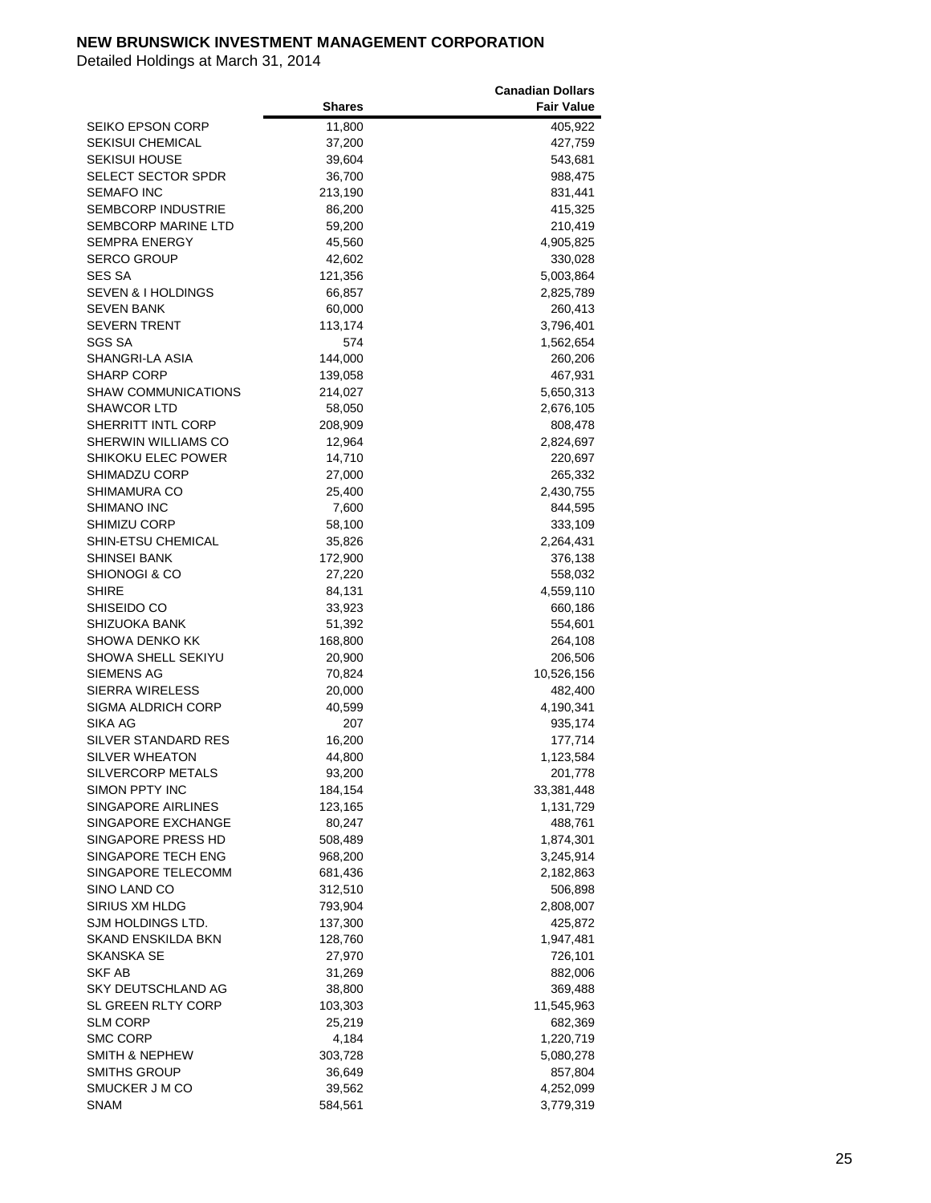**NEW BRUNSWICK INVESTMENT MANAGEMENT CORPORATION**

Detailed Holdings at March 31, 2014

| | Shares | Canadian Dollars Fair Value |
|---|---|---|
| SEIKO EPSON CORP | 11,800 | 405,922 |
| SEKISUI CHEMICAL | 37,200 | 427,759 |
| SEKISUI HOUSE | 39,604 | 543,681 |
| SELECT SECTOR SPDR | 36,700 | 988,475 |
| SEMAFO INC | 213,190 | 831,441 |
| SEMBCORP INDUSTRIE | 86,200 | 415,325 |
| SEMBCORP MARINE LTD | 59,200 | 210,419 |
| SEMPRA ENERGY | 45,560 | 4,905,825 |
| SERCO GROUP | 42,602 | 330,028 |
| SES SA | 121,356 | 5,003,864 |
| SEVEN & I HOLDINGS | 66,857 | 2,825,789 |
| SEVEN BANK | 60,000 | 260,413 |
| SEVERN TRENT | 113,174 | 3,796,401 |
| SGS SA | 574 | 1,562,654 |
| SHANGRI-LA ASIA | 144,000 | 260,206 |
| SHARP CORP | 139,058 | 467,931 |
| SHAW COMMUNICATIONS | 214,027 | 5,650,313 |
| SHAWCOR LTD | 58,050 | 2,676,105 |
| SHERRITT INTL CORP | 208,909 | 808,478 |
| SHERWIN WILLIAMS CO | 12,964 | 2,824,697 |
| SHIKOKU ELEC POWER | 14,710 | 220,697 |
| SHIMADZU CORP | 27,000 | 265,332 |
| SHIMAMURA CO | 25,400 | 2,430,755 |
| SHIMANO INC | 7,600 | 844,595 |
| SHIMIZU CORP | 58,100 | 333,109 |
| SHIN-ETSU CHEMICAL | 35,826 | 2,264,431 |
| SHINSEI BANK | 172,900 | 376,138 |
| SHIONOGI & CO | 27,220 | 558,032 |
| SHIRE | 84,131 | 4,559,110 |
| SHISEIDO CO | 33,923 | 660,186 |
| SHIZUOKA BANK | 51,392 | 554,601 |
| SHOWA DENKO KK | 168,800 | 264,108 |
| SHOWA SHELL SEKIYU | 20,900 | 206,506 |
| SIEMENS AG | 70,824 | 10,526,156 |
| SIERRA WIRELESS | 20,000 | 482,400 |
| SIGMA ALDRICH CORP | 40,599 | 4,190,341 |
| SIKA AG | 207 | 935,174 |
| SILVER STANDARD RES | 16,200 | 177,714 |
| SILVER WHEATON | 44,800 | 1,123,584 |
| SILVERCORP METALS | 93,200 | 201,778 |
| SIMON PPTY INC | 184,154 | 33,381,448 |
| SINGAPORE AIRLINES | 123,165 | 1,131,729 |
| SINGAPORE EXCHANGE | 80,247 | 488,761 |
| SINGAPORE PRESS HD | 508,489 | 1,874,301 |
| SINGAPORE TECH ENG | 968,200 | 3,245,914 |
| SINGAPORE TELECOMM | 681,436 | 2,182,863 |
| SINO LAND CO | 312,510 | 506,898 |
| SIRIUS XM HLDG | 793,904 | 2,808,007 |
| SJM HOLDINGS LTD. | 137,300 | 425,872 |
| SKAND ENSKILDA BKN | 128,760 | 1,947,481 |
| SKANSKA SE | 27,970 | 726,101 |
| SKF AB | 31,269 | 882,006 |
| SKY DEUTSCHLAND AG | 38,800 | 369,488 |
| SL GREEN RLTY CORP | 103,303 | 11,545,963 |
| SLM CORP | 25,219 | 682,369 |
| SMC CORP | 4,184 | 1,220,719 |
| SMITH & NEPHEW | 303,728 | 5,080,278 |
| SMITHS GROUP | 36,649 | 857,804 |
| SMUCKER J M CO | 39,562 | 4,252,099 |
| SNAM | 584,561 | 3,779,319 |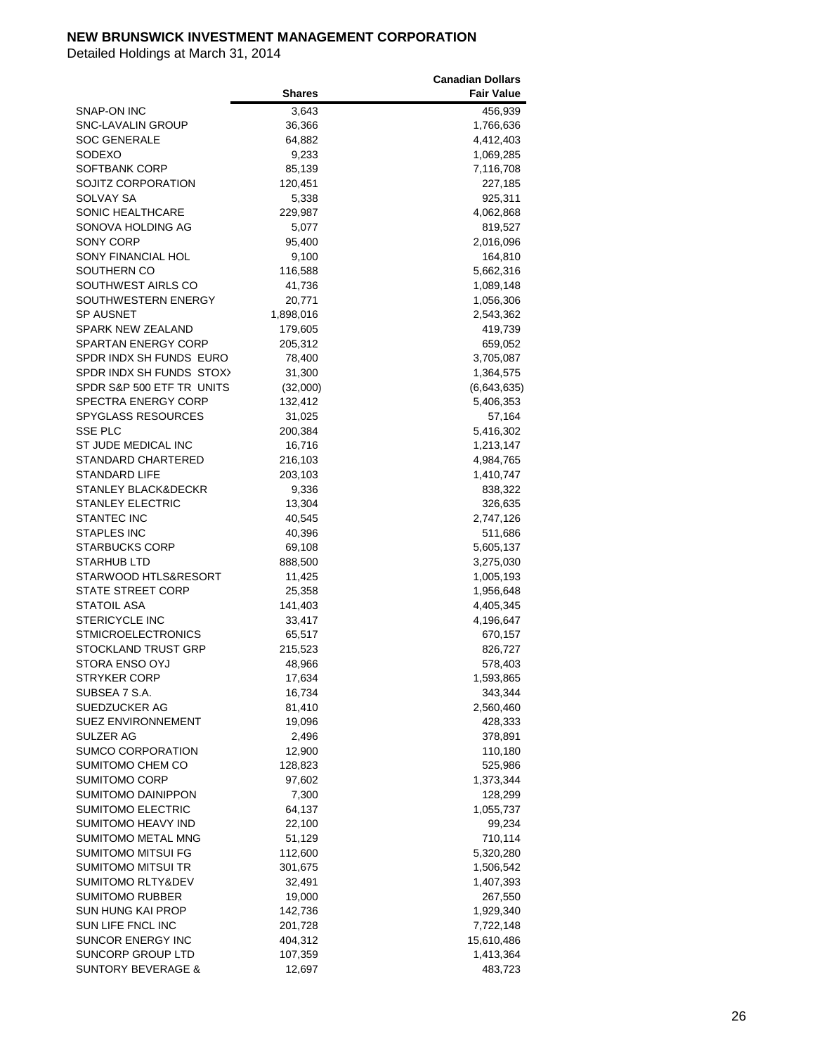**NEW BRUNSWICK INVESTMENT MANAGEMENT CORPORATION**

Detailed Holdings at March 31, 2014

| | Shares | Canadian Dollars Fair Value |
|---|---|---|
| SNAP-ON INC | 3,643 | 456,939 |
| SNC-LAVALIN GROUP | 36,366 | 1,766,636 |
| SOC GENERALE | 64,882 | 4,412,403 |
| SODEXO | 9,233 | 1,069,285 |
| SOFTBANK CORP | 85,139 | 7,116,708 |
| SOJITZ CORPORATION | 120,451 | 227,185 |
| SOLVAY SA | 5,338 | 925,311 |
| SONIC HEALTHCARE | 229,987 | 4,062,868 |
| SONOVA HOLDING AG | 5,077 | 819,527 |
| SONY CORP | 95,400 | 2,016,096 |
| SONY FINANCIAL HOL | 9,100 | 164,810 |
| SOUTHERN CO | 116,588 | 5,662,316 |
| SOUTHWEST AIRLS CO | 41,736 | 1,089,148 |
| SOUTHWESTERN ENERGY | 20,771 | 1,056,306 |
| SP AUSNET | 1,898,016 | 2,543,362 |
| SPARK NEW ZEALAND | 179,605 | 419,739 |
| SPARTAN ENERGY CORP | 205,312 | 659,052 |
| SPDR INDX SH FUNDS EURO | 78,400 | 3,705,087 |
| SPDR INDX SH FUNDS STOXX | 31,300 | 1,364,575 |
| SPDR S&P 500 ETF TR UNITS | (32,000) | (6,643,635) |
| SPECTRA ENERGY CORP | 132,412 | 5,406,353 |
| SPYGLASS RESOURCES | 31,025 | 57,164 |
| SSE PLC | 200,384 | 5,416,302 |
| ST JUDE MEDICAL INC | 16,716 | 1,213,147 |
| STANDARD CHARTERED | 216,103 | 4,984,765 |
| STANDARD LIFE | 203,103 | 1,410,747 |
| STANLEY BLACK&DECKR | 9,336 | 838,322 |
| STANLEY ELECTRIC | 13,304 | 326,635 |
| STANTEC INC | 40,545 | 2,747,126 |
| STAPLES INC | 40,396 | 511,686 |
| STARBUCKS CORP | 69,108 | 5,605,137 |
| STARHUB LTD | 888,500 | 3,275,030 |
| STARWOOD HTLS&RESORT | 11,425 | 1,005,193 |
| STATE STREET CORP | 25,358 | 1,956,648 |
| STATOIL ASA | 141,403 | 4,405,345 |
| STERICYCLE INC | 33,417 | 4,196,647 |
| STMICROELECTRONICS | 65,517 | 670,157 |
| STOCKLAND TRUST GRP | 215,523 | 826,727 |
| STORA ENSO OYJ | 48,966 | 578,403 |
| STRYKER CORP | 17,634 | 1,593,865 |
| SUBSEA 7 S.A. | 16,734 | 343,344 |
| SUEDZUCKER AG | 81,410 | 2,560,460 |
| SUEZ ENVIRONNEMENT | 19,096 | 428,333 |
| SULZER AG | 2,496 | 378,891 |
| SUMCO CORPORATION | 12,900 | 110,180 |
| SUMITOMO CHEM CO | 128,823 | 525,986 |
| SUMITOMO CORP | 97,602 | 1,373,344 |
| SUMITOMO DAINIPPON | 7,300 | 128,299 |
| SUMITOMO ELECTRIC | 64,137 | 1,055,737 |
| SUMITOMO HEAVY IND | 22,100 | 99,234 |
| SUMITOMO METAL MNG | 51,129 | 710,114 |
| SUMITOMO MITSUI FG | 112,600 | 5,320,280 |
| SUMITOMO MITSUI TR | 301,675 | 1,506,542 |
| SUMITOMO RLTY&DEV | 32,491 | 1,407,393 |
| SUMITOMO RUBBER | 19,000 | 267,550 |
| SUN HUNG KAI PROP | 142,736 | 1,929,340 |
| SUN LIFE FNCL INC | 201,728 | 7,722,148 |
| SUNCOR ENERGY INC | 404,312 | 15,610,486 |
| SUNCORP GROUP LTD | 107,359 | 1,413,364 |
| SUNTORY BEVERAGE & | 12,697 | 483,723 |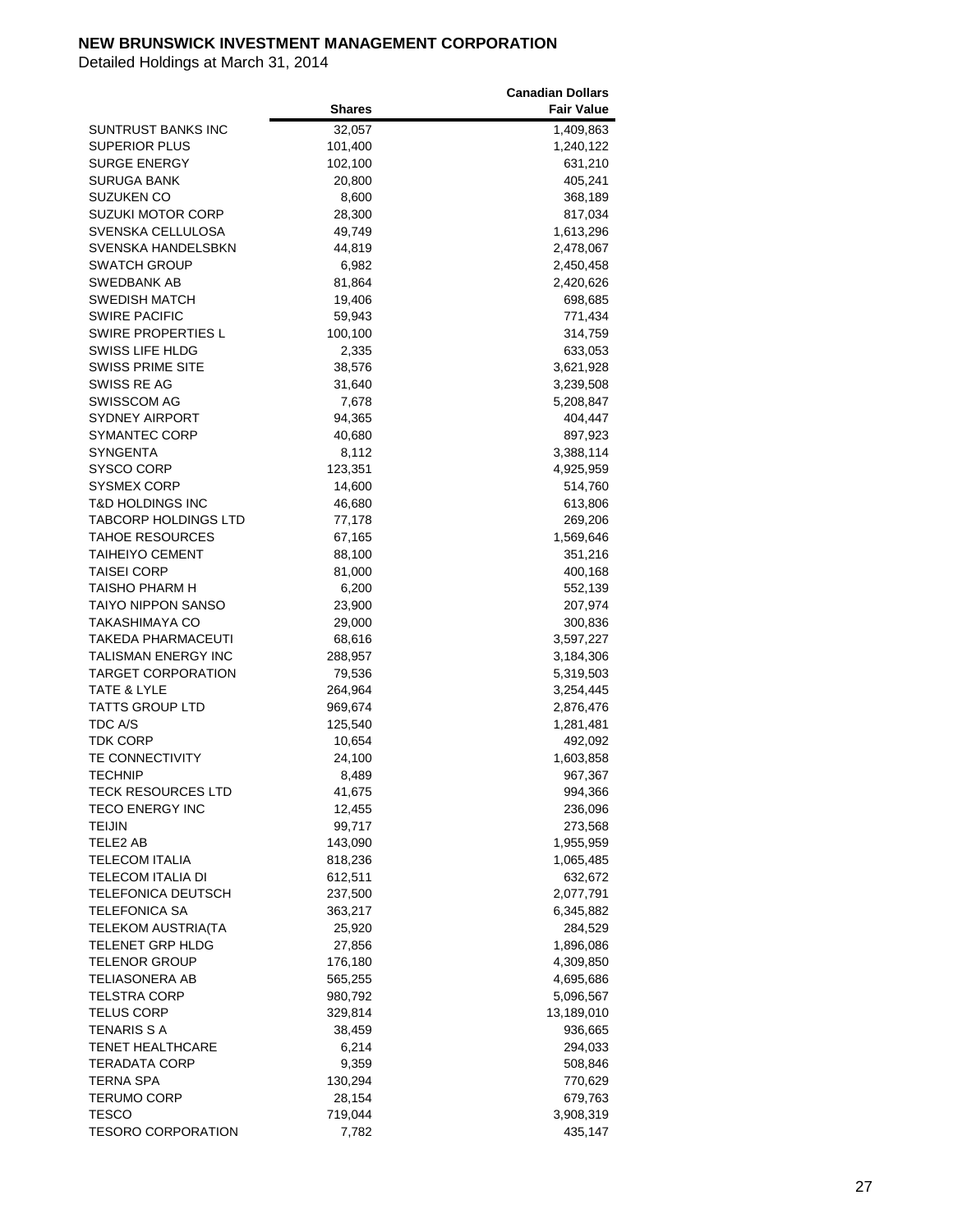**NEW BRUNSWICK INVESTMENT MANAGEMENT CORPORATION**

Detailed Holdings at March 31, 2014

| | Shares | Canadian Dollars Fair Value |
|---|---|---|
| SUNTRUST BANKS INC | 32,057 | 1,409,863 |
| SUPERIOR PLUS | 101,400 | 1,240,122 |
| SURGE ENERGY | 102,100 | 631,210 |
| SURUGA BANK | 20,800 | 405,241 |
| SUZUKEN CO | 8,600 | 368,189 |
| SUZUKI MOTOR CORP | 28,300 | 817,034 |
| SVENSKA CELLULOSA | 49,749 | 1,613,296 |
| SVENSKA HANDELSBKN | 44,819 | 2,478,067 |
| SWATCH GROUP | 6,982 | 2,450,458 |
| SWEDBANK AB | 81,864 | 2,420,626 |
| SWEDISH MATCH | 19,406 | 698,685 |
| SWIRE PACIFIC | 59,943 | 771,434 |
| SWIRE PROPERTIES L | 100,100 | 314,759 |
| SWISS LIFE HLDG | 2,335 | 633,053 |
| SWISS PRIME SITE | 38,576 | 3,621,928 |
| SWISS RE AG | 31,640 | 3,239,508 |
| SWISSCOM AG | 7,678 | 5,208,847 |
| SYDNEY AIRPORT | 94,365 | 404,447 |
| SYMANTEC CORP | 40,680 | 897,923 |
| SYNGENTA | 8,112 | 3,388,114 |
| SYSCO CORP | 123,351 | 4,925,959 |
| SYSMEX CORP | 14,600 | 514,760 |
| T&D HOLDINGS INC | 46,680 | 613,806 |
| TABCORP HOLDINGS LTD | 77,178 | 269,206 |
| TAHOE RESOURCES | 67,165 | 1,569,646 |
| TAIHEIYO CEMENT | 88,100 | 351,216 |
| TAISEI CORP | 81,000 | 400,168 |
| TAISHO PHARM H | 6,200 | 552,139 |
| TAIYO NIPPON SANSO | 23,900 | 207,974 |
| TAKASHIMAYA CO | 29,000 | 300,836 |
| TAKEDA PHARMACEUTI | 68,616 | 3,597,227 |
| TALISMAN ENERGY INC | 288,957 | 3,184,306 |
| TARGET CORPORATION | 79,536 | 5,319,503 |
| TATE & LYLE | 264,964 | 3,254,445 |
| TATTS GROUP LTD | 969,674 | 2,876,476 |
| TDC A/S | 125,540 | 1,281,481 |
| TDK CORP | 10,654 | 492,092 |
| TE CONNECTIVITY | 24,100 | 1,603,858 |
| TECHNIP | 8,489 | 967,367 |
| TECK RESOURCES LTD | 41,675 | 994,366 |
| TECO ENERGY INC | 12,455 | 236,096 |
| TEIJIN | 99,717 | 273,568 |
| TELE2 AB | 143,090 | 1,955,959 |
| TELECOM ITALIA | 818,236 | 1,065,485 |
| TELECOM ITALIA DI | 612,511 | 632,672 |
| TELEFONICA DEUTSCH | 237,500 | 2,077,791 |
| TELEFONICA SA | 363,217 | 6,345,882 |
| TELEKOM AUSTRIA(TA | 25,920 | 284,529 |
| TELENET GRP HLDG | 27,856 | 1,896,086 |
| TELENOR GROUP | 176,180 | 4,309,850 |
| TELIASONERA AB | 565,255 | 4,695,686 |
| TELSTRA CORP | 980,792 | 5,096,567 |
| TELUS CORP | 329,814 | 13,189,010 |
| TENARIS S A | 38,459 | 936,665 |
| TENET HEALTHCARE | 6,214 | 294,033 |
| TERADATA CORP | 9,359 | 508,846 |
| TERNA SPA | 130,294 | 770,629 |
| TERUMO CORP | 28,154 | 679,763 |
| TESCO | 719,044 | 3,908,319 |
| TESORO CORPORATION | 7,782 | 435,147 |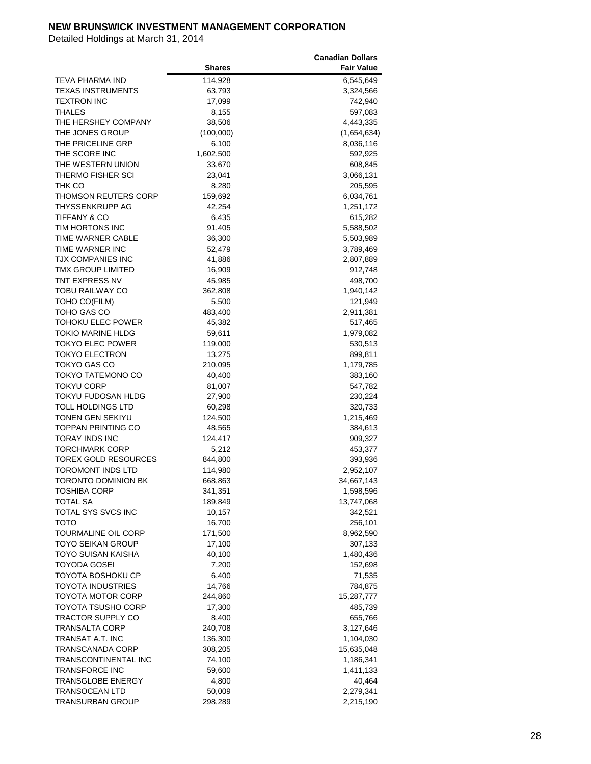**NEW BRUNSWICK INVESTMENT MANAGEMENT CORPORATION**

Detailed Holdings at March 31, 2014

| | Shares | Canadian Dollars Fair Value |
|---|---|---|
| TEVA PHARMA IND | 114,928 | 6,545,649 |
| TEXAS INSTRUMENTS | 63,793 | 3,324,566 |
| TEXTRON INC | 17,099 | 742,940 |
| THALES | 8,155 | 597,083 |
| THE HERSHEY COMPANY | 38,506 | 4,443,335 |
| THE JONES GROUP | (100,000) | (1,654,634) |
| THE PRICELINE GRP | 6,100 | 8,036,116 |
| THE SCORE INC | 1,602,500 | 592,925 |
| THE WESTERN UNION | 33,670 | 608,845 |
| THERMO FISHER SCI | 23,041 | 3,066,131 |
| THK CO | 8,280 | 205,595 |
| THOMSON REUTERS CORP | 159,692 | 6,034,761 |
| THYSSENKRUPP AG | 42,254 | 1,251,172 |
| TIFFANY & CO | 6,435 | 615,282 |
| TIM HORTONS INC | 91,405 | 5,588,502 |
| TIME WARNER CABLE | 36,300 | 5,503,989 |
| TIME WARNER INC | 52,479 | 3,789,469 |
| TJX COMPANIES INC | 41,886 | 2,807,889 |
| TMX GROUP LIMITED | 16,909 | 912,748 |
| TNT EXPRESS NV | 45,985 | 498,700 |
| TOBU RAILWAY CO | 362,808 | 1,940,142 |
| TOHO CO(FILM) | 5,500 | 121,949 |
| TOHO GAS CO | 483,400 | 2,911,381 |
| TOHOKU ELEC POWER | 45,382 | 517,465 |
| TOKIO MARINE HLDG | 59,611 | 1,979,082 |
| TOKYO ELEC POWER | 119,000 | 530,513 |
| TOKYO ELECTRON | 13,275 | 899,811 |
| TOKYO GAS CO | 210,095 | 1,179,785 |
| TOKYO TATEMONO CO | 40,400 | 383,160 |
| TOKYU CORP | 81,007 | 547,782 |
| TOKYU FUDOSAN HLDG | 27,900 | 230,224 |
| TOLL HOLDINGS LTD | 60,298 | 320,733 |
| TONEN GEN SEKIYU | 124,500 | 1,215,469 |
| TOPPAN PRINTING CO | 48,565 | 384,613 |
| TORAY INDS INC | 124,417 | 909,327 |
| TORCHMARK CORP | 5,212 | 453,377 |
| TOREX GOLD RESOURCES | 844,800 | 393,936 |
| TOROMONT INDS LTD | 114,980 | 2,952,107 |
| TORONTO DOMINION BK | 668,863 | 34,667,143 |
| TOSHIBA CORP | 341,351 | 1,598,596 |
| TOTAL SA | 189,849 | 13,747,068 |
| TOTAL SYS SVCS INC | 10,157 | 342,521 |
| TOTO | 16,700 | 256,101 |
| TOURMALINE OIL CORP | 171,500 | 8,962,590 |
| TOYO SEIKAN GROUP | 17,100 | 307,133 |
| TOYO SUISAN KAISHA | 40,100 | 1,480,436 |
| TOYODA GOSEI | 7,200 | 152,698 |
| TOYOTA BOSHOKU CP | 6,400 | 71,535 |
| TOYOTA INDUSTRIES | 14,766 | 784,875 |
| TOYOTA MOTOR CORP | 244,860 | 15,287,777 |
| TOYOTA TSUSHO CORP | 17,300 | 485,739 |
| TRACTOR SUPPLY CO | 8,400 | 655,766 |
| TRANSALTA CORP | 240,708 | 3,127,646 |
| TRANSAT A.T. INC | 136,300 | 1,104,030 |
| TRANSCANADA CORP | 308,205 | 15,635,048 |
| TRANSCONTINENTAL INC | 74,100 | 1,186,341 |
| TRANSFORCE INC | 59,600 | 1,411,133 |
| TRANSGLOBE ENERGY | 4,800 | 40,464 |
| TRANSOCEAN LTD | 50,009 | 2,279,341 |
| TRANSURBAN GROUP | 298,289 | 2,215,190 |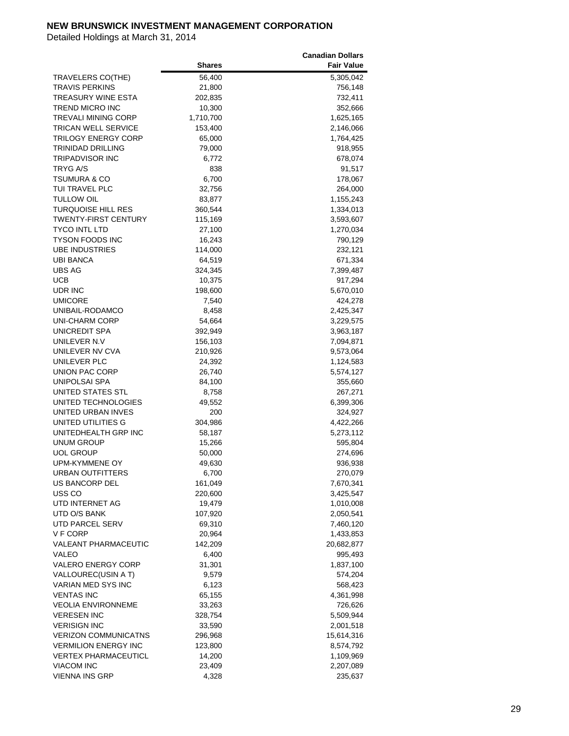**NEW BRUNSWICK INVESTMENT MANAGEMENT CORPORATION**

Detailed Holdings at March 31, 2014

| | Shares | Canadian Dollars Fair Value |
|---|---|---|
| TRAVELERS CO(THE) | 56,400 | 5,305,042 |
| TRAVIS PERKINS | 21,800 | 756,148 |
| TREASURY WINE ESTA | 202,835 | 732,411 |
| TREND MICRO INC | 10,300 | 352,666 |
| TREVALI MINING CORP | 1,710,700 | 1,625,165 |
| TRICAN WELL SERVICE | 153,400 | 2,146,066 |
| TRILOGY ENERGY CORP | 65,000 | 1,764,425 |
| TRINIDAD DRILLING | 79,000 | 918,955 |
| TRIPADVISOR INC | 6,772 | 678,074 |
| TRYG A/S | 838 | 91,517 |
| TSUMURA & CO | 6,700 | 178,067 |
| TUI TRAVEL PLC | 32,756 | 264,000 |
| TULLOW OIL | 83,877 | 1,155,243 |
| TURQUOISE HILL RES | 360,544 | 1,334,013 |
| TWENTY-FIRST CENTURY | 115,169 | 3,593,607 |
| TYCO INTL LTD | 27,100 | 1,270,034 |
| TYSON FOODS INC | 16,243 | 790,129 |
| UBE INDUSTRIES | 114,000 | 232,121 |
| UBI BANCA | 64,519 | 671,334 |
| UBS AG | 324,345 | 7,399,487 |
| UCB | 10,375 | 917,294 |
| UDR INC | 198,600 | 5,670,010 |
| UMICORE | 7,540 | 424,278 |
| UNIBAIL-RODAMCO | 8,458 | 2,425,347 |
| UNI-CHARM CORP | 54,664 | 3,229,575 |
| UNICREDIT SPA | 392,949 | 3,963,187 |
| UNILEVER N.V | 156,103 | 7,094,871 |
| UNILEVER NV CVA | 210,926 | 9,573,064 |
| UNILEVER PLC | 24,392 | 1,124,583 |
| UNION PAC CORP | 26,740 | 5,574,127 |
| UNIPOLSAI SPA | 84,100 | 355,660 |
| UNITED STATES STL | 8,758 | 267,271 |
| UNITED TECHNOLOGIES | 49,552 | 6,399,306 |
| UNITED URBAN INVES | 200 | 324,927 |
| UNITED UTILITIES G | 304,986 | 4,422,266 |
| UNITEDHEALTH GRP INC | 58,187 | 5,273,112 |
| UNUM GROUP | 15,266 | 595,804 |
| UOL GROUP | 50,000 | 274,696 |
| UPM-KYMMENE OY | 49,630 | 936,938 |
| URBAN OUTFITTERS | 6,700 | 270,079 |
| US BANCORP DEL | 161,049 | 7,670,341 |
| USS CO | 220,600 | 3,425,547 |
| UTD INTERNET AG | 19,479 | 1,010,008 |
| UTD O/S BANK | 107,920 | 2,050,541 |
| UTD PARCEL SERV | 69,310 | 7,460,120 |
| V F CORP | 20,964 | 1,433,853 |
| VALEANT PHARMACEUTIC | 142,209 | 20,682,877 |
| VALEO | 6,400 | 995,493 |
| VALERO ENERGY CORP | 31,301 | 1,837,100 |
| VALLOUREC(USIN A T) | 9,579 | 574,204 |
| VARIAN MED SYS INC | 6,123 | 568,423 |
| VENTAS INC | 65,155 | 4,361,998 |
| VEOLIA ENVIRONNEME | 33,263 | 726,626 |
| VERESEN INC | 328,754 | 5,509,944 |
| VERISIGN INC | 33,590 | 2,001,518 |
| VERIZON COMMUNICATNS | 296,968 | 15,614,316 |
| VERMILION ENERGY INC | 123,800 | 8,574,792 |
| VERTEX PHARMACEUTICL | 14,200 | 1,109,969 |
| VIACOM INC | 23,409 | 2,207,089 |
| VIENNA INS GRP | 4,328 | 235,637 |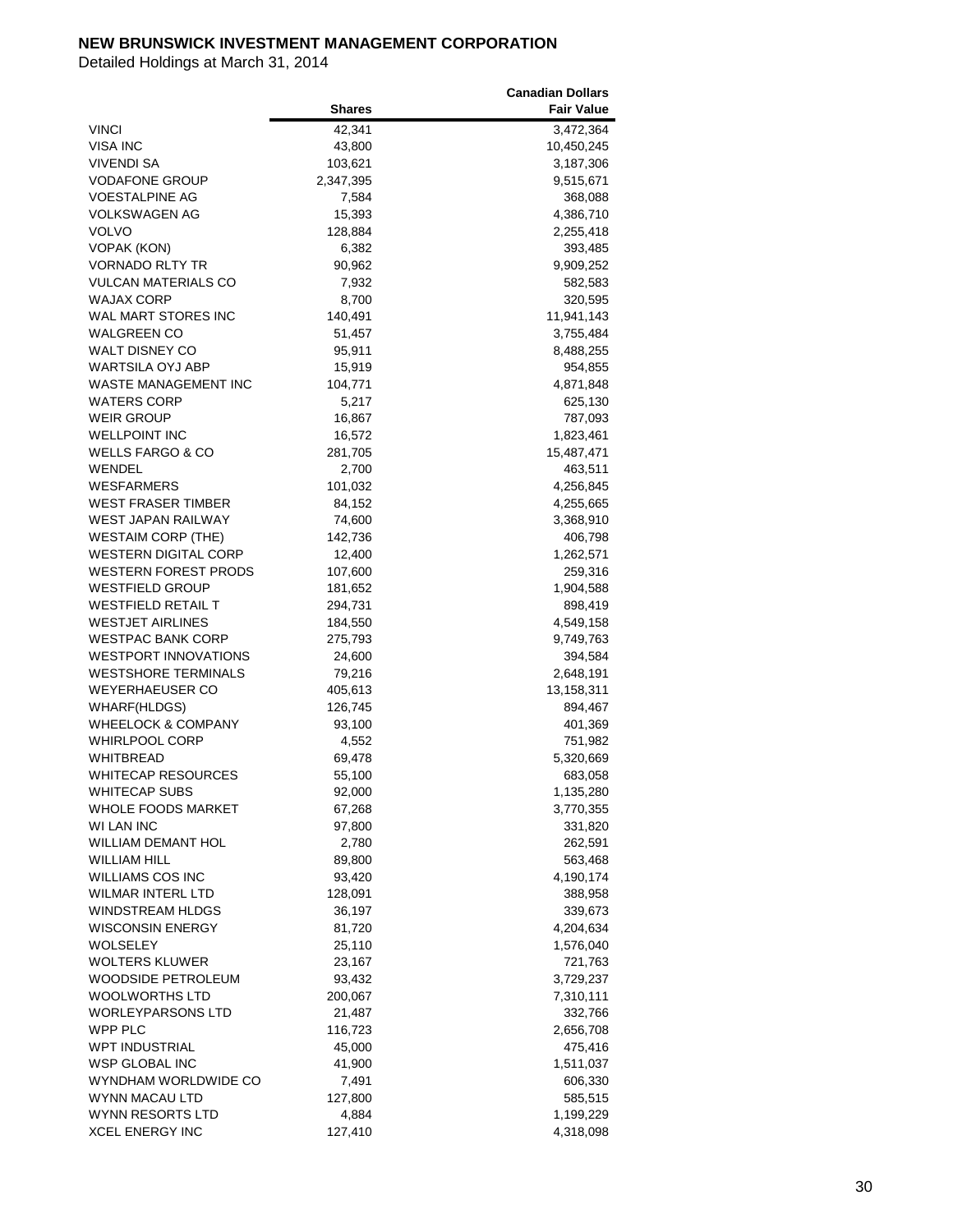**NEW BRUNSWICK INVESTMENT MANAGEMENT CORPORATION**

Detailed Holdings at March 31, 2014

| | Shares | Canadian Dollars Fair Value |
|---|---|---|
| VINCI | 42,341 | 3,472,364 |
| VISA INC | 43,800 | 10,450,245 |
| VIVENDI SA | 103,621 | 3,187,306 |
| VODAFONE GROUP | 2,347,395 | 9,515,671 |
| VOESTALPINE AG | 7,584 | 368,088 |
| VOLKSWAGEN AG | 15,393 | 4,386,710 |
| VOLVO | 128,884 | 2,255,418 |
| VOPAK (KON) | 6,382 | 393,485 |
| VORNADO RLTY TR | 90,962 | 9,909,252 |
| VULCAN MATERIALS CO | 7,932 | 582,583 |
| WAJAX CORP | 8,700 | 320,595 |
| WAL MART STORES INC | 140,491 | 11,941,143 |
| WALGREEN CO | 51,457 | 3,755,484 |
| WALT DISNEY CO | 95,911 | 8,488,255 |
| WARTSILA OYJ ABP | 15,919 | 954,855 |
| WASTE MANAGEMENT INC | 104,771 | 4,871,848 |
| WATERS CORP | 5,217 | 625,130 |
| WEIR GROUP | 16,867 | 787,093 |
| WELLPOINT INC | 16,572 | 1,823,461 |
| WELLS FARGO & CO | 281,705 | 15,487,471 |
| WENDEL | 2,700 | 463,511 |
| WESFARMERS | 101,032 | 4,256,845 |
| WEST FRASER TIMBER | 84,152 | 4,255,665 |
| WEST JAPAN RAILWAY | 74,600 | 3,368,910 |
| WESTAIM CORP (THE) | 142,736 | 406,798 |
| WESTERN DIGITAL CORP | 12,400 | 1,262,571 |
| WESTERN FOREST PRODS | 107,600 | 259,316 |
| WESTFIELD GROUP | 181,652 | 1,904,588 |
| WESTFIELD RETAIL T | 294,731 | 898,419 |
| WESTJET AIRLINES | 184,550 | 4,549,158 |
| WESTPAC BANK CORP | 275,793 | 9,749,763 |
| WESTPORT INNOVATIONS | 24,600 | 394,584 |
| WESTSHORE TERMINALS | 79,216 | 2,648,191 |
| WEYERHAEUSER CO | 405,613 | 13,158,311 |
| WHARF(HLDGS) | 126,745 | 894,467 |
| WHEELOCK & COMPANY | 93,100 | 401,369 |
| WHIRLPOOL CORP | 4,552 | 751,982 |
| WHITBREAD | 69,478 | 5,320,669 |
| WHITECAP RESOURCES | 55,100 | 683,058 |
| WHITECAP SUBS | 92,000 | 1,135,280 |
| WHOLE FOODS MARKET | 67,268 | 3,770,355 |
| WI LAN INC | 97,800 | 331,820 |
| WILLIAM DEMANT HOL | 2,780 | 262,591 |
| WILLIAM HILL | 89,800 | 563,468 |
| WILLIAMS COS INC | 93,420 | 4,190,174 |
| WILMAR INTERL LTD | 128,091 | 388,958 |
| WINDSTREAM HLDGS | 36,197 | 339,673 |
| WISCONSIN ENERGY | 81,720 | 4,204,634 |
| WOLSELEY | 25,110 | 1,576,040 |
| WOLTERS KLUWER | 23,167 | 721,763 |
| WOODSIDE PETROLEUM | 93,432 | 3,729,237 |
| WOOLWORTHS LTD | 200,067 | 7,310,111 |
| WORLEYPARSONS LTD | 21,487 | 332,766 |
| WPP PLC | 116,723 | 2,656,708 |
| WPT INDUSTRIAL | 45,000 | 475,416 |
| WSP GLOBAL INC | 41,900 | 1,511,037 |
| WYNDHAM WORLDWIDE CO | 7,491 | 606,330 |
| WYNN MACAU LTD | 127,800 | 585,515 |
| WYNN RESORTS LTD | 4,884 | 1,199,229 |
| XCEL ENERGY INC | 127,410 | 4,318,098 |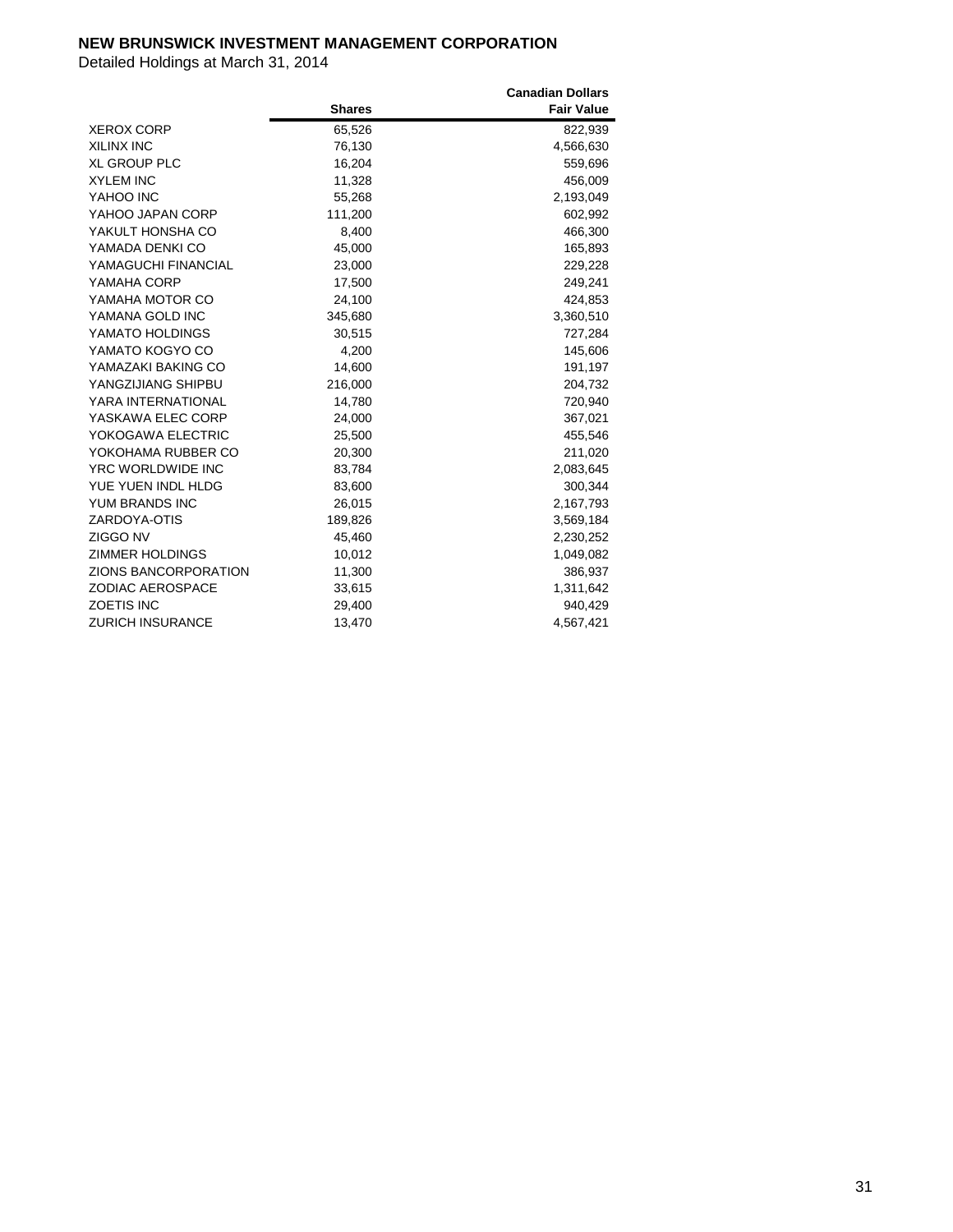**NEW BRUNSWICK INVESTMENT MANAGEMENT CORPORATION**

Detailed Holdings at March 31, 2014

| | Shares | Canadian Dollars Fair Value |
|---|---|---|
| XEROX CORP | 65,526 | 822,939 |
| XILINX INC | 76,130 | 4,566,630 |
| XL GROUP PLC | 16,204 | 559,696 |
| XYLEM INC | 11,328 | 456,009 |
| YAHOO INC | 55,268 | 2,193,049 |
| YAHOO JAPAN CORP | 111,200 | 602,992 |
| YAKULT HONSHA CO | 8,400 | 466,300 |
| YAMADA DENKI CO | 45,000 | 165,893 |
| YAMAGUCHI FINANCIAL | 23,000 | 229,228 |
| YAMAHA CORP | 17,500 | 249,241 |
| YAMAHA MOTOR CO | 24,100 | 424,853 |
| YAMANA GOLD INC | 345,680 | 3,360,510 |
| YAMATO HOLDINGS | 30,515 | 727,284 |
| YAMATO KOGYO CO | 4,200 | 145,606 |
| YAMAZAKI BAKING CO | 14,600 | 191,197 |
| YANGZIJIANG SHIPBU | 216,000 | 204,732 |
| YARA INTERNATIONAL | 14,780 | 720,940 |
| YASKAWA ELEC CORP | 24,000 | 367,021 |
| YOKOGAWA ELECTRIC | 25,500 | 455,546 |
| YOKOHAMA RUBBER CO | 20,300 | 211,020 |
| YRC WORLDWIDE INC | 83,784 | 2,083,645 |
| YUE YUEN INDL HLDG | 83,600 | 300,344 |
| YUM BRANDS INC | 26,015 | 2,167,793 |
| ZARDOYA-OTIS | 189,826 | 3,569,184 |
| ZIGGO NV | 45,460 | 2,230,252 |
| ZIMMER HOLDINGS | 10,012 | 1,049,082 |
| ZIONS BANCORPORATION | 11,300 | 386,937 |
| ZODIAC AEROSPACE | 33,615 | 1,311,642 |
| ZOETIS INC | 29,400 | 940,429 |
| ZURICH INSURANCE | 13,470 | 4,567,421 |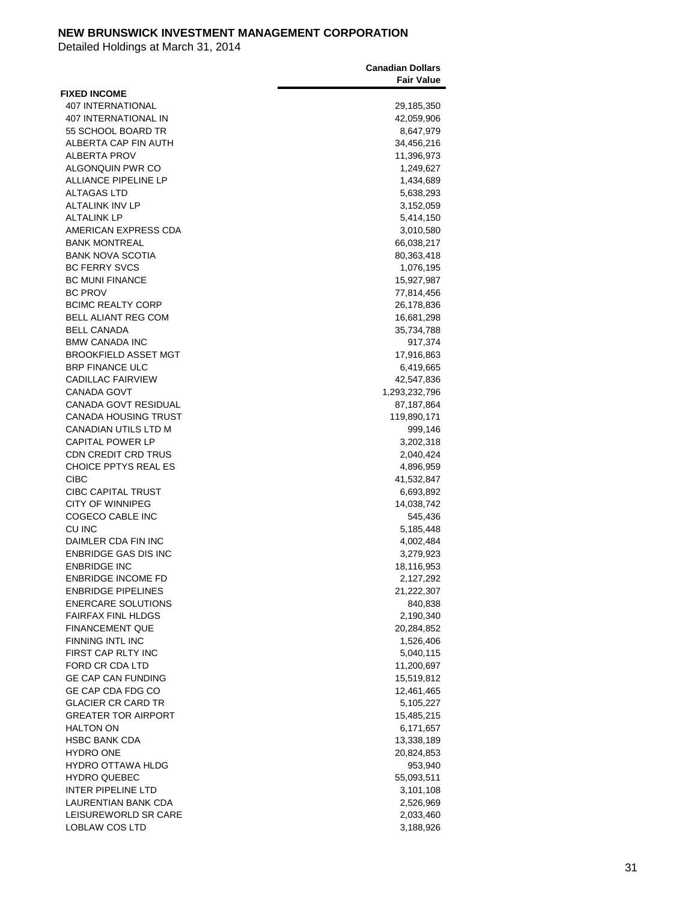**NEW BRUNSWICK INVESTMENT MANAGEMENT CORPORATION**

Detailed Holdings at March 31, 2014

| | Canadian Dollars Fair Value |
|---|---|
| **FIXED INCOME** | |
| 407 INTERNATIONAL | 29,185,350 |
| 407 INTERNATIONAL IN | 42,059,906 |
| 55 SCHOOL BOARD TR | 8,647,979 |
| ALBERTA CAP FIN AUTH | 34,456,216 |
| ALBERTA PROV | 11,396,973 |
| ALGONQUIN PWR CO | 1,249,627 |
| ALLIANCE PIPELINE LP | 1,434,689 |
| ALTAGAS LTD | 5,638,293 |
| ALTALINK INV LP | 3,152,059 |
| ALTALINK LP | 5,414,150 |
| AMERICAN EXPRESS CDA | 3,010,580 |
| BANK MONTREAL | 66,038,217 |
| BANK NOVA SCOTIA | 80,363,418 |
| BC FERRY SVCS | 1,076,195 |
| BC MUNI FINANCE | 15,927,987 |
| BC PROV | 77,814,456 |
| BCIMC REALTY CORP | 26,178,836 |
| BELL ALIANT REG COM | 16,681,298 |
| BELL CANADA | 35,734,788 |
| BMW CANADA INC | 917,374 |
| BROOKFIELD ASSET MGT | 17,916,863 |
| BRP FINANCE ULC | 6,419,665 |
| CADILLAC FAIRVIEW | 42,547,836 |
| CANADA GOVT | 1,293,232,796 |
| CANADA GOVT RESIDUAL | 87,187,864 |
| CANADA HOUSING TRUST | 119,890,171 |
| CANADIAN UTILS LTD M | 999,146 |
| CAPITAL POWER LP | 3,202,318 |
| CDN CREDIT CRD TRUS | 2,040,424 |
| CHOICE PPTYS REAL ES | 4,896,959 |
| CIBC | 41,532,847 |
| CIBC CAPITAL TRUST | 6,693,892 |
| CITY OF WINNIPEG | 14,038,742 |
| COGECO CABLE INC | 545,436 |
| CU INC | 5,185,448 |
| DAIMLER CDA FIN INC | 4,002,484 |
| ENBRIDGE GAS DIS INC | 3,279,923 |
| ENBRIDGE INC | 18,116,953 |
| ENBRIDGE INCOME FD | 2,127,292 |
| ENBRIDGE PIPELINES | 21,222,307 |
| ENERCARE SOLUTIONS | 840,838 |
| FAIRFAX FINL HLDGS | 2,190,340 |
| FINANCEMENT QUE | 20,284,852 |
| FINNING INTL INC | 1,526,406 |
| FIRST CAP RLTY INC | 5,040,115 |
| FORD CR CDA LTD | 11,200,697 |
| GE CAP CAN FUNDING | 15,519,812 |
| GE CAP CDA FDG CO | 12,461,465 |
| GLACIER CR CARD TR | 5,105,227 |
| GREATER TOR AIRPORT | 15,485,215 |
| HALTON ON | 6,171,657 |
| HSBC BANK CDA | 13,338,189 |
| HYDRO ONE | 20,824,853 |
| HYDRO OTTAWA HLDG | 953,940 |
| HYDRO QUEBEC | 55,093,511 |
| INTER PIPELINE LTD | 3,101,108 |
| LAURENTIAN BANK CDA | 2,526,969 |
| LEISUREWORLD SR CARE | 2,033,460 |
| LOBLAW COS LTD | 3,188,926 |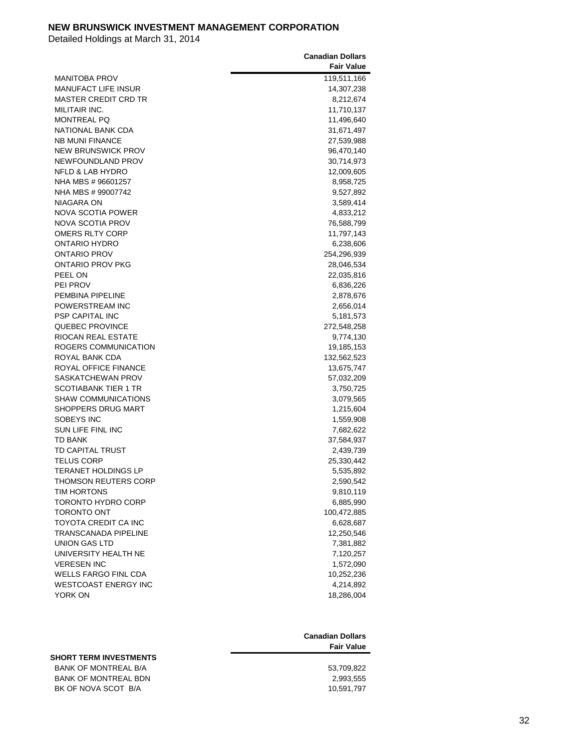**NEW BRUNSWICK INVESTMENT MANAGEMENT CORPORATION**

Detailed Holdings at March 31, 2014

| | Canadian Dollars Fair Value |
|---|---|
| MANITOBA PROV | 119,511,166 |
| MANUFACT LIFE INSUR | 14,307,238 |
| MASTER CREDIT CRD TR | 8,212,674 |
| MILITAIR INC. | 11,710,137 |
| MONTREAL PQ | 11,496,640 |
| NATIONAL BANK CDA | 31,671,497 |
| NB MUNI FINANCE | 27,539,988 |
| NEW BRUNSWICK PROV | 96,470,140 |
| NEWFOUNDLAND PROV | 30,714,973 |
| NFLD & LAB HYDRO | 12,009,605 |
| NHA MBS # 96601257 | 8,958,725 |
| NHA MBS # 99007742 | 9,527,892 |
| NIAGARA ON | 3,589,414 |
| NOVA SCOTIA POWER | 4,833,212 |
| NOVA SCOTIA PROV | 76,588,799 |
| OMERS RLTY CORP | 11,797,143 |
| ONTARIO HYDRO | 6,238,606 |
| ONTARIO PROV | 254,296,939 |
| ONTARIO PROV PKG | 28,046,534 |
| PEEL ON | 22,035,816 |
| PEI PROV | 6,836,226 |
| PEMBINA PIPELINE | 2,878,676 |
| POWERSTREAM INC | 2,656,014 |
| PSP CAPITAL INC | 5,181,573 |
| QUEBEC PROVINCE | 272,548,258 |
| RIOCAN REAL ESTATE | 9,774,130 |
| ROGERS COMMUNICATION | 19,185,153 |
| ROYAL BANK CDA | 132,562,523 |
| ROYAL OFFICE FINANCE | 13,675,747 |
| SASKATCHEWAN PROV | 57,032,209 |
| SCOTIABANK TIER 1 TR | 3,750,725 |
| SHAW COMMUNICATIONS | 3,079,565 |
| SHOPPERS DRUG MART | 1,215,604 |
| SOBEYS INC | 1,559,908 |
| SUN LIFE FINL INC | 7,682,622 |
| TD BANK | 37,584,937 |
| TD CAPITAL TRUST | 2,439,739 |
| TELUS CORP | 25,330,442 |
| TERANET HOLDINGS LP | 5,535,892 |
| THOMSON REUTERS CORP | 2,590,542 |
| TIM HORTONS | 9,810,119 |
| TORONTO HYDRO CORP | 6,885,990 |
| TORONTO ONT | 100,472,885 |
| TOYOTA CREDIT CA INC | 6,628,687 |
| TRANSCANADA PIPELINE | 12,250,546 |
| UNION GAS LTD | 7,381,882 |
| UNIVERSITY HEALTH NE | 7,120,257 |
| VERESEN INC | 1,572,090 |
| WELLS FARGO FINL CDA | 10,252,236 |
| WESTCOAST ENERGY INC | 4,214,892 |
| YORK ON | 18,286,004 |

| | Canadian Dollars Fair Value |
|---|---|
| **SHORT TERM INVESTMENTS** | |
| BANK OF MONTREAL B/A | 53,709,822 |
| BANK OF MONTREAL BDN | 2,993,555 |
| BK OF NOVA SCOT B/A | 10,591,797 |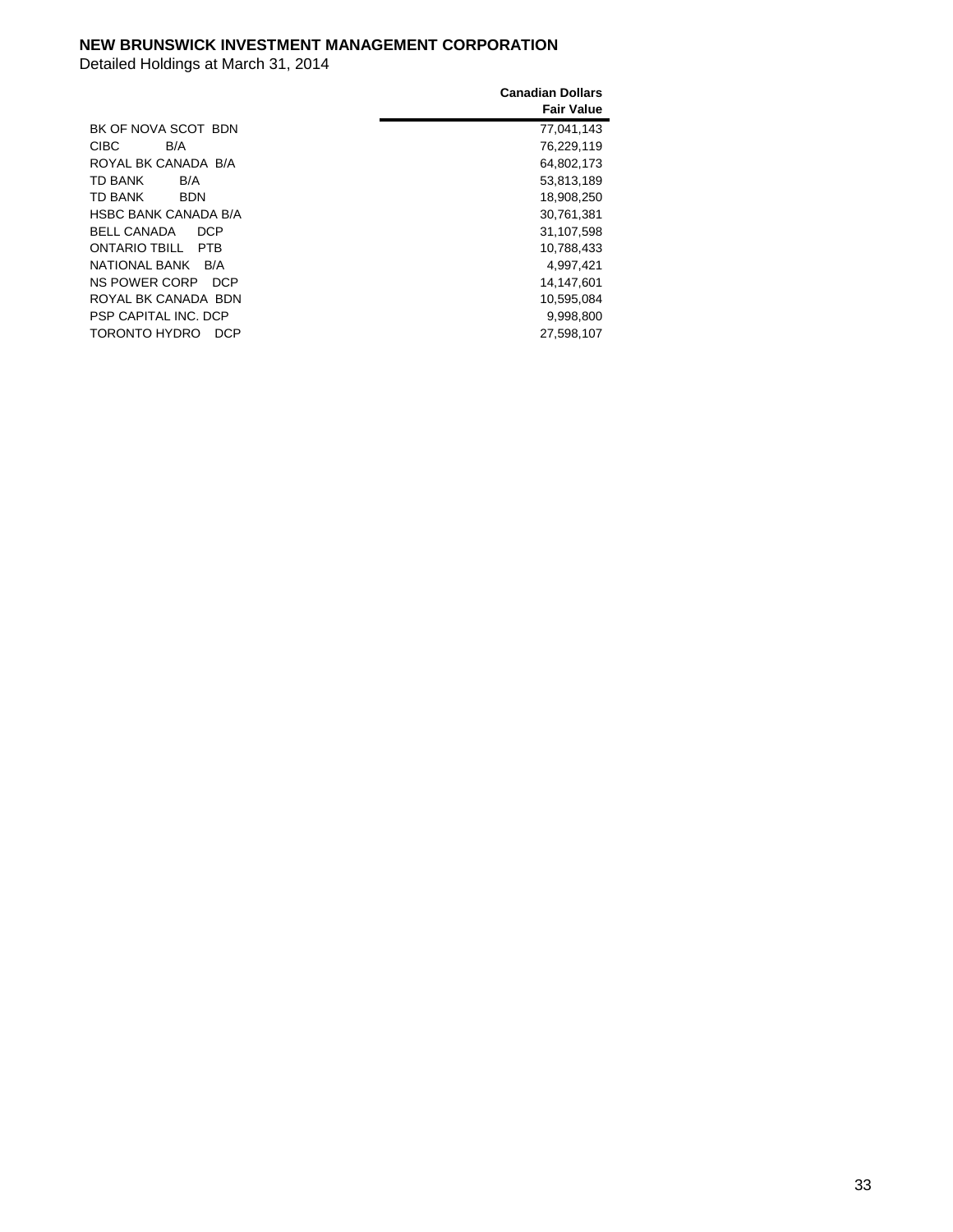**NEW BRUNSWICK INVESTMENT MANAGEMENT CORPORATION**

Detailed Holdings at March 31, 2014

| | Canadian Dollars Fair Value |
|---|---|
| BK OF NOVA SCOT BDN | 77,041,143 |
| CIBC B/A | 76,229,119 |
| ROYAL BK CANADA B/A | 64,802,173 |
| TD BANK B/A | 53,813,189 |
| TD BANK BDN | 18,908,250 |
| HSBC BANK CANADA B/A | 30,761,381 |
| BELL CANADA DCP | 31,107,598 |
| ONTARIO TBILL PTB | 10,788,433 |
| NATIONAL BANK B/A | 4,997,421 |
| NS POWER CORP DCP | 14,147,601 |
| ROYAL BK CANADA BDN | 10,595,084 |
| PSP CAPITAL INC. DCP | 9,998,800 |
| TORONTO HYDRO DCP | 27,598,107 |